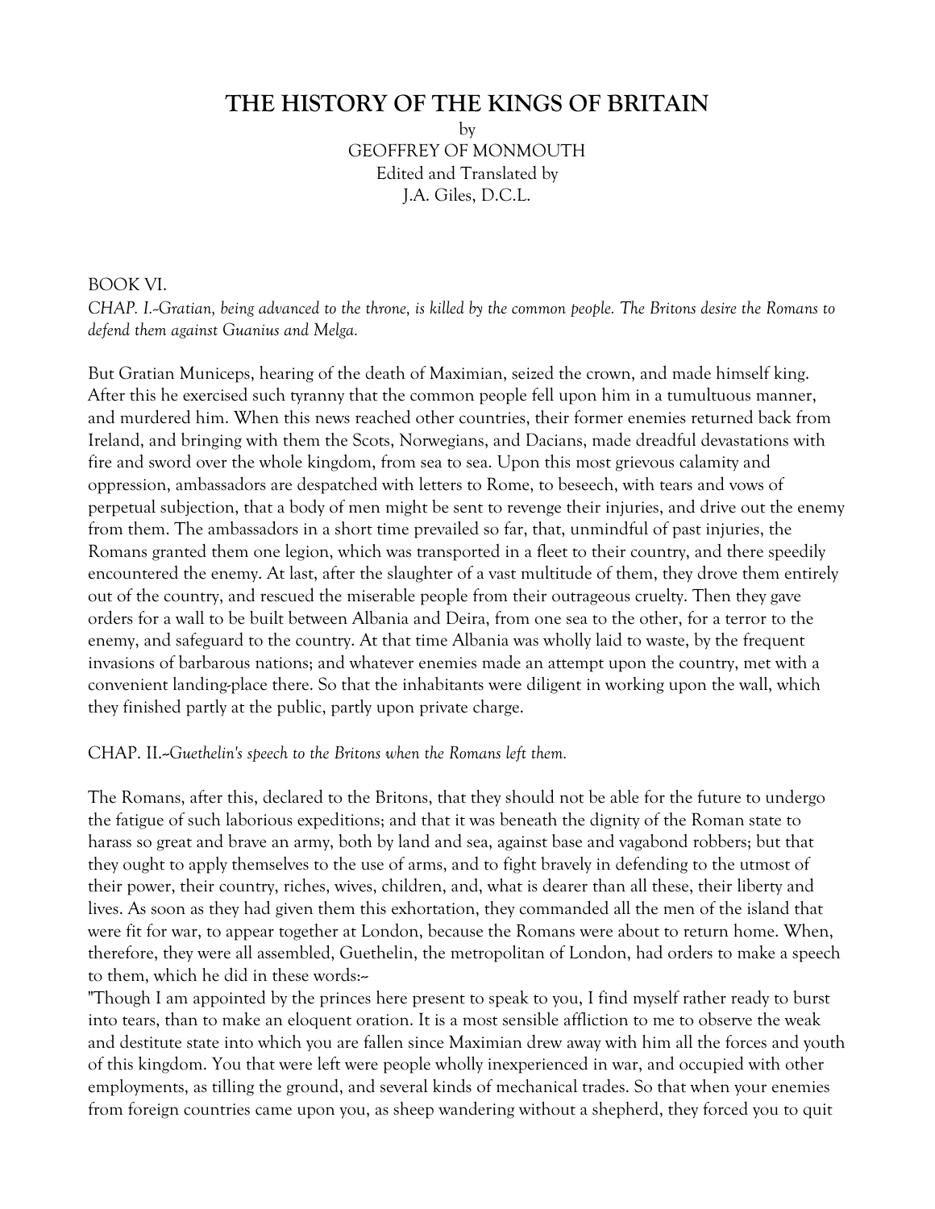# THE HISTORY OF THE KINGS OF BRITAIN

by
GEOFFREY OF MONMOUTH
Edited and Translated by
J.A. Giles, D.C.L.

BOOK VI.

*CHAP. I.--Gratian, being advanced to the throne, is killed by the common people. The Britons desire the Romans to defend them against Guanius and Melga.*

But Gratian Municeps, hearing of the death of Maximian, seized the crown, and made himself king. After this he exercised such tyranny that the common people fell upon him in a tumultuous manner, and murdered him. When this news reached other countries, their former enemies returned back from Ireland, and bringing with them the Scots, Norwegians, and Dacians, made dreadful devastations with fire and sword over the whole kingdom, from sea to sea. Upon this most grievous calamity and oppression, ambassadors are despatched with letters to Rome, to beseech, with tears and vows of perpetual subjection, that a body of men might be sent to revenge their injuries, and drive out the enemy from them. The ambassadors in a short time prevailed so far, that, unmindful of past injuries, the Romans granted them one legion, which was transported in a fleet to their country, and there speedily encountered the enemy. At last, after the slaughter of a vast multitude of them, they drove them entirely out of the country, and rescued the miserable people from their outrageous cruelty. Then they gave orders for a wall to be built between Albania and Deira, from one sea to the other, for a terror to the enemy, and safeguard to the country. At that time Albania was wholly laid to waste, by the frequent invasions of barbarous nations; and whatever enemies made an attempt upon the country, met with a convenient landing-place there. So that the inhabitants were diligent in working upon the wall, which they finished partly at the public, partly upon private charge.

CHAP. II.--*Guethelin's speech to the Britons when the Romans left them.*

The Romans, after this, declared to the Britons, that they should not be able for the future to undergo the fatigue of such laborious expeditions; and that it was beneath the dignity of the Roman state to harass so great and brave an army, both by land and sea, against base and vagabond robbers; but that they ought to apply themselves to the use of arms, and to fight bravely in defending to the utmost of their power, their country, riches, wives, children, and, what is dearer than all these, their liberty and lives. As soon as they had given them this exhortation, they commanded all the men of the island that were fit for war, to appear together at London, because the Romans were about to return home. When, therefore, they were all assembled, Guethelin, the metropolitan of London, had orders to make a speech to them, which he did in these words:--

"Though I am appointed by the princes here present to speak to you, I find myself rather ready to burst into tears, than to make an eloquent oration. It is a most sensible affliction to me to observe the weak and destitute state into which you are fallen since Maximian drew away with him all the forces and youth of this kingdom. You that were left were people wholly inexperienced in war, and occupied with other employments, as tilling the ground, and several kinds of mechanical trades. So that when your enemies from foreign countries came upon you, as sheep wandering without a shepherd, they forced you to quit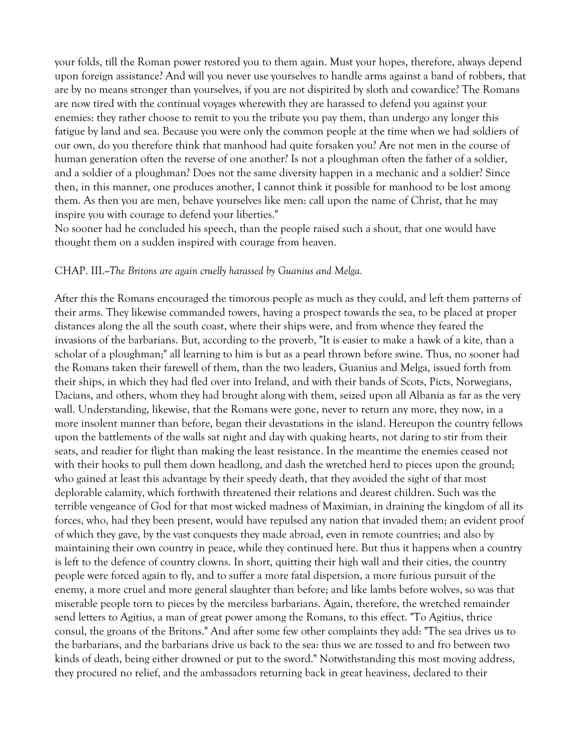your folds, till the Roman power restored you to them again. Must your hopes, therefore, always depend upon foreign assistance? And will you never use yourselves to handle arms against a band of robbers, that are by no means stronger than yourselves, if you are not dispirited by sloth and cowardice? The Romans are now tired with the continual voyages wherewith they are harassed to defend you against your enemies: they rather choose to remit to you the tribute you pay them, than undergo any longer this fatigue by land and sea. Because you were only the common people at the time when we had soldiers of our own, do you therefore think that manhood had quite forsaken you? Are not men in the course of human generation often the reverse of one another? Is not a ploughman often the father of a soldier, and a soldier of a ploughman? Does not the same diversity happen in a mechanic and a soldier? Since then, in this manner, one produces another, I cannot think it possible for manhood to be lost among them. As then you are men, behave yourselves like men: call upon the name of Christ, that he may inspire you with courage to defend your liberties."

No sooner had he concluded his speech, than the people raised such a shout, that one would have thought them on a sudden inspired with courage from heaven.

CHAP. III.--*The Britons are again cruelly harassed by Guanius and Melga.*

After this the Romans encouraged the timorous people as much as they could, and left them patterns of their arms. They likewise commanded towers, having a prospect towards the sea, to be placed at proper distances along the all the south coast, where their ships were, and from whence they feared the invasions of the barbarians. But, according to the proverb, "It is easier to make a hawk of a kite, than a scholar of a ploughman;" all learning to him is but as a pearl thrown before swine. Thus, no sooner had the Romans taken their farewell of them, than the two leaders, Guanius and Melga, issued forth from their ships, in which they had fled over into Ireland, and with their bands of Scots, Picts, Norwegians, Dacians, and others, whom they had brought along with them, seized upon all Albania as far as the very wall. Understanding, likewise, that the Romans were gone, never to return any more, they now, in a more insolent manner than before, began their devastations in the island. Hereupon the country fellows upon the battlements of the walls sat night and day with quaking hearts, not daring to stir from their seats, and readier for flight than making the least resistance. In the meantime the enemies ceased not with their hooks to pull them down headlong, and dash the wretched herd to pieces upon the ground; who gained at least this advantage by their speedy death, that they avoided the sight of that most deplorable calamity, which forthwith threatened their relations and dearest children. Such was the terrible vengeance of God for that most wicked madness of Maximian, in draining the kingdom of all its forces, who, had they been present, would have repulsed any nation that invaded them; an evident proof of which they gave, by the vast conquests they made abroad, even in remote countries; and also by maintaining their own country in peace, while they continued here. But thus it happens when a country is left to the defence of country clowns. In short, quitting their high wall and their cities, the country people were forced again to fly, and to suffer a more fatal dispersion, a more furious pursuit of the enemy, a more cruel and more general slaughter than before; and like lambs before wolves, so was that miserable people torn to pieces by the merciless barbarians. Again, therefore, the wretched remainder send letters to Agitius, a man of great power among the Romans, to this effect. "To Agitius, thrice consul, the groans of the Britons." And after some few other complaints they add: "The sea drives us to the barbarians, and the barbarians drive us back to the sea: thus we are tossed to and fro between two kinds of death, being either drowned or put to the sword." Notwithstanding this most moving address, they procured no relief, and the ambassadors returning back in great heaviness, declared to their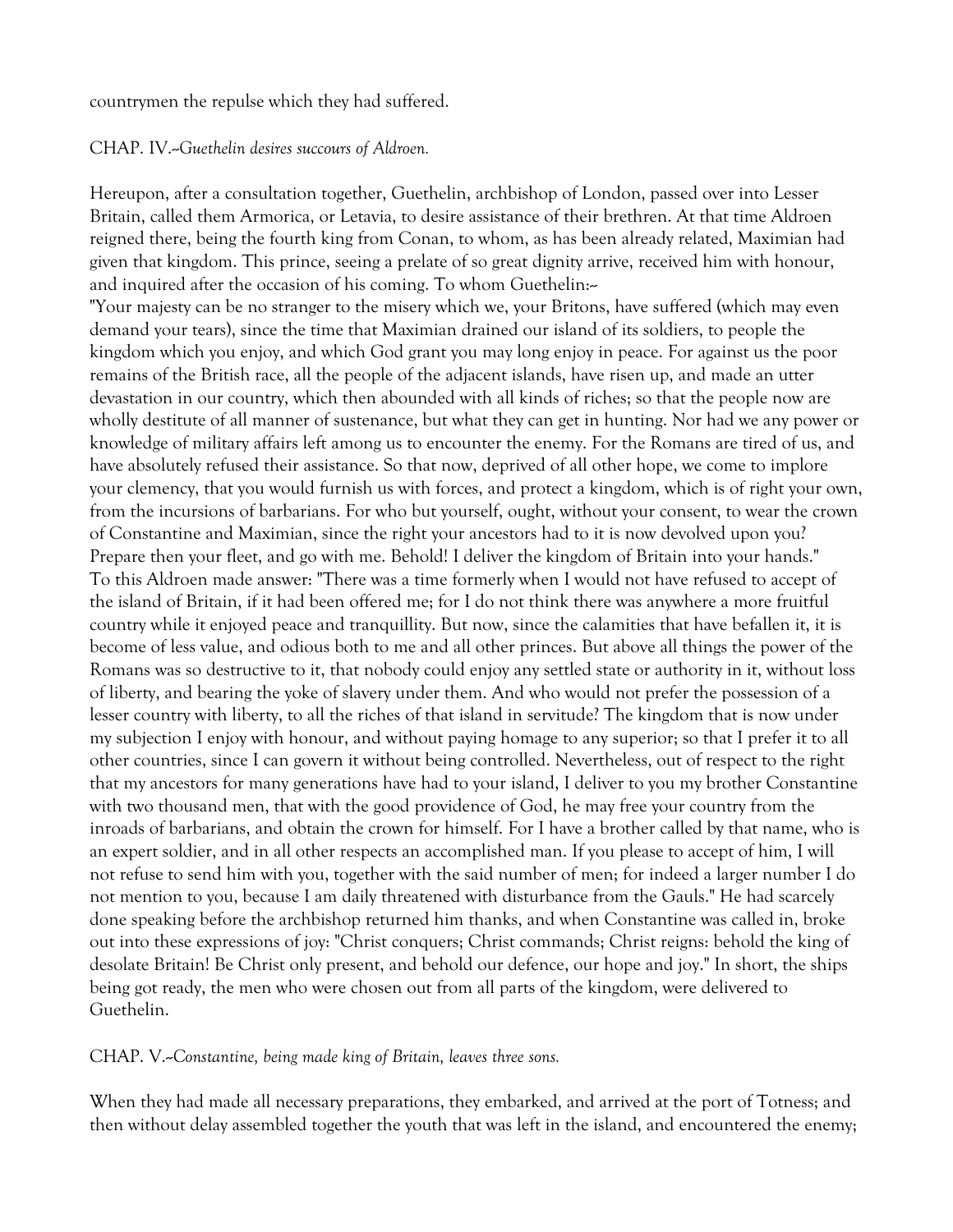countrymen the repulse which they had suffered.

CHAP. IV.--*Guethelin desires succours of Aldroen.*

Hereupon, after a consultation together, Guethelin, archbishop of London, passed over into Lesser Britain, called them Armorica, or Letavia, to desire assistance of their brethren. At that time Aldroen reigned there, being the fourth king from Conan, to whom, as has been already related, Maximian had given that kingdom. This prince, seeing a prelate of so great dignity arrive, received him with honour, and inquired after the occasion of his coming. To whom Guethelin:--

"Your majesty can be no stranger to the misery which we, your Britons, have suffered (which may even demand your tears), since the time that Maximian drained our island of its soldiers, to people the kingdom which you enjoy, and which God grant you may long enjoy in peace. For against us the poor remains of the British race, all the people of the adjacent islands, have risen up, and made an utter devastation in our country, which then abounded with all kinds of riches; so that the people now are wholly destitute of all manner of sustenance, but what they can get in hunting. Nor had we any power or knowledge of military affairs left among us to encounter the enemy. For the Romans are tired of us, and have absolutely refused their assistance. So that now, deprived of all other hope, we come to implore your clemency, that you would furnish us with forces, and protect a kingdom, which is of right your own, from the incursions of barbarians. For who but yourself, ought, without your consent, to wear the crown of Constantine and Maximian, since the right your ancestors had to it is now devolved upon you? Prepare then your fleet, and go with me. Behold! I deliver the kingdom of Britain into your hands."

To this Aldroen made answer: "There was a time formerly when I would not have refused to accept of the island of Britain, if it had been offered me; for I do not think there was anywhere a more fruitful country while it enjoyed peace and tranquillity. But now, since the calamities that have befallen it, it is become of less value, and odious both to me and all other princes. But above all things the power of the Romans was so destructive to it, that nobody could enjoy any settled state or authority in it, without loss of liberty, and bearing the yoke of slavery under them. And who would not prefer the possession of a lesser country with liberty, to all the riches of that island in servitude? The kingdom that is now under my subjection I enjoy with honour, and without paying homage to any superior; so that I prefer it to all other countries, since I can govern it without being controlled. Nevertheless, out of respect to the right that my ancestors for many generations have had to your island, I deliver to you my brother Constantine with two thousand men, that with the good providence of God, he may free your country from the inroads of barbarians, and obtain the crown for himself. For I have a brother called by that name, who is an expert soldier, and in all other respects an accomplished man. If you please to accept of him, I will not refuse to send him with you, together with the said number of men; for indeed a larger number I do not mention to you, because I am daily threatened with disturbance from the Gauls." He had scarcely done speaking before the archbishop returned him thanks, and when Constantine was called in, broke out into these expressions of joy: "Christ conquers; Christ commands; Christ reigns: behold the king of desolate Britain! Be Christ only present, and behold our defence, our hope and joy." In short, the ships being got ready, the men who were chosen out from all parts of the kingdom, were delivered to Guethelin.

CHAP. V.--*Constantine, being made king of Britain, leaves three sons.*

When they had made all necessary preparations, they embarked, and arrived at the port of Totness; and then without delay assembled together the youth that was left in the island, and encountered the enemy;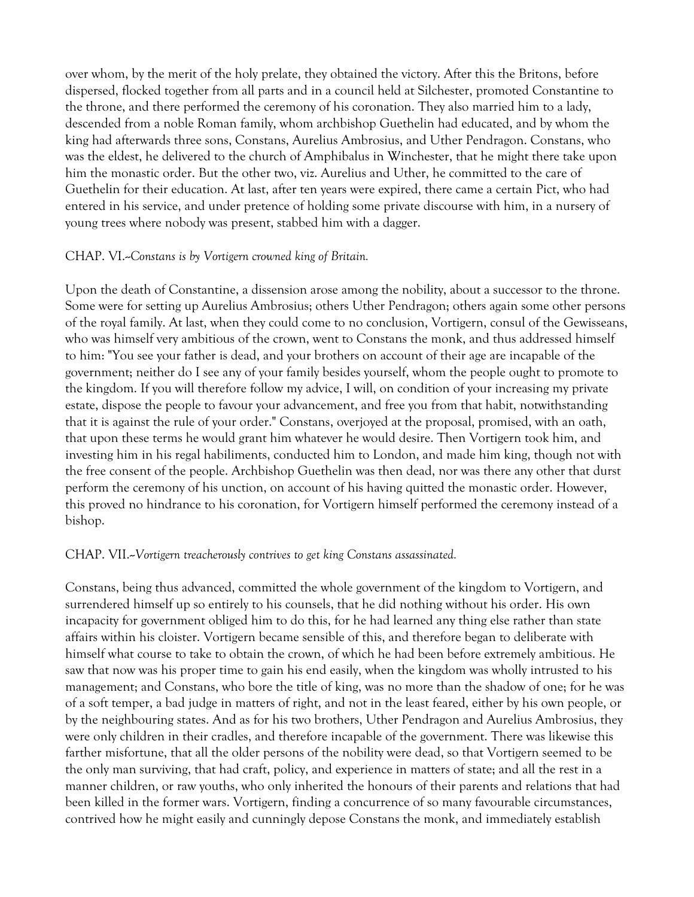over whom, by the merit of the holy prelate, they obtained the victory. After this the Britons, before dispersed, flocked together from all parts and in a council held at Silchester, promoted Constantine to the throne, and there performed the ceremony of his coronation. They also married him to a lady, descended from a noble Roman family, whom archbishop Guethelin had educated, and by whom the king had afterwards three sons, Constans, Aurelius Ambrosius, and Uther Pendragon. Constans, who was the eldest, he delivered to the church of Amphibalus in Winchester, that he might there take upon him the monastic order. But the other two, viz. Aurelius and Uther, he committed to the care of Guethelin for their education. At last, after ten years were expired, there came a certain Pict, who had entered in his service, and under pretence of holding some private discourse with him, in a nursery of young trees where nobody was present, stabbed him with a dagger.

CHAP. VI.--*Constans is by Vortigern crowned king of Britain.*

Upon the death of Constantine, a dissension arose among the nobility, about a successor to the throne. Some were for setting up Aurelius Ambrosius; others Uther Pendragon; others again some other persons of the royal family. At last, when they could come to no conclusion, Vortigern, consul of the Gewisseans, who was himself very ambitious of the crown, went to Constans the monk, and thus addressed himself to him: "You see your father is dead, and your brothers on account of their age are incapable of the government; neither do I see any of your family besides yourself, whom the people ought to promote to the kingdom. If you will therefore follow my advice, I will, on condition of your increasing my private estate, dispose the people to favour your advancement, and free you from that habit, notwithstanding that it is against the rule of your order." Constans, overjoyed at the proposal, promised, with an oath, that upon these terms he would grant him whatever he would desire. Then Vortigern took him, and investing him in his regal habiliments, conducted him to London, and made him king, though not with the free consent of the people. Archbishop Guethelin was then dead, nor was there any other that durst perform the ceremony of his unction, on account of his having quitted the monastic order. However, this proved no hindrance to his coronation, for Vortigern himself performed the ceremony instead of a bishop.

CHAP. VII.--*Vortigern treacherously contrives to get king Constans assassinated.*

Constans, being thus advanced, committed the whole government of the kingdom to Vortigern, and surrendered himself up so entirely to his counsels, that he did nothing without his order. His own incapacity for government obliged him to do this, for he had learned any thing else rather than state affairs within his cloister. Vortigern became sensible of this, and therefore began to deliberate with himself what course to take to obtain the crown, of which he had been before extremely ambitious. He saw that now was his proper time to gain his end easily, when the kingdom was wholly intrusted to his management; and Constans, who bore the title of king, was no more than the shadow of one; for he was of a soft temper, a bad judge in matters of right, and not in the least feared, either by his own people, or by the neighbouring states. And as for his two brothers, Uther Pendragon and Aurelius Ambrosius, they were only children in their cradles, and therefore incapable of the government. There was likewise this farther misfortune, that all the older persons of the nobility were dead, so that Vortigern seemed to be the only man surviving, that had craft, policy, and experience in matters of state; and all the rest in a manner children, or raw youths, who only inherited the honours of their parents and relations that had been killed in the former wars. Vortigern, finding a concurrence of so many favourable circumstances, contrived how he might easily and cunningly depose Constans the monk, and immediately establish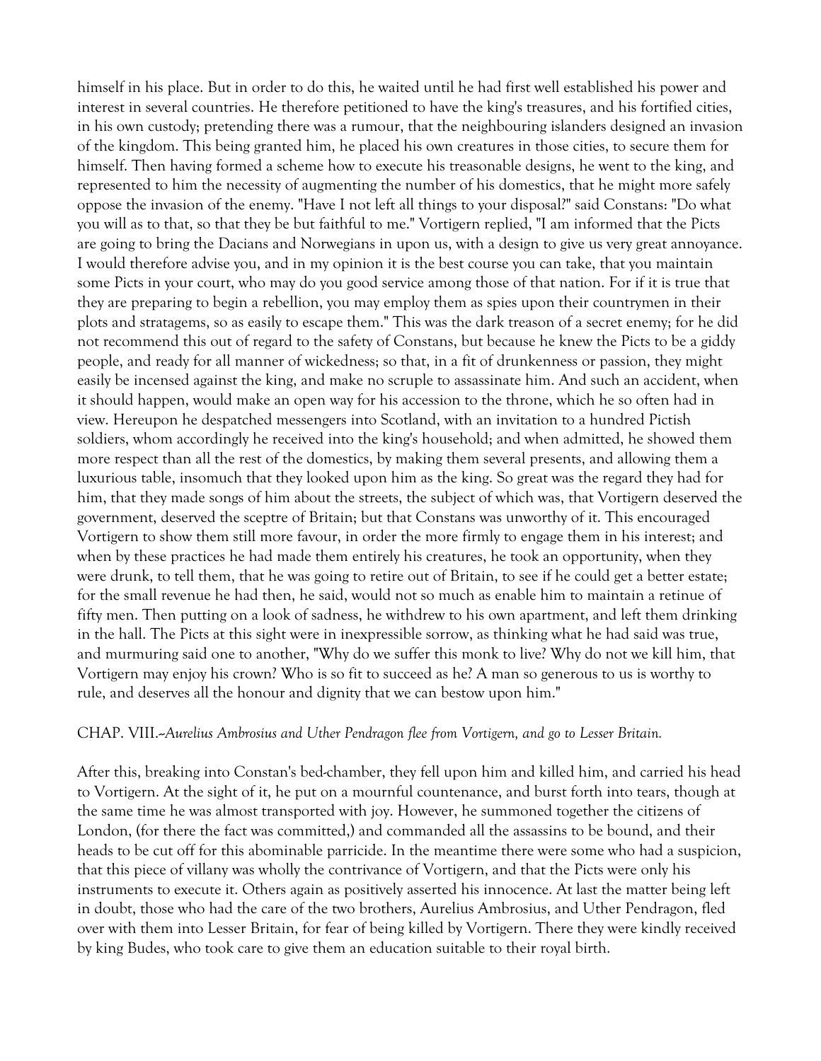himself in his place. But in order to do this, he waited until he had first well established his power and interest in several countries. He therefore petitioned to have the king's treasures, and his fortified cities, in his own custody; pretending there was a rumour, that the neighbouring islanders designed an invasion of the kingdom. This being granted him, he placed his own creatures in those cities, to secure them for himself. Then having formed a scheme how to execute his treasonable designs, he went to the king, and represented to him the necessity of augmenting the number of his domestics, that he might more safely oppose the invasion of the enemy. "Have I not left all things to your disposal?" said Constans: "Do what you will as to that, so that they be but faithful to me." Vortigern replied, "I am informed that the Picts are going to bring the Dacians and Norwegians in upon us, with a design to give us very great annoyance. I would therefore advise you, and in my opinion it is the best course you can take, that you maintain some Picts in your court, who may do you good service among those of that nation. For if it is true that they are preparing to begin a rebellion, you may employ them as spies upon their countrymen in their plots and stratagems, so as easily to escape them." This was the dark treason of a secret enemy; for he did not recommend this out of regard to the safety of Constans, but because he knew the Picts to be a giddy people, and ready for all manner of wickedness; so that, in a fit of drunkenness or passion, they might easily be incensed against the king, and make no scruple to assassinate him. And such an accident, when it should happen, would make an open way for his accession to the throne, which he so often had in view. Hereupon he despatched messengers into Scotland, with an invitation to a hundred Pictish soldiers, whom accordingly he received into the king's household; and when admitted, he showed them more respect than all the rest of the domestics, by making them several presents, and allowing them a luxurious table, insomuch that they looked upon him as the king. So great was the regard they had for him, that they made songs of him about the streets, the subject of which was, that Vortigern deserved the government, deserved the sceptre of Britain; but that Constans was unworthy of it. This encouraged Vortigern to show them still more favour, in order the more firmly to engage them in his interest; and when by these practices he had made them entirely his creatures, he took an opportunity, when they were drunk, to tell them, that he was going to retire out of Britain, to see if he could get a better estate; for the small revenue he had then, he said, would not so much as enable him to maintain a retinue of fifty men. Then putting on a look of sadness, he withdrew to his own apartment, and left them drinking in the hall. The Picts at this sight were in inexpressible sorrow, as thinking what he had said was true, and murmuring said one to another, "Why do we suffer this monk to live? Why do not we kill him, that Vortigern may enjoy his crown? Who is so fit to succeed as he? A man so generous to us is worthy to rule, and deserves all the honour and dignity that we can bestow upon him."

## CHAP. VIII.--*Aurelius Ambrosius and Uther Pendragon flee from Vortigern, and go to Lesser Britain.*

After this, breaking into Constan's bed-chamber, they fell upon him and killed him, and carried his head to Vortigern. At the sight of it, he put on a mournful countenance, and burst forth into tears, though at the same time he was almost transported with joy. However, he summoned together the citizens of London, (for there the fact was committed,) and commanded all the assassins to be bound, and their heads to be cut off for this abominable parricide. In the meantime there were some who had a suspicion, that this piece of villany was wholly the contrivance of Vortigern, and that the Picts were only his instruments to execute it. Others again as positively asserted his innocence. At last the matter being left in doubt, those who had the care of the two brothers, Aurelius Ambrosius, and Uther Pendragon, fled over with them into Lesser Britain, for fear of being killed by Vortigern. There they were kindly received by king Budes, who took care to give them an education suitable to their royal birth.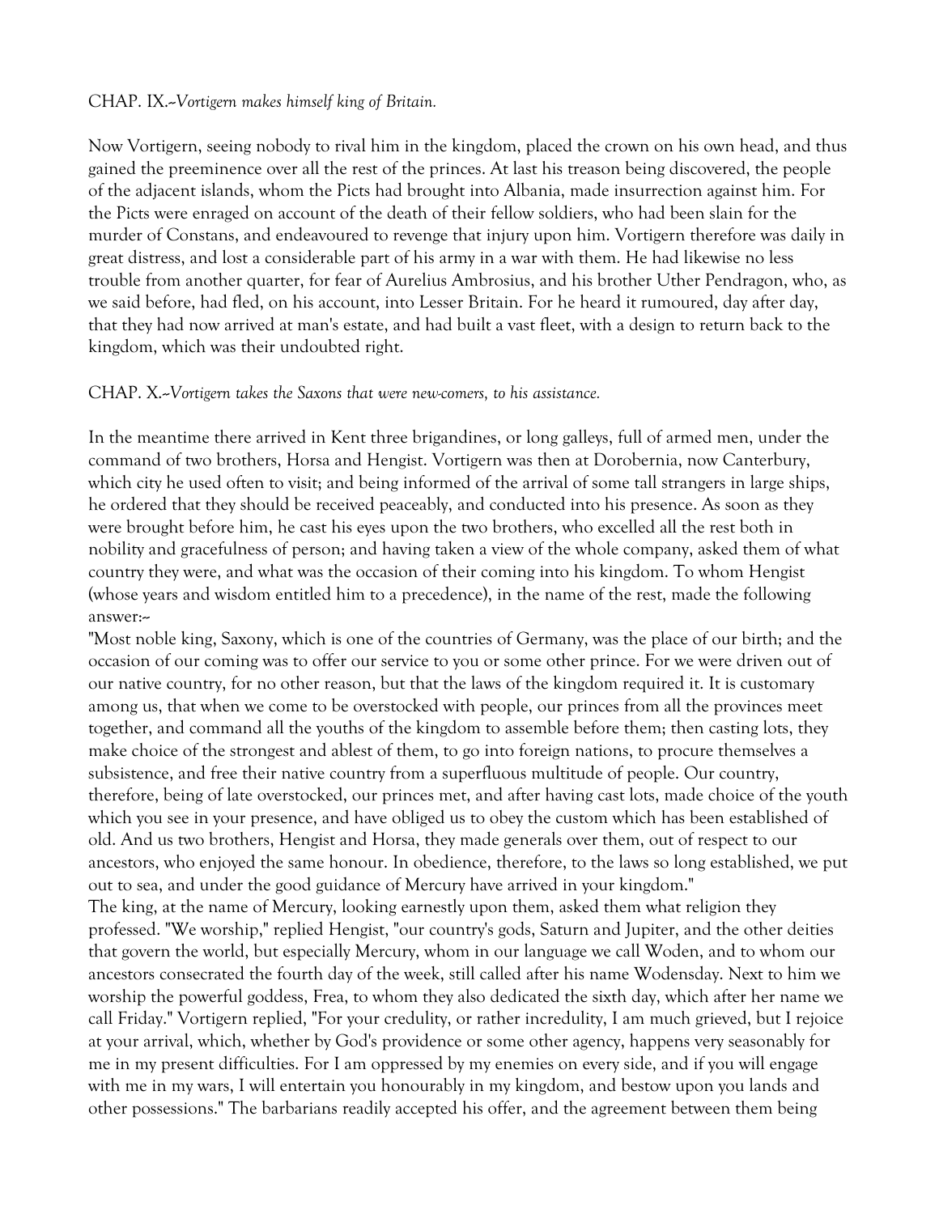CHAP. IX.--*Vortigern makes himself king of Britain.*

Now Vortigern, seeing nobody to rival him in the kingdom, placed the crown on his own head, and thus gained the preeminence over all the rest of the princes. At last his treason being discovered, the people of the adjacent islands, whom the Picts had brought into Albania, made insurrection against him. For the Picts were enraged on account of the death of their fellow soldiers, who had been slain for the murder of Constans, and endeavoured to revenge that injury upon him. Vortigern therefore was daily in great distress, and lost a considerable part of his army in a war with them. He had likewise no less trouble from another quarter, for fear of Aurelius Ambrosius, and his brother Uther Pendragon, who, as we said before, had fled, on his account, into Lesser Britain. For he heard it rumoured, day after day, that they had now arrived at man's estate, and had built a vast fleet, with a design to return back to the kingdom, which was their undoubted right.

CHAP. X.--*Vortigern takes the Saxons that were new-comers, to his assistance.*

In the meantime there arrived in Kent three brigandines, or long galleys, full of armed men, under the command of two brothers, Horsa and Hengist. Vortigern was then at Dorobernia, now Canterbury, which city he used often to visit; and being informed of the arrival of some tall strangers in large ships, he ordered that they should be received peaceably, and conducted into his presence. As soon as they were brought before him, he cast his eyes upon the two brothers, who excelled all the rest both in nobility and gracefulness of person; and having taken a view of the whole company, asked them of what country they were, and what was the occasion of their coming into his kingdom. To whom Hengist (whose years and wisdom entitled him to a precedence), in the name of the rest, made the following answer:--

"Most noble king, Saxony, which is one of the countries of Germany, was the place of our birth; and the occasion of our coming was to offer our service to you or some other prince. For we were driven out of our native country, for no other reason, but that the laws of the kingdom required it. It is customary among us, that when we come to be overstocked with people, our princes from all the provinces meet together, and command all the youths of the kingdom to assemble before them; then casting lots, they make choice of the strongest and ablest of them, to go into foreign nations, to procure themselves a subsistence, and free their native country from a superfluous multitude of people. Our country, therefore, being of late overstocked, our princes met, and after having cast lots, made choice of the youth which you see in your presence, and have obliged us to obey the custom which has been established of old. And us two brothers, Hengist and Horsa, they made generals over them, out of respect to our ancestors, who enjoyed the same honour. In obedience, therefore, to the laws so long established, we put out to sea, and under the good guidance of Mercury have arrived in your kingdom."

The king, at the name of Mercury, looking earnestly upon them, asked them what religion they professed. "We worship," replied Hengist, "our country's gods, Saturn and Jupiter, and the other deities that govern the world, but especially Mercury, whom in our language we call Woden, and to whom our ancestors consecrated the fourth day of the week, still called after his name Wodensday. Next to him we worship the powerful goddess, Frea, to whom they also dedicated the sixth day, which after her name we call Friday." Vortigern replied, "For your credulity, or rather incredulity, I am much grieved, but I rejoice at your arrival, which, whether by God's providence or some other agency, happens very seasonably for me in my present difficulties. For I am oppressed by my enemies on every side, and if you will engage with me in my wars, I will entertain you honourably in my kingdom, and bestow upon you lands and other possessions." The barbarians readily accepted his offer, and the agreement between them being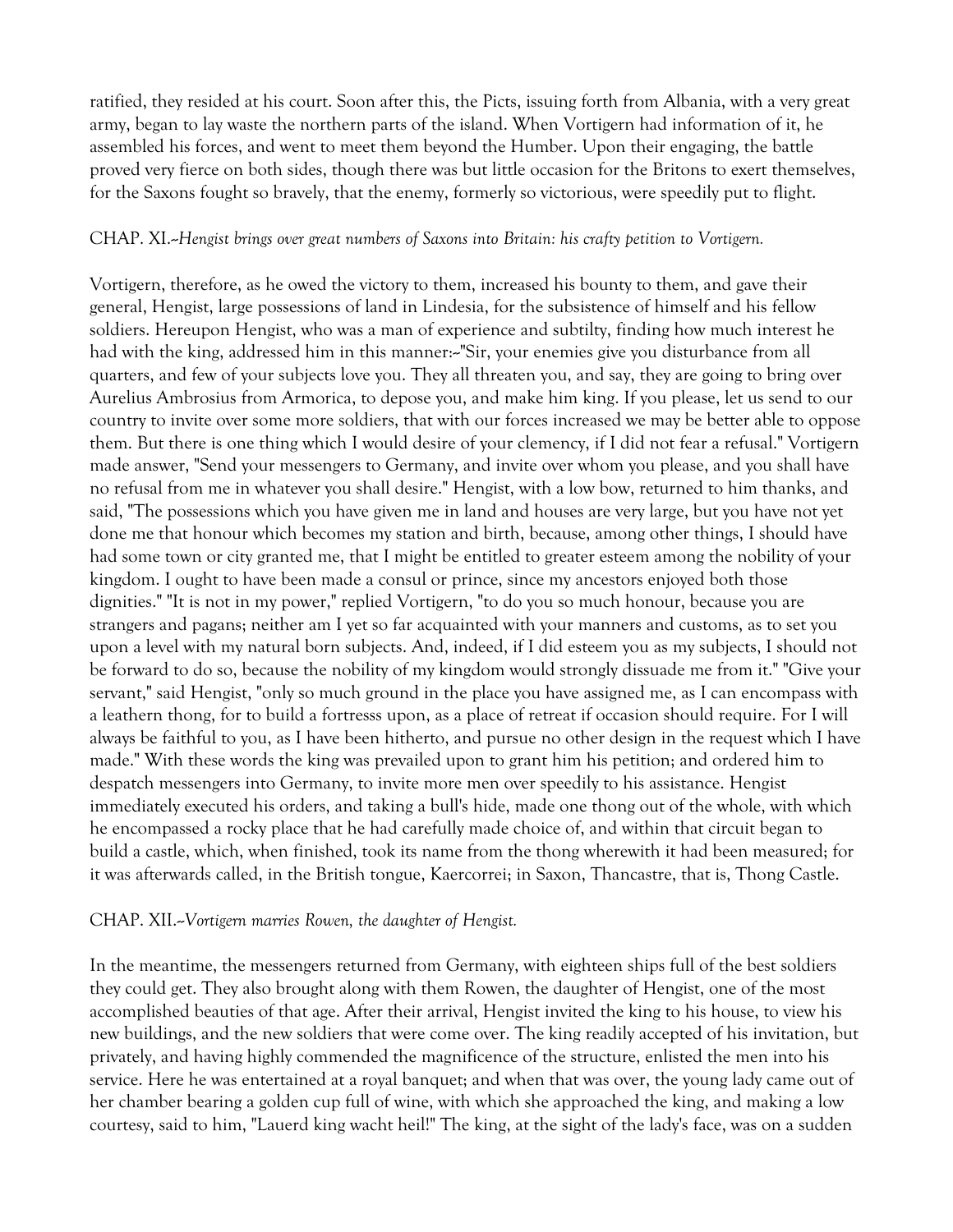ratified, they resided at his court. Soon after this, the Picts, issuing forth from Albania, with a very great army, began to lay waste the northern parts of the island. When Vortigern had information of it, he assembled his forces, and went to meet them beyond the Humber. Upon their engaging, the battle proved very fierce on both sides, though there was but little occasion for the Britons to exert themselves, for the Saxons fought so bravely, that the enemy, formerly so victorious, were speedily put to flight.

CHAP. XI.--*Hengist brings over great numbers of Saxons into Britain: his crafty petition to Vortigern.*

Vortigern, therefore, as he owed the victory to them, increased his bounty to them, and gave their general, Hengist, large possessions of land in Lindesia, for the subsistence of himself and his fellow soldiers. Hereupon Hengist, who was a man of experience and subtilty, finding how much interest he had with the king, addressed him in this manner:--"Sir, your enemies give you disturbance from all quarters, and few of your subjects love you. They all threaten you, and say, they are going to bring over Aurelius Ambrosius from Armorica, to depose you, and make him king. If you please, let us send to our country to invite over some more soldiers, that with our forces increased we may be better able to oppose them. But there is one thing which I would desire of your clemency, if I did not fear a refusal." Vortigern made answer, "Send your messengers to Germany, and invite over whom you please, and you shall have no refusal from me in whatever you shall desire." Hengist, with a low bow, returned to him thanks, and said, "The possessions which you have given me in land and houses are very large, but you have not yet done me that honour which becomes my station and birth, because, among other things, I should have had some town or city granted me, that I might be entitled to greater esteem among the nobility of your kingdom. I ought to have been made a consul or prince, since my ancestors enjoyed both those dignities." "It is not in my power," replied Vortigern, "to do you so much honour, because you are strangers and pagans; neither am I yet so far acquainted with your manners and customs, as to set you upon a level with my natural born subjects. And, indeed, if I did esteem you as my subjects, I should not be forward to do so, because the nobility of my kingdom would strongly dissuade me from it." "Give your servant," said Hengist, "only so much ground in the place you have assigned me, as I can encompass with a leathern thong, for to build a fortresss upon, as a place of retreat if occasion should require. For I will always be faithful to you, as I have been hitherto, and pursue no other design in the request which I have made." With these words the king was prevailed upon to grant him his petition; and ordered him to despatch messengers into Germany, to invite more men over speedily to his assistance. Hengist immediately executed his orders, and taking a bull's hide, made one thong out of the whole, with which he encompassed a rocky place that he had carefully made choice of, and within that circuit began to build a castle, which, when finished, took its name from the thong wherewith it had been measured; for it was afterwards called, in the British tongue, Kaercorrei; in Saxon, Thancastre, that is, Thong Castle.

CHAP. XII.--*Vortigern marries Rowen, the daughter of Hengist.*

In the meantime, the messengers returned from Germany, with eighteen ships full of the best soldiers they could get. They also brought along with them Rowen, the daughter of Hengist, one of the most accomplished beauties of that age. After their arrival, Hengist invited the king to his house, to view his new buildings, and the new soldiers that were come over. The king readily accepted of his invitation, but privately, and having highly commended the magnificence of the structure, enlisted the men into his service. Here he was entertained at a royal banquet; and when that was over, the young lady came out of her chamber bearing a golden cup full of wine, with which she approached the king, and making a low courtesy, said to him, "Lauerd king wacht heil!" The king, at the sight of the lady's face, was on a sudden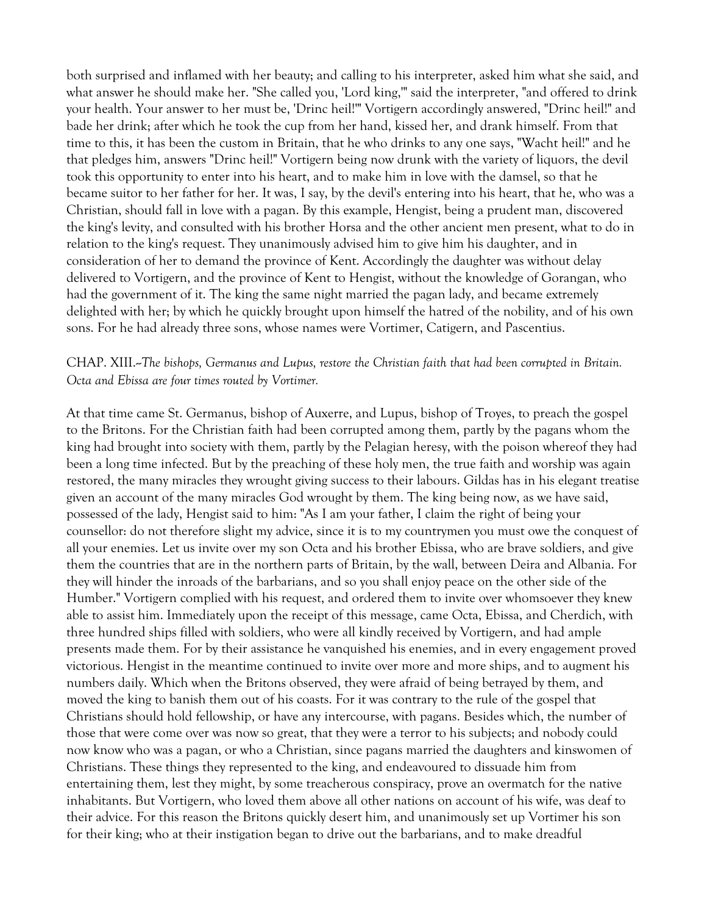both surprised and inflamed with her beauty; and calling to his interpreter, asked him what she said, and what answer he should make her. "She called you, 'Lord king,'" said the interpreter, "and offered to drink your health. Your answer to her must be, 'Drinc heil!'" Vortigern accordingly answered, "Drinc heil!" and bade her drink; after which he took the cup from her hand, kissed her, and drank himself. From that time to this, it has been the custom in Britain, that he who drinks to any one says, "Wacht heil!" and he that pledges him, answers "Drinc heil!" Vortigern being now drunk with the variety of liquors, the devil took this opportunity to enter into his heart, and to make him in love with the damsel, so that he became suitor to her father for her. It was, I say, by the devil's entering into his heart, that he, who was a Christian, should fall in love with a pagan. By this example, Hengist, being a prudent man, discovered the king's levity, and consulted with his brother Horsa and the other ancient men present, what to do in relation to the king's request. They unanimously advised him to give him his daughter, and in consideration of her to demand the province of Kent. Accordingly the daughter was without delay delivered to Vortigern, and the province of Kent to Hengist, without the knowledge of Gorangan, who had the government of it. The king the same night married the pagan lady, and became extremely delighted with her; by which he quickly brought upon himself the hatred of the nobility, and of his own sons. For he had already three sons, whose names were Vortimer, Catigern, and Pascentius.

CHAP. XIII.--*The bishops, Germanus and Lupus, restore the Christian faith that had been corrupted in Britain. Octa and Ebissa are four times routed by Vortimer.*

At that time came St. Germanus, bishop of Auxerre, and Lupus, bishop of Troyes, to preach the gospel to the Britons. For the Christian faith had been corrupted among them, partly by the pagans whom the king had brought into society with them, partly by the Pelagian heresy, with the poison whereof they had been a long time infected. But by the preaching of these holy men, the true faith and worship was again restored, the many miracles they wrought giving success to their labours. Gildas has in his elegant treatise given an account of the many miracles God wrought by them. The king being now, as we have said, possessed of the lady, Hengist said to him: "As I am your father, I claim the right of being your counsellor: do not therefore slight my advice, since it is to my countrymen you must owe the conquest of all your enemies. Let us invite over my son Octa and his brother Ebissa, who are brave soldiers, and give them the countries that are in the northern parts of Britain, by the wall, between Deira and Albania. For they will hinder the inroads of the barbarians, and so you shall enjoy peace on the other side of the Humber." Vortigern complied with his request, and ordered them to invite over whomsoever they knew able to assist him. Immediately upon the receipt of this message, came Octa, Ebissa, and Cherdich, with three hundred ships filled with soldiers, who were all kindly received by Vortigern, and had ample presents made them. For by their assistance he vanquished his enemies, and in every engagement proved victorious. Hengist in the meantime continued to invite over more and more ships, and to augment his numbers daily. Which when the Britons observed, they were afraid of being betrayed by them, and moved the king to banish them out of his coasts. For it was contrary to the rule of the gospel that Christians should hold fellowship, or have any intercourse, with pagans. Besides which, the number of those that were come over was now so great, that they were a terror to his subjects; and nobody could now know who was a pagan, or who a Christian, since pagans married the daughters and kinswomen of Christians. These things they represented to the king, and endeavoured to dissuade him from entertaining them, lest they might, by some treacherous conspiracy, prove an overmatch for the native inhabitants. But Vortigern, who loved them above all other nations on account of his wife, was deaf to their advice. For this reason the Britons quickly desert him, and unanimously set up Vortimer his son for their king; who at their instigation began to drive out the barbarians, and to make dreadful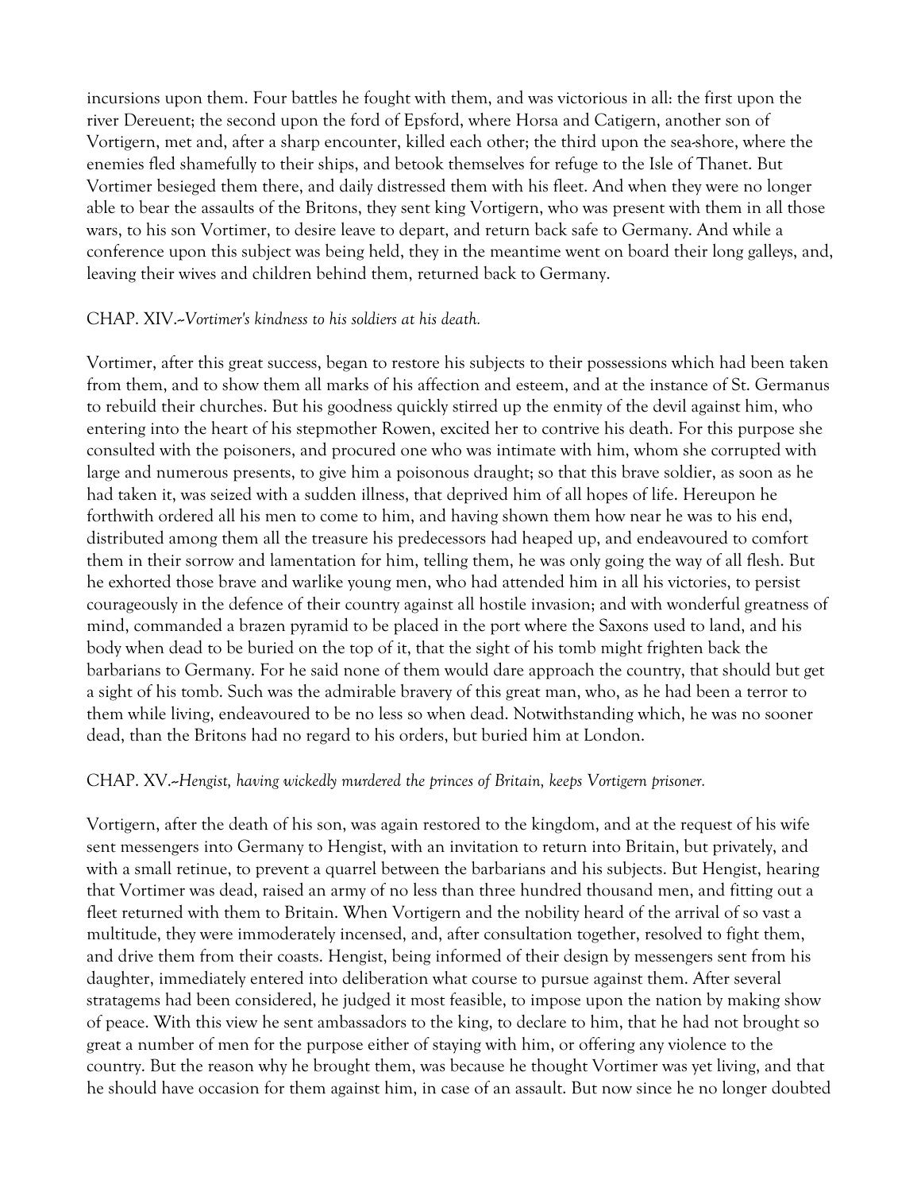incursions upon them. Four battles he fought with them, and was victorious in all: the first upon the river Dereuent; the second upon the ford of Epsford, where Horsa and Catigern, another son of Vortigern, met and, after a sharp encounter, killed each other; the third upon the sea-shore, where the enemies fled shamefully to their ships, and betook themselves for refuge to the Isle of Thanet. But Vortimer besieged them there, and daily distressed them with his fleet. And when they were no longer able to bear the assaults of the Britons, they sent king Vortigern, who was present with them in all those wars, to his son Vortimer, to desire leave to depart, and return back safe to Germany. And while a conference upon this subject was being held, they in the meantime went on board their long galleys, and, leaving their wives and children behind them, returned back to Germany.

### CHAP. XIV.--*Vortimer's kindness to his soldiers at his death.*

Vortimer, after this great success, began to restore his subjects to their possessions which had been taken from them, and to show them all marks of his affection and esteem, and at the instance of St. Germanus to rebuild their churches. But his goodness quickly stirred up the enmity of the devil against him, who entering into the heart of his stepmother Rowen, excited her to contrive his death. For this purpose she consulted with the poisoners, and procured one who was intimate with him, whom she corrupted with large and numerous presents, to give him a poisonous draught; so that this brave soldier, as soon as he had taken it, was seized with a sudden illness, that deprived him of all hopes of life. Hereupon he forthwith ordered all his men to come to him, and having shown them how near he was to his end, distributed among them all the treasure his predecessors had heaped up, and endeavoured to comfort them in their sorrow and lamentation for him, telling them, he was only going the way of all flesh. But he exhorted those brave and warlike young men, who had attended him in all his victories, to persist courageously in the defence of their country against all hostile invasion; and with wonderful greatness of mind, commanded a brazen pyramid to be placed in the port where the Saxons used to land, and his body when dead to be buried on the top of it, that the sight of his tomb might frighten back the barbarians to Germany. For he said none of them would dare approach the country, that should but get a sight of his tomb. Such was the admirable bravery of this great man, who, as he had been a terror to them while living, endeavoured to be no less so when dead. Notwithstanding which, he was no sooner dead, than the Britons had no regard to his orders, but buried him at London.

### CHAP. XV.--*Hengist, having wickedly murdered the princes of Britain, keeps Vortigern prisoner.*

Vortigern, after the death of his son, was again restored to the kingdom, and at the request of his wife sent messengers into Germany to Hengist, with an invitation to return into Britain, but privately, and with a small retinue, to prevent a quarrel between the barbarians and his subjects. But Hengist, hearing that Vortimer was dead, raised an army of no less than three hundred thousand men, and fitting out a fleet returned with them to Britain. When Vortigern and the nobility heard of the arrival of so vast a multitude, they were immoderately incensed, and, after consultation together, resolved to fight them, and drive them from their coasts. Hengist, being informed of their design by messengers sent from his daughter, immediately entered into deliberation what course to pursue against them. After several stratagems had been considered, he judged it most feasible, to impose upon the nation by making show of peace. With this view he sent ambassadors to the king, to declare to him, that he had not brought so great a number of men for the purpose either of staying with him, or offering any violence to the country. But the reason why he brought them, was because he thought Vortimer was yet living, and that he should have occasion for them against him, in case of an assault. But now since he no longer doubted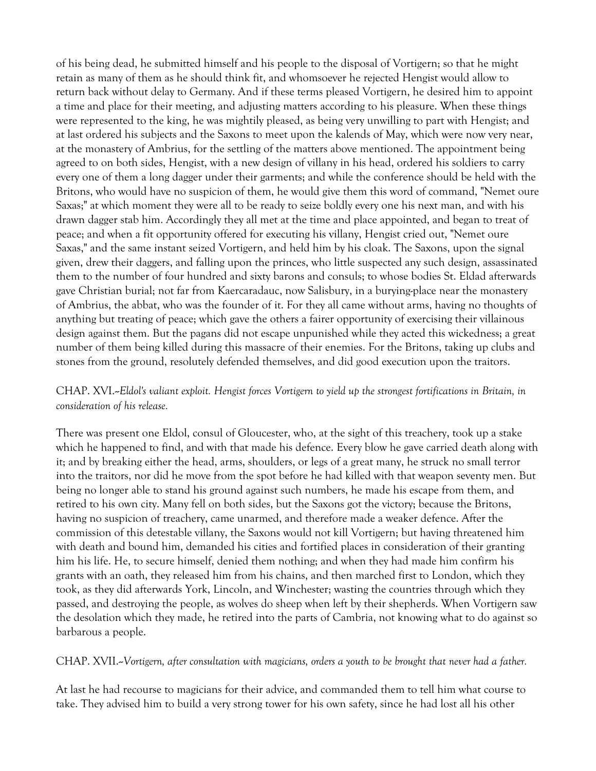of his being dead, he submitted himself and his people to the disposal of Vortigern; so that he might retain as many of them as he should think fit, and whomsoever he rejected Hengist would allow to return back without delay to Germany. And if these terms pleased Vortigern, he desired him to appoint a time and place for their meeting, and adjusting matters according to his pleasure. When these things were represented to the king, he was mightily pleased, as being very unwilling to part with Hengist; and at last ordered his subjects and the Saxons to meet upon the kalends of May, which were now very near, at the monastery of Ambrius, for the settling of the matters above mentioned. The appointment being agreed to on both sides, Hengist, with a new design of villany in his head, ordered his soldiers to carry every one of them a long dagger under their garments; and while the conference should be held with the Britons, who would have no suspicion of them, he would give them this word of command, "Nemet oure Saxas;" at which moment they were all to be ready to seize boldly every one his next man, and with his drawn dagger stab him. Accordingly they all met at the time and place appointed, and began to treat of peace; and when a fit opportunity offered for executing his villany, Hengist cried out, "Nemet oure Saxas," and the same instant seized Vortigern, and held him by his cloak. The Saxons, upon the signal given, drew their daggers, and falling upon the princes, who little suspected any such design, assassinated them to the number of four hundred and sixty barons and consuls; to whose bodies St. Eldad afterwards gave Christian burial; not far from Kaercaradauc, now Salisbury, in a burying-place near the monastery of Ambrius, the abbat, who was the founder of it. For they all came without arms, having no thoughts of anything but treating of peace; which gave the others a fairer opportunity of exercising their villainous design against them. But the pagans did not escape unpunished while they acted this wickedness; a great number of them being killed during this massacre of their enemies. For the Britons, taking up clubs and stones from the ground, resolutely defended themselves, and did good execution upon the traitors.

CHAP. XVI.--*Eldol's valiant exploit. Hengist forces Vortigern to yield up the strongest fortifications in Britain, in consideration of his release.*

There was present one Eldol, consul of Gloucester, who, at the sight of this treachery, took up a stake which he happened to find, and with that made his defence. Every blow he gave carried death along with it; and by breaking either the head, arms, shoulders, or legs of a great many, he struck no small terror into the traitors, nor did he move from the spot before he had killed with that weapon seventy men. But being no longer able to stand his ground against such numbers, he made his escape from them, and retired to his own city. Many fell on both sides, but the Saxons got the victory; because the Britons, having no suspicion of treachery, came unarmed, and therefore made a weaker defence. After the commission of this detestable villany, the Saxons would not kill Vortigern; but having threatened him with death and bound him, demanded his cities and fortified places in consideration of their granting him his life. He, to secure himself, denied them nothing; and when they had made him confirm his grants with an oath, they released him from his chains, and then marched first to London, which they took, as they did afterwards York, Lincoln, and Winchester; wasting the countries through which they passed, and destroying the people, as wolves do sheep when left by their shepherds. When Vortigern saw the desolation which they made, he retired into the parts of Cambria, not knowing what to do against so barbarous a people.

CHAP. XVII.--*Vortigern, after consultation with magicians, orders a youth to be brought that never had a father.*

At last he had recourse to magicians for their advice, and commanded them to tell him what course to take. They advised him to build a very strong tower for his own safety, since he had lost all his other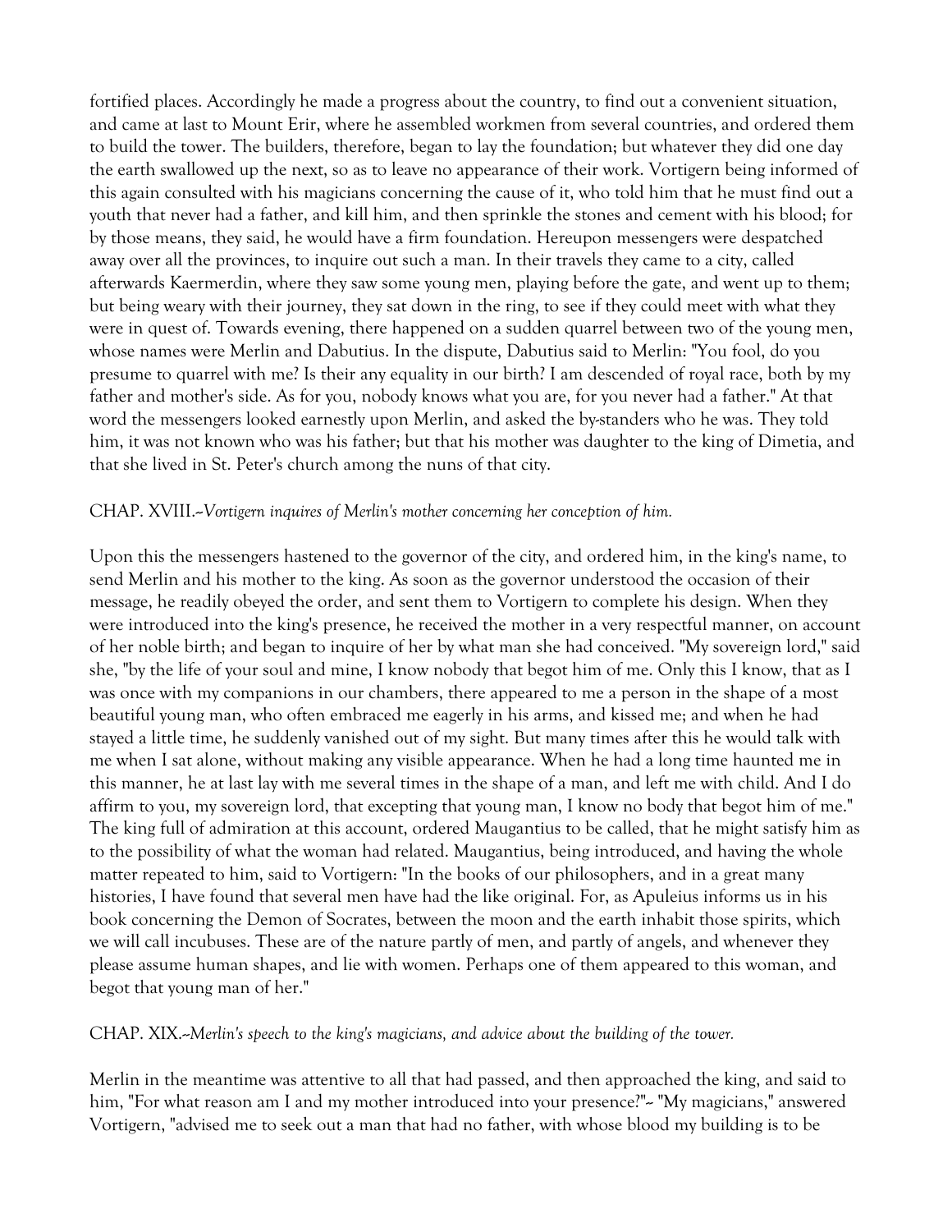fortified places. Accordingly he made a progress about the country, to find out a convenient situation, and came at last to Mount Erir, where he assembled workmen from several countries, and ordered them to build the tower. The builders, therefore, began to lay the foundation; but whatever they did one day the earth swallowed up the next, so as to leave no appearance of their work. Vortigern being informed of this again consulted with his magicians concerning the cause of it, who told him that he must find out a youth that never had a father, and kill him, and then sprinkle the stones and cement with his blood; for by those means, they said, he would have a firm foundation. Hereupon messengers were despatched away over all the provinces, to inquire out such a man. In their travels they came to a city, called afterwards Kaermerdin, where they saw some young men, playing before the gate, and went up to them; but being weary with their journey, they sat down in the ring, to see if they could meet with what they were in quest of. Towards evening, there happened on a sudden quarrel between two of the young men, whose names were Merlin and Dabutius. In the dispute, Dabutius said to Merlin: "You fool, do you presume to quarrel with me? Is their any equality in our birth? I am descended of royal race, both by my father and mother's side. As for you, nobody knows what you are, for you never had a father." At that word the messengers looked earnestly upon Merlin, and asked the by-standers who he was. They told him, it was not known who was his father; but that his mother was daughter to the king of Dimetia, and that she lived in St. Peter's church among the nuns of that city.

CHAP. XVIII.--*Vortigern inquires of Merlin's mother concerning her conception of him.*

Upon this the messengers hastened to the governor of the city, and ordered him, in the king's name, to send Merlin and his mother to the king. As soon as the governor understood the occasion of their message, he readily obeyed the order, and sent them to Vortigern to complete his design. When they were introduced into the king's presence, he received the mother in a very respectful manner, on account of her noble birth; and began to inquire of her by what man she had conceived. "My sovereign lord," said she, "by the life of your soul and mine, I know nobody that begot him of me. Only this I know, that as I was once with my companions in our chambers, there appeared to me a person in the shape of a most beautiful young man, who often embraced me eagerly in his arms, and kissed me; and when he had stayed a little time, he suddenly vanished out of my sight. But many times after this he would talk with me when I sat alone, without making any visible appearance. When he had a long time haunted me in this manner, he at last lay with me several times in the shape of a man, and left me with child. And I do affirm to you, my sovereign lord, that excepting that young man, I know no body that begot him of me." The king full of admiration at this account, ordered Maugantius to be called, that he might satisfy him as to the possibility of what the woman had related. Maugantius, being introduced, and having the whole matter repeated to him, said to Vortigern: "In the books of our philosophers, and in a great many histories, I have found that several men have had the like original. For, as Apuleius informs us in his book concerning the Demon of Socrates, between the moon and the earth inhabit those spirits, which we will call incubuses. These are of the nature partly of men, and partly of angels, and whenever they please assume human shapes, and lie with women. Perhaps one of them appeared to this woman, and begot that young man of her."

CHAP. XIX.--*Merlin's speech to the king's magicians, and advice about the building of the tower.*

Merlin in the meantime was attentive to all that had passed, and then approached the king, and said to him, "For what reason am I and my mother introduced into your presence?"-- "My magicians," answered Vortigern, "advised me to seek out a man that had no father, with whose blood my building is to be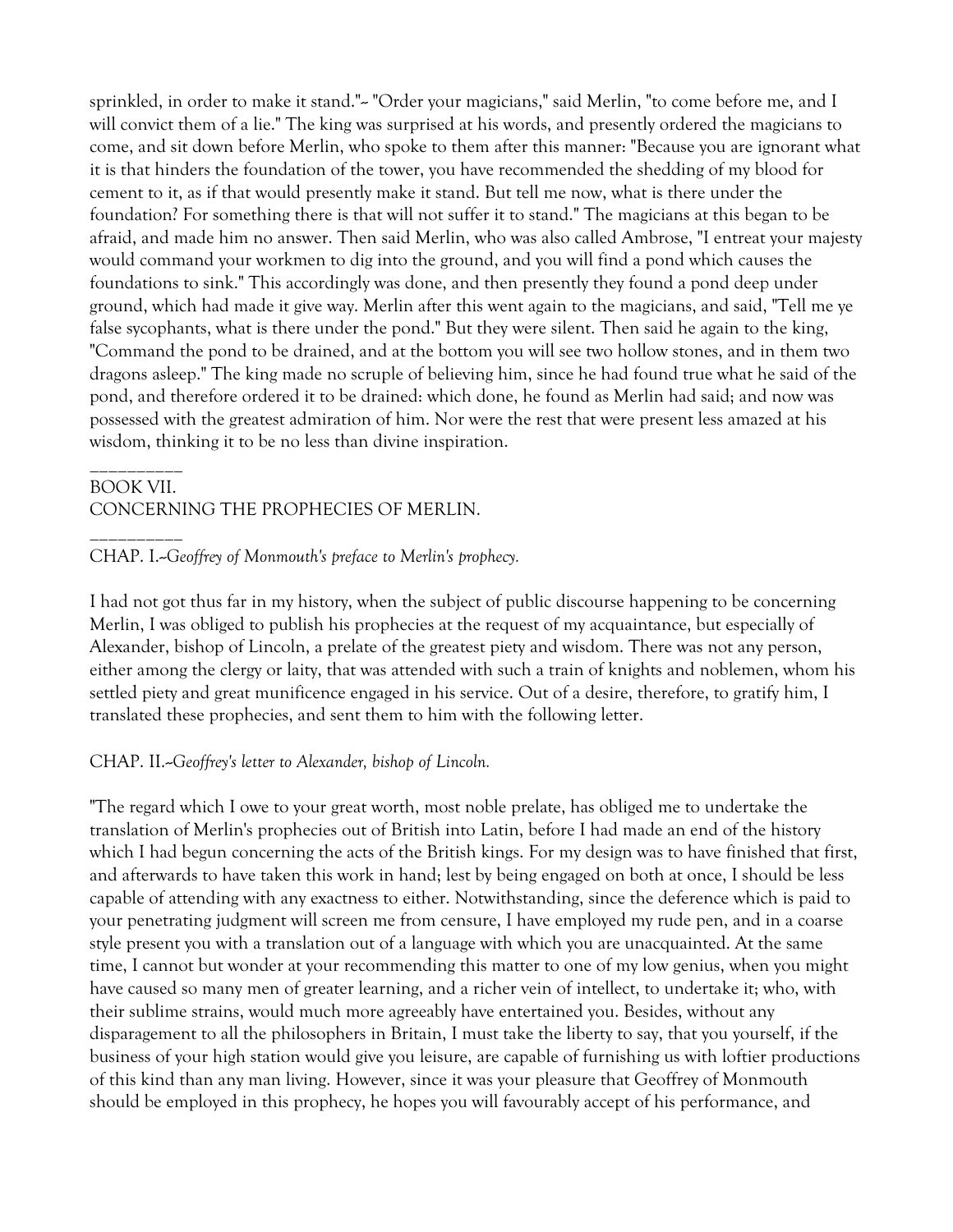sprinkled, in order to make it stand."-- "Order your magicians," said Merlin, "to come before me, and I will convict them of a lie." The king was surprised at his words, and presently ordered the magicians to come, and sit down before Merlin, who spoke to them after this manner: "Because you are ignorant what it is that hinders the foundation of the tower, you have recommended the shedding of my blood for cement to it, as if that would presently make it stand. But tell me now, what is there under the foundation? For something there is that will not suffer it to stand." The magicians at this began to be afraid, and made him no answer. Then said Merlin, who was also called Ambrose, "I entreat your majesty would command your workmen to dig into the ground, and you will find a pond which causes the foundations to sink." This accordingly was done, and then presently they found a pond deep under ground, which had made it give way. Merlin after this went again to the magicians, and said, "Tell me ye false sycophants, what is there under the pond." But they were silent. Then said he again to the king, "Command the pond to be drained, and at the bottom you will see two hollow stones, and in them two dragons asleep." The king made no scruple of believing him, since he had found true what he said of the pond, and therefore ordered it to be drained: which done, he found as Merlin had said; and now was possessed with the greatest admiration of him. Nor were the rest that were present less amazed at his wisdom, thinking it to be no less than divine inspiration.

__________

## BOOK VII.
## CONCERNING THE PROPHECIES OF MERLIN.

__________

### CHAP. I.--*Geoffrey of Monmouth's preface to Merlin's prophecy.*

I had not got thus far in my history, when the subject of public discourse happening to be concerning Merlin, I was obliged to publish his prophecies at the request of my acquaintance, but especially of Alexander, bishop of Lincoln, a prelate of the greatest piety and wisdom. There was not any person, either among the clergy or laity, that was attended with such a train of knights and noblemen, whom his settled piety and great munificence engaged in his service. Out of a desire, therefore, to gratify him, I translated these prophecies, and sent them to him with the following letter.

### CHAP. II.--*Geoffrey's letter to Alexander, bishop of Lincoln.*

"The regard which I owe to your great worth, most noble prelate, has obliged me to undertake the translation of Merlin's prophecies out of British into Latin, before I had made an end of the history which I had begun concerning the acts of the British kings. For my design was to have finished that first, and afterwards to have taken this work in hand; lest by being engaged on both at once, I should be less capable of attending with any exactness to either. Notwithstanding, since the deference which is paid to your penetrating judgment will screen me from censure, I have employed my rude pen, and in a coarse style present you with a translation out of a language with which you are unacquainted. At the same time, I cannot but wonder at your recommending this matter to one of my low genius, when you might have caused so many men of greater learning, and a richer vein of intellect, to undertake it; who, with their sublime strains, would much more agreeably have entertained you. Besides, without any disparagement to all the philosophers in Britain, I must take the liberty to say, that you yourself, if the business of your high station would give you leisure, are capable of furnishing us with loftier productions of this kind than any man living. However, since it was your pleasure that Geoffrey of Monmouth should be employed in this prophecy, he hopes you will favourably accept of his performance, and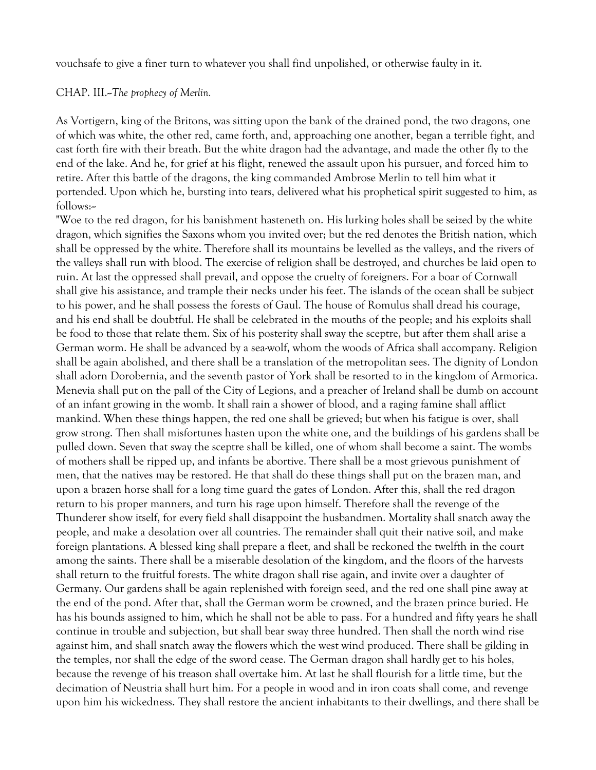vouchsafe to give a finer turn to whatever you shall find unpolished, or otherwise faulty in it.

## CHAP. III.--*The prophecy of Merlin.*

As Vortigern, king of the Britons, was sitting upon the bank of the drained pond, the two dragons, one of which was white, the other red, came forth, and, approaching one another, began a terrible fight, and cast forth fire with their breath. But the white dragon had the advantage, and made the other fly to the end of the lake. And he, for grief at his flight, renewed the assault upon his pursuer, and forced him to retire. After this battle of the dragons, the king commanded Ambrose Merlin to tell him what it portended. Upon which he, bursting into tears, delivered what his prophetical spirit suggested to him, as follows:--

"Woe to the red dragon, for his banishment hasteneth on. His lurking holes shall be seized by the white dragon, which signifies the Saxons whom you invited over; but the red denotes the British nation, which shall be oppressed by the white. Therefore shall its mountains be levelled as the valleys, and the rivers of the valleys shall run with blood. The exercise of religion shall be destroyed, and churches be laid open to ruin. At last the oppressed shall prevail, and oppose the cruelty of foreigners. For a boar of Cornwall shall give his assistance, and trample their necks under his feet. The islands of the ocean shall be subject to his power, and he shall possess the forests of Gaul. The house of Romulus shall dread his courage, and his end shall be doubtful. He shall be celebrated in the mouths of the people; and his exploits shall be food to those that relate them. Six of his posterity shall sway the sceptre, but after them shall arise a German worm. He shall be advanced by a sea-wolf, whom the woods of Africa shall accompany. Religion shall be again abolished, and there shall be a translation of the metropolitan sees. The dignity of London shall adorn Dorobernia, and the seventh pastor of York shall be resorted to in the kingdom of Armorica. Menevia shall put on the pall of the City of Legions, and a preacher of Ireland shall be dumb on account of an infant growing in the womb. It shall rain a shower of blood, and a raging famine shall afflict mankind. When these things happen, the red one shall be grieved; but when his fatigue is over, shall grow strong. Then shall misfortunes hasten upon the white one, and the buildings of his gardens shall be pulled down. Seven that sway the sceptre shall be killed, one of whom shall become a saint. The wombs of mothers shall be ripped up, and infants be abortive. There shall be a most grievous punishment of men, that the natives may be restored. He that shall do these things shall put on the brazen man, and upon a brazen horse shall for a long time guard the gates of London. After this, shall the red dragon return to his proper manners, and turn his rage upon himself. Therefore shall the revenge of the Thunderer show itself, for every field shall disappoint the husbandmen. Mortality shall snatch away the people, and make a desolation over all countries. The remainder shall quit their native soil, and make foreign plantations. A blessed king shall prepare a fleet, and shall be reckoned the twelfth in the court among the saints. There shall be a miserable desolation of the kingdom, and the floors of the harvests shall return to the fruitful forests. The white dragon shall rise again, and invite over a daughter of Germany. Our gardens shall be again replenished with foreign seed, and the red one shall pine away at the end of the pond. After that, shall the German worm be crowned, and the brazen prince buried. He has his bounds assigned to him, which he shall not be able to pass. For a hundred and fifty years he shall continue in trouble and subjection, but shall bear sway three hundred. Then shall the north wind rise against him, and shall snatch away the flowers which the west wind produced. There shall be gilding in the temples, nor shall the edge of the sword cease. The German dragon shall hardly get to his holes, because the revenge of his treason shall overtake him. At last he shall flourish for a little time, but the decimation of Neustria shall hurt him. For a people in wood and in iron coats shall come, and revenge upon him his wickedness. They shall restore the ancient inhabitants to their dwellings, and there shall be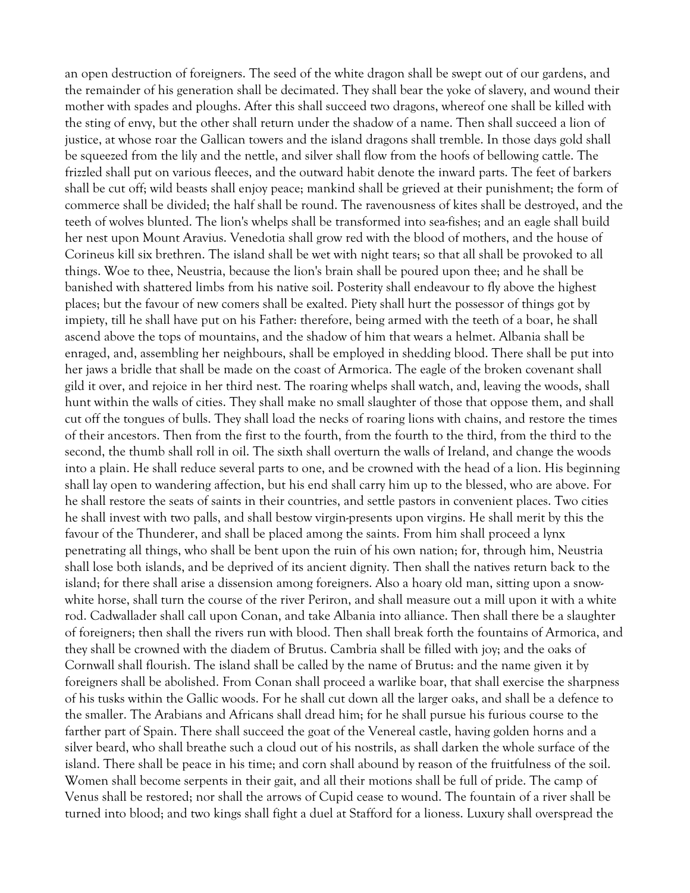an open destruction of foreigners. The seed of the white dragon shall be swept out of our gardens, and the remainder of his generation shall be decimated. They shall bear the yoke of slavery, and wound their mother with spades and ploughs. After this shall succeed two dragons, whereof one shall be killed with the sting of envy, but the other shall return under the shadow of a name. Then shall succeed a lion of justice, at whose roar the Gallican towers and the island dragons shall tremble. In those days gold shall be squeezed from the lily and the nettle, and silver shall flow from the hoofs of bellowing cattle. The frizzled shall put on various fleeces, and the outward habit denote the inward parts. The feet of barkers shall be cut off; wild beasts shall enjoy peace; mankind shall be grieved at their punishment; the form of commerce shall be divided; the half shall be round. The ravenousness of kites shall be destroyed, and the teeth of wolves blunted. The lion's whelps shall be transformed into sea-fishes; and an eagle shall build her nest upon Mount Aravius. Venedotia shall grow red with the blood of mothers, and the house of Corineus kill six brethren. The island shall be wet with night tears; so that all shall be provoked to all things. Woe to thee, Neustria, because the lion's brain shall be poured upon thee; and he shall be banished with shattered limbs from his native soil. Posterity shall endeavour to fly above the highest places; but the favour of new comers shall be exalted. Piety shall hurt the possessor of things got by impiety, till he shall have put on his Father: therefore, being armed with the teeth of a boar, he shall ascend above the tops of mountains, and the shadow of him that wears a helmet. Albania shall be enraged, and, assembling her neighbours, shall be employed in shedding blood. There shall be put into her jaws a bridle that shall be made on the coast of Armorica. The eagle of the broken covenant shall gild it over, and rejoice in her third nest. The roaring whelps shall watch, and, leaving the woods, shall hunt within the walls of cities. They shall make no small slaughter of those that oppose them, and shall cut off the tongues of bulls. They shall load the necks of roaring lions with chains, and restore the times of their ancestors. Then from the first to the fourth, from the fourth to the third, from the third to the second, the thumb shall roll in oil. The sixth shall overturn the walls of Ireland, and change the woods into a plain. He shall reduce several parts to one, and be crowned with the head of a lion. His beginning shall lay open to wandering affection, but his end shall carry him up to the blessed, who are above. For he shall restore the seats of saints in their countries, and settle pastors in convenient places. Two cities he shall invest with two palls, and shall bestow virgin-presents upon virgins. He shall merit by this the favour of the Thunderer, and shall be placed among the saints. From him shall proceed a lynx penetrating all things, who shall be bent upon the ruin of his own nation; for, through him, Neustria shall lose both islands, and be deprived of its ancient dignity. Then shall the natives return back to the island; for there shall arise a dissension among foreigners. Also a hoary old man, sitting upon a snow-white horse, shall turn the course of the river Periron, and shall measure out a mill upon it with a white rod. Cadwallader shall call upon Conan, and take Albania into alliance. Then shall there be a slaughter of foreigners; then shall the rivers run with blood. Then shall break forth the fountains of Armorica, and they shall be crowned with the diadem of Brutus. Cambria shall be filled with joy; and the oaks of Cornwall shall flourish. The island shall be called by the name of Brutus: and the name given it by foreigners shall be abolished. From Conan shall proceed a warlike boar, that shall exercise the sharpness of his tusks within the Gallic woods. For he shall cut down all the larger oaks, and shall be a defence to the smaller. The Arabians and Africans shall dread him; for he shall pursue his furious course to the farther part of Spain. There shall succeed the goat of the Venereal castle, having golden horns and a silver beard, who shall breathe such a cloud out of his nostrils, as shall darken the whole surface of the island. There shall be peace in his time; and corn shall abound by reason of the fruitfulness of the soil. Women shall become serpents in their gait, and all their motions shall be full of pride. The camp of Venus shall be restored; nor shall the arrows of Cupid cease to wound. The fountain of a river shall be turned into blood; and two kings shall fight a duel at Stafford for a lioness. Luxury shall overspread the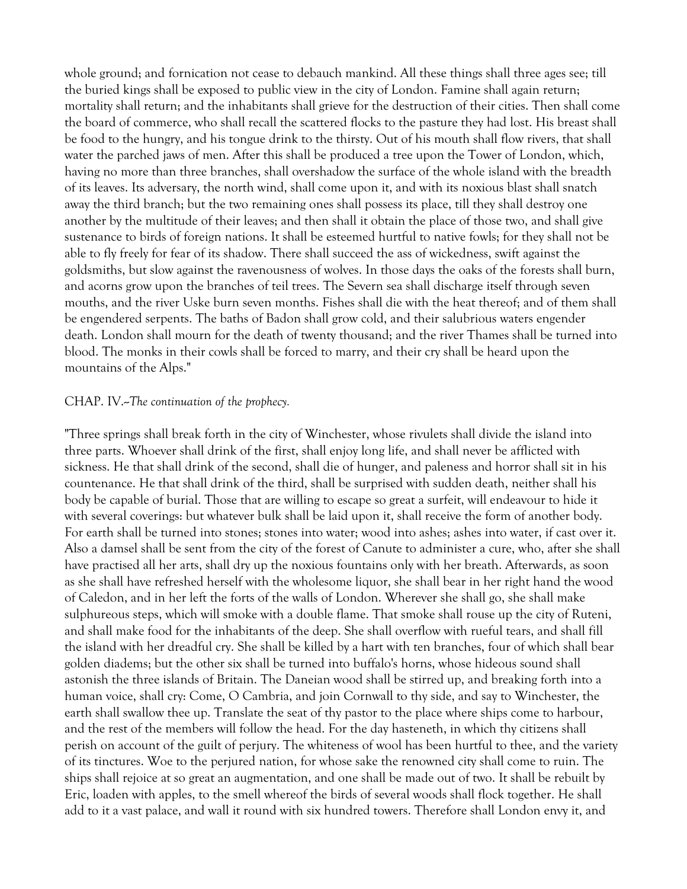whole ground; and fornication not cease to debauch mankind. All these things shall three ages see; till the buried kings shall be exposed to public view in the city of London. Famine shall again return; mortality shall return; and the inhabitants shall grieve for the destruction of their cities. Then shall come the board of commerce, who shall recall the scattered flocks to the pasture they had lost. His breast shall be food to the hungry, and his tongue drink to the thirsty. Out of his mouth shall flow rivers, that shall water the parched jaws of men. After this shall be produced a tree upon the Tower of London, which, having no more than three branches, shall overshadow the surface of the whole island with the breadth of its leaves. Its adversary, the north wind, shall come upon it, and with its noxious blast shall snatch away the third branch; but the two remaining ones shall possess its place, till they shall destroy one another by the multitude of their leaves; and then shall it obtain the place of those two, and shall give sustenance to birds of foreign nations. It shall be esteemed hurtful to native fowls; for they shall not be able to fly freely for fear of its shadow. There shall succeed the ass of wickedness, swift against the goldsmiths, but slow against the ravenousness of wolves. In those days the oaks of the forests shall burn, and acorns grow upon the branches of teil trees. The Severn sea shall discharge itself through seven mouths, and the river Uske burn seven months. Fishes shall die with the heat thereof; and of them shall be engendered serpents. The baths of Badon shall grow cold, and their salubrious waters engender death. London shall mourn for the death of twenty thousand; and the river Thames shall be turned into blood. The monks in their cowls shall be forced to marry, and their cry shall be heard upon the mountains of the Alps."

## CHAP. IV.--*The continuation of the prophecy.*

"Three springs shall break forth in the city of Winchester, whose rivulets shall divide the island into three parts. Whoever shall drink of the first, shall enjoy long life, and shall never be afflicted with sickness. He that shall drink of the second, shall die of hunger, and paleness and horror shall sit in his countenance. He that shall drink of the third, shall be surprised with sudden death, neither shall his body be capable of burial. Those that are willing to escape so great a surfeit, will endeavour to hide it with several coverings: but whatever bulk shall be laid upon it, shall receive the form of another body. For earth shall be turned into stones; stones into water; wood into ashes; ashes into water, if cast over it. Also a damsel shall be sent from the city of the forest of Canute to administer a cure, who, after she shall have practised all her arts, shall dry up the noxious fountains only with her breath. Afterwards, as soon as she shall have refreshed herself with the wholesome liquor, she shall bear in her right hand the wood of Caledon, and in her left the forts of the walls of London. Wherever she shall go, she shall make sulphureous steps, which will smoke with a double flame. That smoke shall rouse up the city of Ruteni, and shall make food for the inhabitants of the deep. She shall overflow with rueful tears, and shall fill the island with her dreadful cry. She shall be killed by a hart with ten branches, four of which shall bear golden diadems; but the other six shall be turned into buffalo's horns, whose hideous sound shall astonish the three islands of Britain. The Daneian wood shall be stirred up, and breaking forth into a human voice, shall cry: Come, O Cambria, and join Cornwall to thy side, and say to Winchester, the earth shall swallow thee up. Translate the seat of thy pastor to the place where ships come to harbour, and the rest of the members will follow the head. For the day hasteneth, in which thy citizens shall perish on account of the guilt of perjury. The whiteness of wool has been hurtful to thee, and the variety of its tinctures. Woe to the perjured nation, for whose sake the renowned city shall come to ruin. The ships shall rejoice at so great an augmentation, and one shall be made out of two. It shall be rebuilt by Eric, loaden with apples, to the smell whereof the birds of several woods shall flock together. He shall add to it a vast palace, and wall it round with six hundred towers. Therefore shall London envy it, and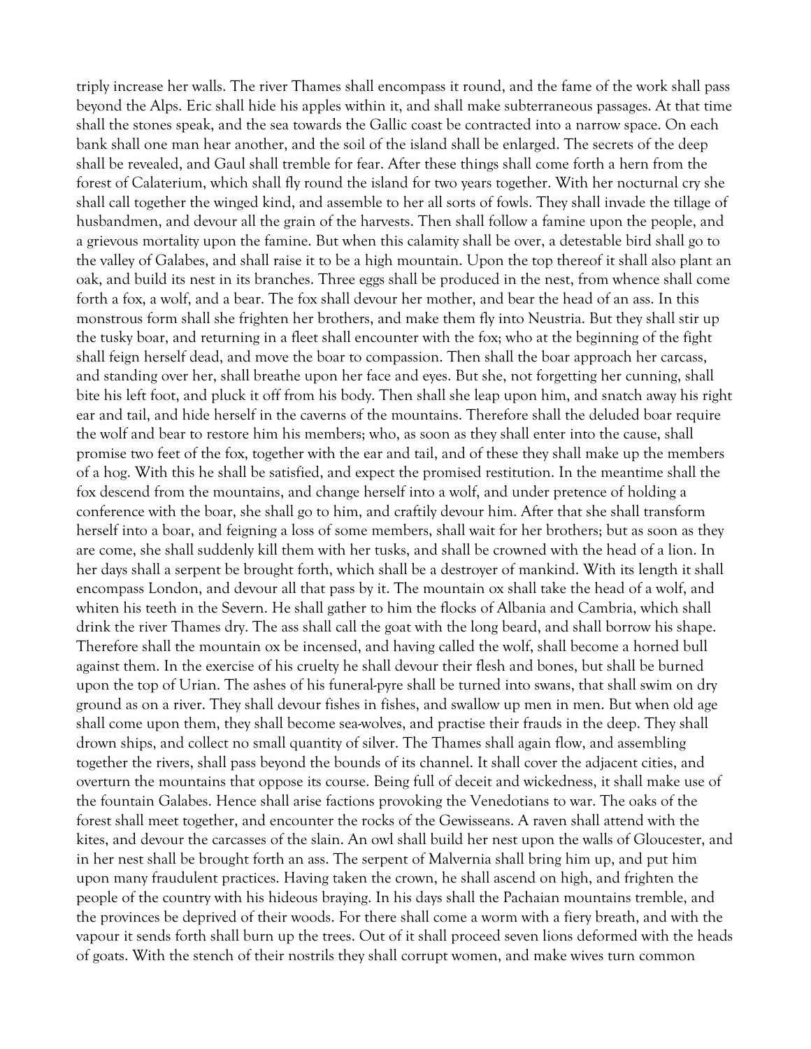triply increase her walls. The river Thames shall encompass it round, and the fame of the work shall pass beyond the Alps. Eric shall hide his apples within it, and shall make subterraneous passages. At that time shall the stones speak, and the sea towards the Gallic coast be contracted into a narrow space. On each bank shall one man hear another, and the soil of the island shall be enlarged. The secrets of the deep shall be revealed, and Gaul shall tremble for fear. After these things shall come forth a hern from the forest of Calaterium, which shall fly round the island for two years together. With her nocturnal cry she shall call together the winged kind, and assemble to her all sorts of fowls. They shall invade the tillage of husbandmen, and devour all the grain of the harvests. Then shall follow a famine upon the people, and a grievous mortality upon the famine. But when this calamity shall be over, a detestable bird shall go to the valley of Galabes, and shall raise it to be a high mountain. Upon the top thereof it shall also plant an oak, and build its nest in its branches. Three eggs shall be produced in the nest, from whence shall come forth a fox, a wolf, and a bear. The fox shall devour her mother, and bear the head of an ass. In this monstrous form shall she frighten her brothers, and make them fly into Neustria. But they shall stir up the tusky boar, and returning in a fleet shall encounter with the fox; who at the beginning of the fight shall feign herself dead, and move the boar to compassion. Then shall the boar approach her carcass, and standing over her, shall breathe upon her face and eyes. But she, not forgetting her cunning, shall bite his left foot, and pluck it off from his body. Then shall she leap upon him, and snatch away his right ear and tail, and hide herself in the caverns of the mountains. Therefore shall the deluded boar require the wolf and bear to restore him his members; who, as soon as they shall enter into the cause, shall promise two feet of the fox, together with the ear and tail, and of these they shall make up the members of a hog. With this he shall be satisfied, and expect the promised restitution. In the meantime shall the fox descend from the mountains, and change herself into a wolf, and under pretence of holding a conference with the boar, she shall go to him, and craftily devour him. After that she shall transform herself into a boar, and feigning a loss of some members, shall wait for her brothers; but as soon as they are come, she shall suddenly kill them with her tusks, and shall be crowned with the head of a lion. In her days shall a serpent be brought forth, which shall be a destroyer of mankind. With its length it shall encompass London, and devour all that pass by it. The mountain ox shall take the head of a wolf, and whiten his teeth in the Severn. He shall gather to him the flocks of Albania and Cambria, which shall drink the river Thames dry. The ass shall call the goat with the long beard, and shall borrow his shape. Therefore shall the mountain ox be incensed, and having called the wolf, shall become a horned bull against them. In the exercise of his cruelty he shall devour their flesh and bones, but shall be burned upon the top of Urian. The ashes of his funeral-pyre shall be turned into swans, that shall swim on dry ground as on a river. They shall devour fishes in fishes, and swallow up men in men. But when old age shall come upon them, they shall become sea-wolves, and practise their frauds in the deep. They shall drown ships, and collect no small quantity of silver. The Thames shall again flow, and assembling together the rivers, shall pass beyond the bounds of its channel. It shall cover the adjacent cities, and overturn the mountains that oppose its course. Being full of deceit and wickedness, it shall make use of the fountain Galabes. Hence shall arise factions provoking the Venedotians to war. The oaks of the forest shall meet together, and encounter the rocks of the Gewisseans. A raven shall attend with the kites, and devour the carcasses of the slain. An owl shall build her nest upon the walls of Gloucester, and in her nest shall be brought forth an ass. The serpent of Malvernia shall bring him up, and put him upon many fraudulent practices. Having taken the crown, he shall ascend on high, and frighten the people of the country with his hideous braying. In his days shall the Pachaian mountains tremble, and the provinces be deprived of their woods. For there shall come a worm with a fiery breath, and with the vapour it sends forth shall burn up the trees. Out of it shall proceed seven lions deformed with the heads of goats. With the stench of their nostrils they shall corrupt women, and make wives turn common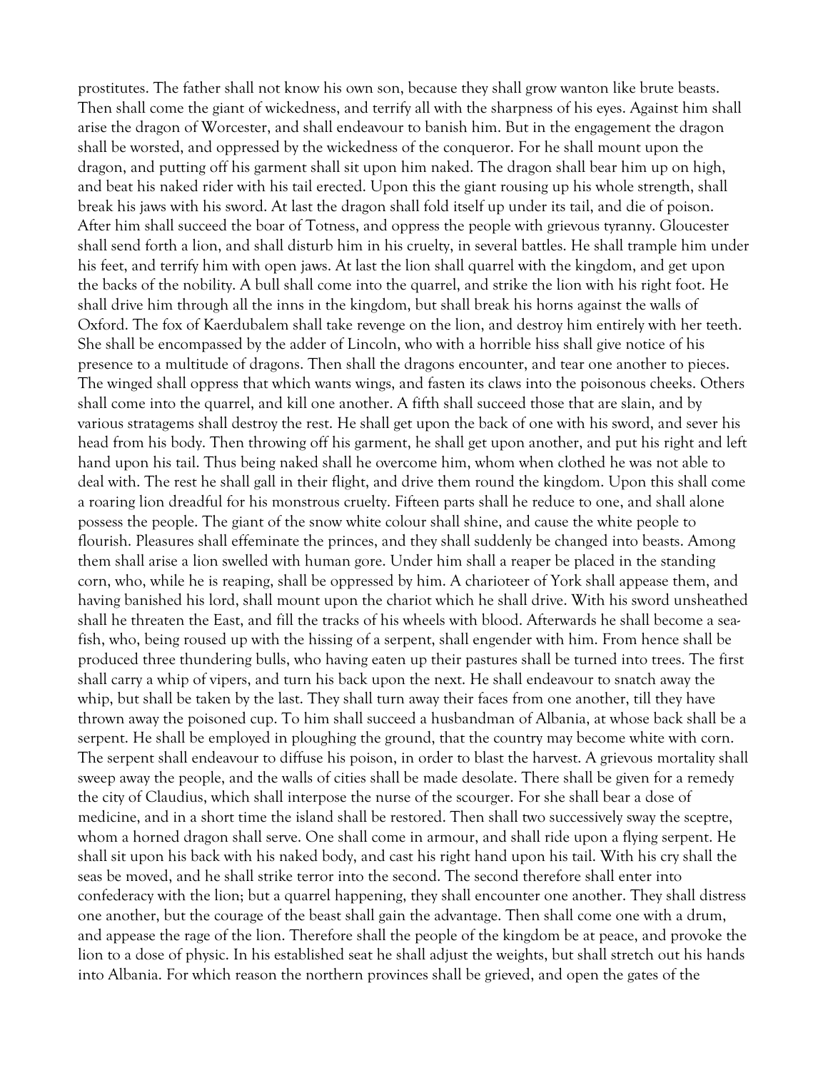prostitutes. The father shall not know his own son, because they shall grow wanton like brute beasts. Then shall come the giant of wickedness, and terrify all with the sharpness of his eyes. Against him shall arise the dragon of Worcester, and shall endeavour to banish him. But in the engagement the dragon shall be worsted, and oppressed by the wickedness of the conqueror. For he shall mount upon the dragon, and putting off his garment shall sit upon him naked. The dragon shall bear him up on high, and beat his naked rider with his tail erected. Upon this the giant rousing up his whole strength, shall break his jaws with his sword. At last the dragon shall fold itself up under its tail, and die of poison. After him shall succeed the boar of Totness, and oppress the people with grievous tyranny. Gloucester shall send forth a lion, and shall disturb him in his cruelty, in several battles. He shall trample him under his feet, and terrify him with open jaws. At last the lion shall quarrel with the kingdom, and get upon the backs of the nobility. A bull shall come into the quarrel, and strike the lion with his right foot. He shall drive him through all the inns in the kingdom, but shall break his horns against the walls of Oxford. The fox of Kaerdubalem shall take revenge on the lion, and destroy him entirely with her teeth. She shall be encompassed by the adder of Lincoln, who with a horrible hiss shall give notice of his presence to a multitude of dragons. Then shall the dragons encounter, and tear one another to pieces. The winged shall oppress that which wants wings, and fasten its claws into the poisonous cheeks. Others shall come into the quarrel, and kill one another. A fifth shall succeed those that are slain, and by various stratagems shall destroy the rest. He shall get upon the back of one with his sword, and sever his head from his body. Then throwing off his garment, he shall get upon another, and put his right and left hand upon his tail. Thus being naked shall he overcome him, whom when clothed he was not able to deal with. The rest he shall gall in their flight, and drive them round the kingdom. Upon this shall come a roaring lion dreadful for his monstrous cruelty. Fifteen parts shall he reduce to one, and shall alone possess the people. The giant of the snow white colour shall shine, and cause the white people to flourish. Pleasures shall effeminate the princes, and they shall suddenly be changed into beasts. Among them shall arise a lion swelled with human gore. Under him shall a reaper be placed in the standing corn, who, while he is reaping, shall be oppressed by him. A charioteer of York shall appease them, and having banished his lord, shall mount upon the chariot which he shall drive. With his sword unsheathed shall he threaten the East, and fill the tracks of his wheels with blood. Afterwards he shall become a sea-fish, who, being roused up with the hissing of a serpent, shall engender with him. From hence shall be produced three thundering bulls, who having eaten up their pastures shall be turned into trees. The first shall carry a whip of vipers, and turn his back upon the next. He shall endeavour to snatch away the whip, but shall be taken by the last. They shall turn away their faces from one another, till they have thrown away the poisoned cup. To him shall succeed a husbandman of Albania, at whose back shall be a serpent. He shall be employed in ploughing the ground, that the country may become white with corn. The serpent shall endeavour to diffuse his poison, in order to blast the harvest. A grievous mortality shall sweep away the people, and the walls of cities shall be made desolate. There shall be given for a remedy the city of Claudius, which shall interpose the nurse of the scourger. For she shall bear a dose of medicine, and in a short time the island shall be restored. Then shall two successively sway the sceptre, whom a horned dragon shall serve. One shall come in armour, and shall ride upon a flying serpent. He shall sit upon his back with his naked body, and cast his right hand upon his tail. With his cry shall the seas be moved, and he shall strike terror into the second. The second therefore shall enter into confederacy with the lion; but a quarrel happening, they shall encounter one another. They shall distress one another, but the courage of the beast shall gain the advantage. Then shall come one with a drum, and appease the rage of the lion. Therefore shall the people of the kingdom be at peace, and provoke the lion to a dose of physic. In his established seat he shall adjust the weights, but shall stretch out his hands into Albania. For which reason the northern provinces shall be grieved, and open the gates of the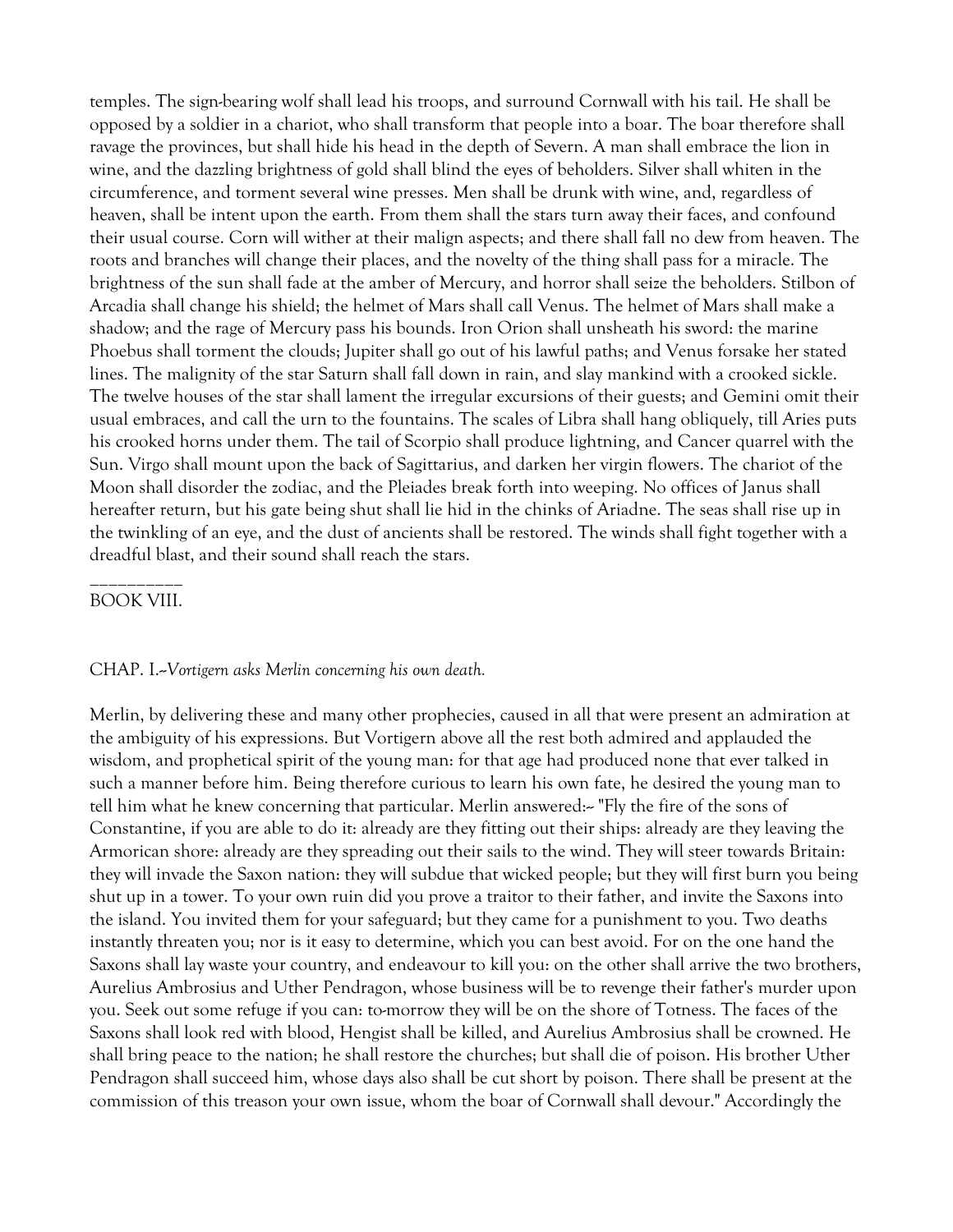temples. The sign-bearing wolf shall lead his troops, and surround Cornwall with his tail. He shall be opposed by a soldier in a chariot, who shall transform that people into a boar. The boar therefore shall ravage the provinces, but shall hide his head in the depth of Severn. A man shall embrace the lion in wine, and the dazzling brightness of gold shall blind the eyes of beholders. Silver shall whiten in the circumference, and torment several wine presses. Men shall be drunk with wine, and, regardless of heaven, shall be intent upon the earth. From them shall the stars turn away their faces, and confound their usual course. Corn will wither at their malign aspects; and there shall fall no dew from heaven. The roots and branches will change their places, and the novelty of the thing shall pass for a miracle. The brightness of the sun shall fade at the amber of Mercury, and horror shall seize the beholders. Stilbon of Arcadia shall change his shield; the helmet of Mars shall call Venus. The helmet of Mars shall make a shadow; and the rage of Mercury pass his bounds. Iron Orion shall unsheath his sword: the marine Phoebus shall torment the clouds; Jupiter shall go out of his lawful paths; and Venus forsake her stated lines. The malignity of the star Saturn shall fall down in rain, and slay mankind with a crooked sickle. The twelve houses of the star shall lament the irregular excursions of their guests; and Gemini omit their usual embraces, and call the urn to the fountains. The scales of Libra shall hang obliquely, till Aries puts his crooked horns under them. The tail of Scorpio shall produce lightning, and Cancer quarrel with the Sun. Virgo shall mount upon the back of Sagittarius, and darken her virgin flowers. The chariot of the Moon shall disorder the zodiac, and the Pleiades break forth into weeping. No offices of Janus shall hereafter return, but his gate being shut shall lie hid in the chinks of Ariadne. The seas shall rise up in the twinkling of an eye, and the dust of ancients shall be restored. The winds shall fight together with a dreadful blast, and their sound shall reach the stars.

__________

## BOOK VIII.

### CHAP. I.--*Vortigern asks Merlin concerning his own death.*

Merlin, by delivering these and many other prophecies, caused in all that were present an admiration at the ambiguity of his expressions. But Vortigern above all the rest both admired and applauded the wisdom, and prophetical spirit of the young man: for that age had produced none that ever talked in such a manner before him. Being therefore curious to learn his own fate, he desired the young man to tell him what he knew concerning that particular. Merlin answered:-- "Fly the fire of the sons of Constantine, if you are able to do it: already are they fitting out their ships: already are they leaving the Armorican shore: already are they spreading out their sails to the wind. They will steer towards Britain: they will invade the Saxon nation: they will subdue that wicked people; but they will first burn you being shut up in a tower. To your own ruin did you prove a traitor to their father, and invite the Saxons into the island. You invited them for your safeguard; but they came for a punishment to you. Two deaths instantly threaten you; nor is it easy to determine, which you can best avoid. For on the one hand the Saxons shall lay waste your country, and endeavour to kill you: on the other shall arrive the two brothers, Aurelius Ambrosius and Uther Pendragon, whose business will be to revenge their father's murder upon you. Seek out some refuge if you can: to-morrow they will be on the shore of Totness. The faces of the Saxons shall look red with blood, Hengist shall be killed, and Aurelius Ambrosius shall be crowned. He shall bring peace to the nation; he shall restore the churches; but shall die of poison. His brother Uther Pendragon shall succeed him, whose days also shall be cut short by poison. There shall be present at the commission of this treason your own issue, whom the boar of Cornwall shall devour." Accordingly the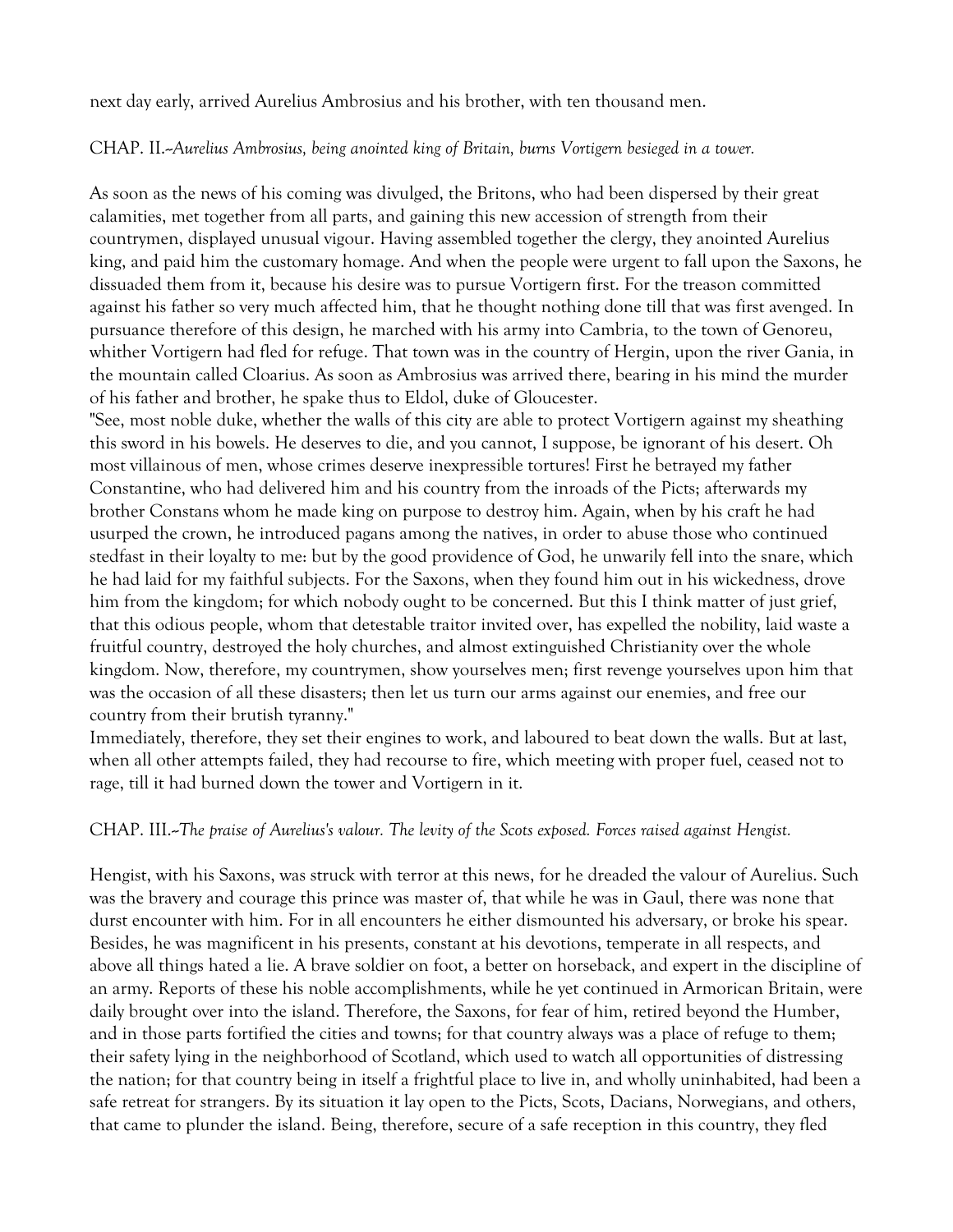next day early, arrived Aurelius Ambrosius and his brother, with ten thousand men.

CHAP. II.--*Aurelius Ambrosius, being anointed king of Britain, burns Vortigern besieged in a tower.*

As soon as the news of his coming was divulged, the Britons, who had been dispersed by their great calamities, met together from all parts, and gaining this new accession of strength from their countrymen, displayed unusual vigour. Having assembled together the clergy, they anointed Aurelius king, and paid him the customary homage. And when the people were urgent to fall upon the Saxons, he dissuaded them from it, because his desire was to pursue Vortigern first. For the treason committed against his father so very much affected him, that he thought nothing done till that was first avenged. In pursuance therefore of this design, he marched with his army into Cambria, to the town of Genoreu, whither Vortigern had fled for refuge. That town was in the country of Hergin, upon the river Gania, in the mountain called Cloarius. As soon as Ambrosius was arrived there, bearing in his mind the murder of his father and brother, he spake thus to Eldol, duke of Gloucester.

"See, most noble duke, whether the walls of this city are able to protect Vortigern against my sheathing this sword in his bowels. He deserves to die, and you cannot, I suppose, be ignorant of his desert. Oh most villainous of men, whose crimes deserve inexpressible tortures! First he betrayed my father Constantine, who had delivered him and his country from the inroads of the Picts; afterwards my brother Constans whom he made king on purpose to destroy him. Again, when by his craft he had usurped the crown, he introduced pagans among the natives, in order to abuse those who continued stedfast in their loyalty to me: but by the good providence of God, he unwarily fell into the snare, which he had laid for my faithful subjects. For the Saxons, when they found him out in his wickedness, drove him from the kingdom; for which nobody ought to be concerned. But this I think matter of just grief, that this odious people, whom that detestable traitor invited over, has expelled the nobility, laid waste a fruitful country, destroyed the holy churches, and almost extinguished Christianity over the whole kingdom. Now, therefore, my countrymen, show yourselves men; first revenge yourselves upon him that was the occasion of all these disasters; then let us turn our arms against our enemies, and free our country from their brutish tyranny."

Immediately, therefore, they set their engines to work, and laboured to beat down the walls. But at last, when all other attempts failed, they had recourse to fire, which meeting with proper fuel, ceased not to rage, till it had burned down the tower and Vortigern in it.

CHAP. III.--*The praise of Aurelius's valour. The levity of the Scots exposed. Forces raised against Hengist.*

Hengist, with his Saxons, was struck with terror at this news, for he dreaded the valour of Aurelius. Such was the bravery and courage this prince was master of, that while he was in Gaul, there was none that durst encounter with him. For in all encounters he either dismounted his adversary, or broke his spear. Besides, he was magnificent in his presents, constant at his devotions, temperate in all respects, and above all things hated a lie. A brave soldier on foot, a better on horseback, and expert in the discipline of an army. Reports of these his noble accomplishments, while he yet continued in Armorican Britain, were daily brought over into the island. Therefore, the Saxons, for fear of him, retired beyond the Humber, and in those parts fortified the cities and towns; for that country always was a place of refuge to them; their safety lying in the neighborhood of Scotland, which used to watch all opportunities of distressing the nation; for that country being in itself a frightful place to live in, and wholly uninhabited, had been a safe retreat for strangers. By its situation it lay open to the Picts, Scots, Dacians, Norwegians, and others, that came to plunder the island. Being, therefore, secure of a safe reception in this country, they fled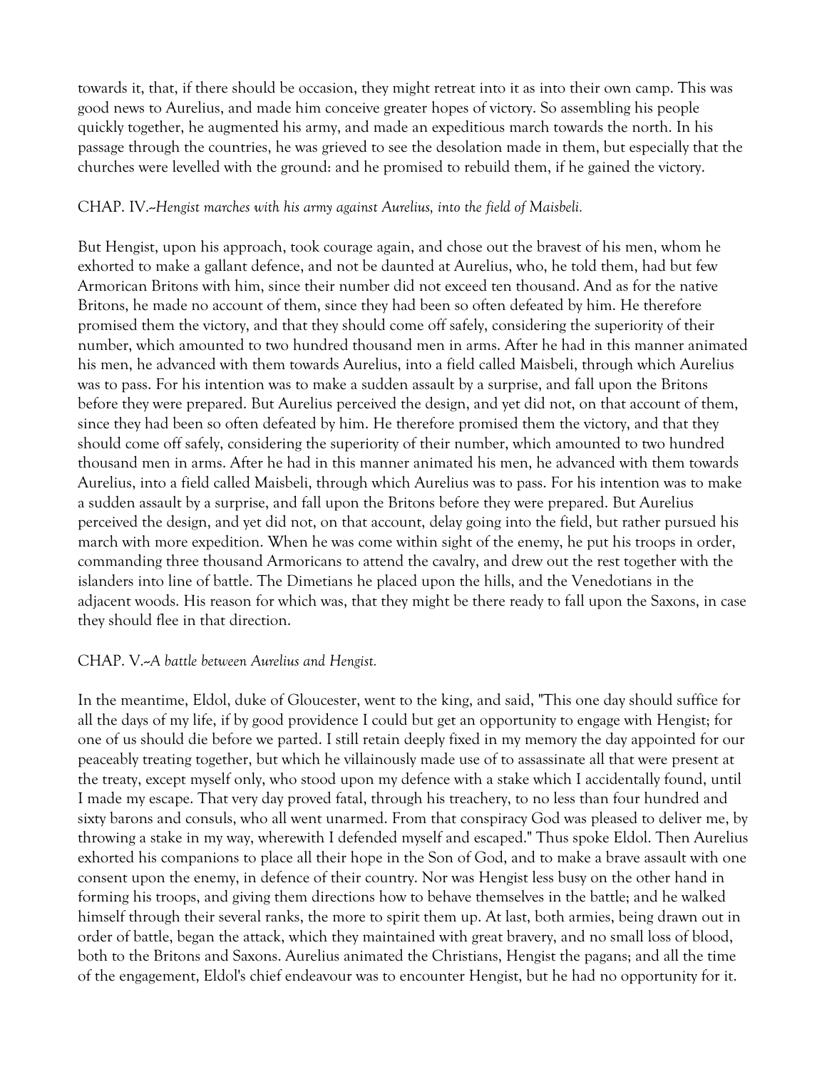towards it, that, if there should be occasion, they might retreat into it as into their own camp. This was good news to Aurelius, and made him conceive greater hopes of victory. So assembling his people quickly together, he augmented his army, and made an expeditious march towards the north. In his passage through the countries, he was grieved to see the desolation made in them, but especially that the churches were levelled with the ground: and he promised to rebuild them, if he gained the victory.

CHAP. IV.--*Hengist marches with his army against Aurelius, into the field of Maisbeli.*

But Hengist, upon his approach, took courage again, and chose out the bravest of his men, whom he exhorted to make a gallant defence, and not be daunted at Aurelius, who, he told them, had but few Armorican Britons with him, since their number did not exceed ten thousand. And as for the native Britons, he made no account of them, since they had been so often defeated by him. He therefore promised them the victory, and that they should come off safely, considering the superiority of their number, which amounted to two hundred thousand men in arms. After he had in this manner animated his men, he advanced with them towards Aurelius, into a field called Maisbeli, through which Aurelius was to pass. For his intention was to make a sudden assault by a surprise, and fall upon the Britons before they were prepared. But Aurelius perceived the design, and yet did not, on that account of them, since they had been so often defeated by him. He therefore promised them the victory, and that they should come off safely, considering the superiority of their number, which amounted to two hundred thousand men in arms. After he had in this manner animated his men, he advanced with them towards Aurelius, into a field called Maisbeli, through which Aurelius was to pass. For his intention was to make a sudden assault by a surprise, and fall upon the Britons before they were prepared. But Aurelius perceived the design, and yet did not, on that account, delay going into the field, but rather pursued his march with more expedition. When he was come within sight of the enemy, he put his troops in order, commanding three thousand Armoricans to attend the cavalry, and drew out the rest together with the islanders into line of battle. The Dimetians he placed upon the hills, and the Venedotians in the adjacent woods. His reason for which was, that they might be there ready to fall upon the Saxons, in case they should flee in that direction.

CHAP. V.--*A battle between Aurelius and Hengist.*

In the meantime, Eldol, duke of Gloucester, went to the king, and said, "This one day should suffice for all the days of my life, if by good providence I could but get an opportunity to engage with Hengist; for one of us should die before we parted. I still retain deeply fixed in my memory the day appointed for our peaceably treating together, but which he villainously made use of to assassinate all that were present at the treaty, except myself only, who stood upon my defence with a stake which I accidentally found, until I made my escape. That very day proved fatal, through his treachery, to no less than four hundred and sixty barons and consuls, who all went unarmed. From that conspiracy God was pleased to deliver me, by throwing a stake in my way, wherewith I defended myself and escaped." Thus spoke Eldol. Then Aurelius exhorted his companions to place all their hope in the Son of God, and to make a brave assault with one consent upon the enemy, in defence of their country. Nor was Hengist less busy on the other hand in forming his troops, and giving them directions how to behave themselves in the battle; and he walked himself through their several ranks, the more to spirit them up. At last, both armies, being drawn out in order of battle, began the attack, which they maintained with great bravery, and no small loss of blood, both to the Britons and Saxons. Aurelius animated the Christians, Hengist the pagans; and all the time of the engagement, Eldol's chief endeavour was to encounter Hengist, but he had no opportunity for it.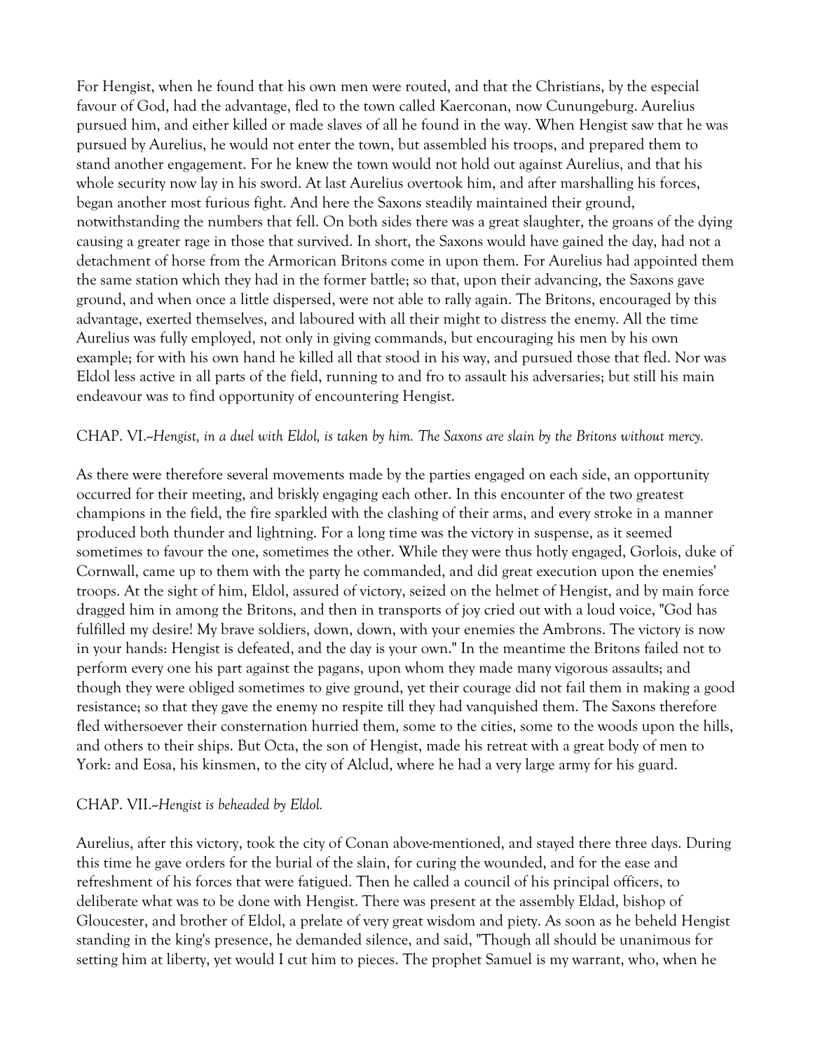For Hengist, when he found that his own men were routed, and that the Christians, by the especial favour of God, had the advantage, fled to the town called Kaerconan, now Cunungeburg. Aurelius pursued him, and either killed or made slaves of all he found in the way. When Hengist saw that he was pursued by Aurelius, he would not enter the town, but assembled his troops, and prepared them to stand another engagement. For he knew the town would not hold out against Aurelius, and that his whole security now lay in his sword. At last Aurelius overtook him, and after marshalling his forces, began another most furious fight. And here the Saxons steadily maintained their ground, notwithstanding the numbers that fell. On both sides there was a great slaughter, the groans of the dying causing a greater rage in those that survived. In short, the Saxons would have gained the day, had not a detachment of horse from the Armorican Britons come in upon them. For Aurelius had appointed them the same station which they had in the former battle; so that, upon their advancing, the Saxons gave ground, and when once a little dispersed, were not able to rally again. The Britons, encouraged by this advantage, exerted themselves, and laboured with all their might to distress the enemy. All the time Aurelius was fully employed, not only in giving commands, but encouraging his men by his own example; for with his own hand he killed all that stood in his way, and pursued those that fled. Nor was Eldol less active in all parts of the field, running to and fro to assault his adversaries; but still his main endeavour was to find opportunity of encountering Hengist.

CHAP. VI.--*Hengist, in a duel with Eldol, is taken by him. The Saxons are slain by the Britons without mercy.*

As there were therefore several movements made by the parties engaged on each side, an opportunity occurred for their meeting, and briskly engaging each other. In this encounter of the two greatest champions in the field, the fire sparkled with the clashing of their arms, and every stroke in a manner produced both thunder and lightning. For a long time was the victory in suspense, as it seemed sometimes to favour the one, sometimes the other. While they were thus hotly engaged, Gorlois, duke of Cornwall, came up to them with the party he commanded, and did great execution upon the enemies' troops. At the sight of him, Eldol, assured of victory, seized on the helmet of Hengist, and by main force dragged him in among the Britons, and then in transports of joy cried out with a loud voice, "God has fulfilled my desire! My brave soldiers, down, down, with your enemies the Ambrons. The victory is now in your hands: Hengist is defeated, and the day is your own." In the meantime the Britons failed not to perform every one his part against the pagans, upon whom they made many vigorous assaults; and though they were obliged sometimes to give ground, yet their courage did not fail them in making a good resistance; so that they gave the enemy no respite till they had vanquished them. The Saxons therefore fled withersoever their consternation hurried them, some to the cities, some to the woods upon the hills, and others to their ships. But Octa, the son of Hengist, made his retreat with a great body of men to York: and Eosa, his kinsmen, to the city of Alclud, where he had a very large army for his guard.

CHAP. VII.--*Hengist is beheaded by Eldol.*

Aurelius, after this victory, took the city of Conan above-mentioned, and stayed there three days. During this time he gave orders for the burial of the slain, for curing the wounded, and for the ease and refreshment of his forces that were fatigued. Then he called a council of his principal officers, to deliberate what was to be done with Hengist. There was present at the assembly Eldad, bishop of Gloucester, and brother of Eldol, a prelate of very great wisdom and piety. As soon as he beheld Hengist standing in the king's presence, he demanded silence, and said, "Though all should be unanimous for setting him at liberty, yet would I cut him to pieces. The prophet Samuel is my warrant, who, when he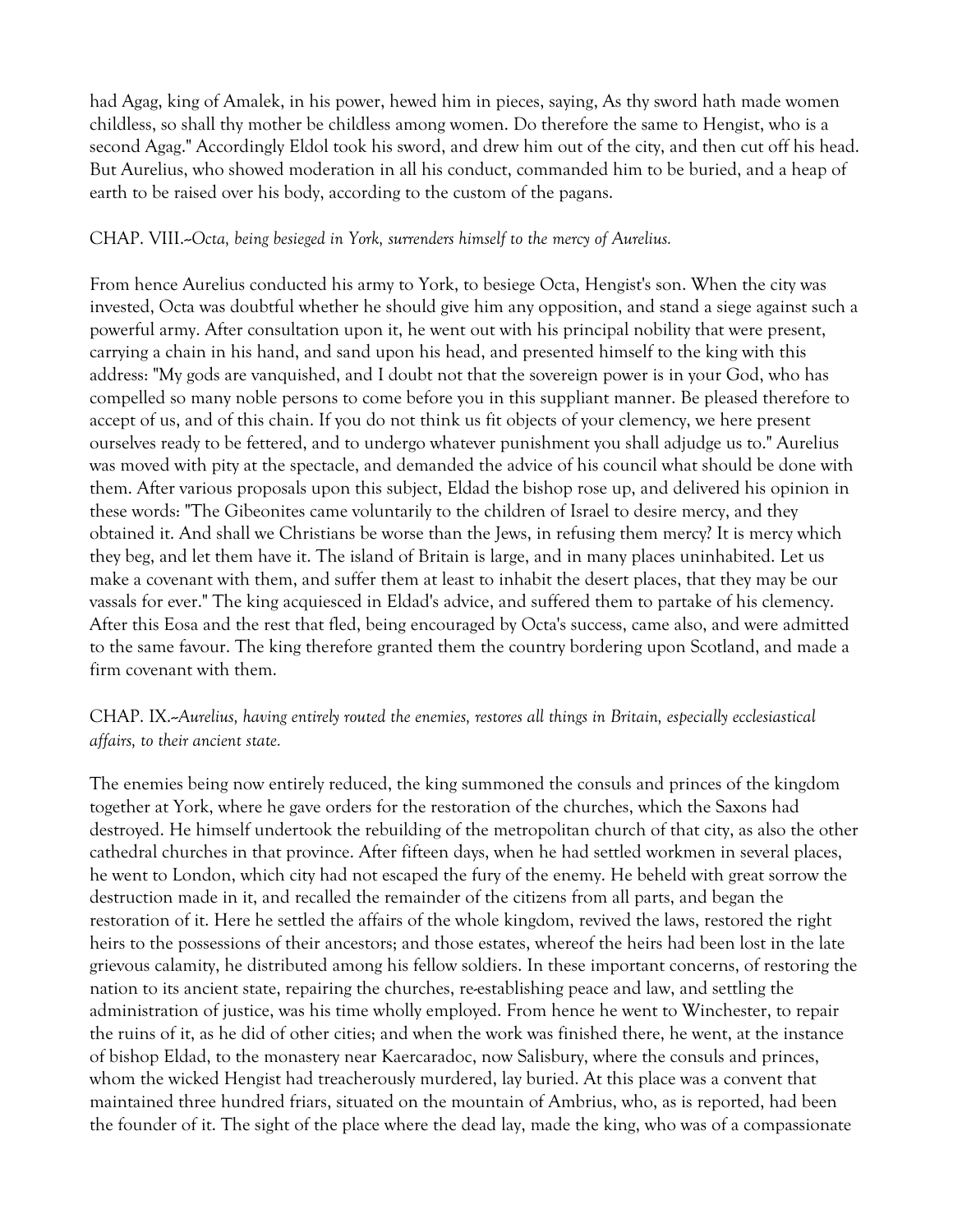had Agag, king of Amalek, in his power, hewed him in pieces, saying, As thy sword hath made women childless, so shall thy mother be childless among women. Do therefore the same to Hengist, who is a second Agag." Accordingly Eldol took his sword, and drew him out of the city, and then cut off his head. But Aurelius, who showed moderation in all his conduct, commanded him to be buried, and a heap of earth to be raised over his body, according to the custom of the pagans.

CHAP. VIII.--*Octa, being besieged in York, surrenders himself to the mercy of Aurelius.*

From hence Aurelius conducted his army to York, to besiege Octa, Hengist's son. When the city was invested, Octa was doubtful whether he should give him any opposition, and stand a siege against such a powerful army. After consultation upon it, he went out with his principal nobility that were present, carrying a chain in his hand, and sand upon his head, and presented himself to the king with this address: "My gods are vanquished, and I doubt not that the sovereign power is in your God, who has compelled so many noble persons to come before you in this suppliant manner. Be pleased therefore to accept of us, and of this chain. If you do not think us fit objects of your clemency, we here present ourselves ready to be fettered, and to undergo whatever punishment you shall adjudge us to." Aurelius was moved with pity at the spectacle, and demanded the advice of his council what should be done with them. After various proposals upon this subject, Eldad the bishop rose up, and delivered his opinion in these words: "The Gibeonites came voluntarily to the children of Israel to desire mercy, and they obtained it. And shall we Christians be worse than the Jews, in refusing them mercy? It is mercy which they beg, and let them have it. The island of Britain is large, and in many places uninhabited. Let us make a covenant with them, and suffer them at least to inhabit the desert places, that they may be our vassals for ever." The king acquiesced in Eldad's advice, and suffered them to partake of his clemency. After this Eosa and the rest that fled, being encouraged by Octa's success, came also, and were admitted to the same favour. The king therefore granted them the country bordering upon Scotland, and made a firm covenant with them.

CHAP. IX.--*Aurelius, having entirely routed the enemies, restores all things in Britain, especially ecclesiastical affairs, to their ancient state.*

The enemies being now entirely reduced, the king summoned the consuls and princes of the kingdom together at York, where he gave orders for the restoration of the churches, which the Saxons had destroyed. He himself undertook the rebuilding of the metropolitan church of that city, as also the other cathedral churches in that province. After fifteen days, when he had settled workmen in several places, he went to London, which city had not escaped the fury of the enemy. He beheld with great sorrow the destruction made in it, and recalled the remainder of the citizens from all parts, and began the restoration of it. Here he settled the affairs of the whole kingdom, revived the laws, restored the right heirs to the possessions of their ancestors; and those estates, whereof the heirs had been lost in the late grievous calamity, he distributed among his fellow soldiers. In these important concerns, of restoring the nation to its ancient state, repairing the churches, re-establishing peace and law, and settling the administration of justice, was his time wholly employed. From hence he went to Winchester, to repair the ruins of it, as he did of other cities; and when the work was finished there, he went, at the instance of bishop Eldad, to the monastery near Kaercaradoc, now Salisbury, where the consuls and princes, whom the wicked Hengist had treacherously murdered, lay buried. At this place was a convent that maintained three hundred friars, situated on the mountain of Ambrius, who, as is reported, had been the founder of it. The sight of the place where the dead lay, made the king, who was of a compassionate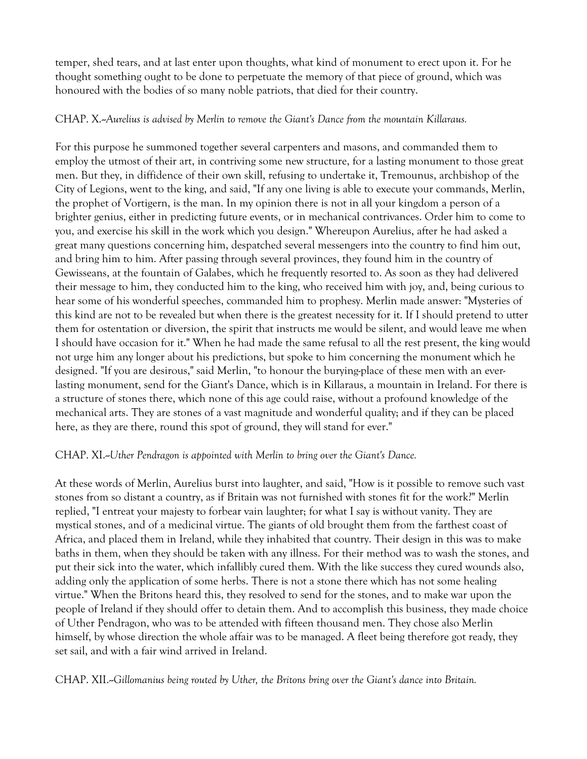temper, shed tears, and at last enter upon thoughts, what kind of monument to erect upon it. For he thought something ought to be done to perpetuate the memory of that piece of ground, which was honoured with the bodies of so many noble patriots, that died for their country.

CHAP. X.--*Aurelius is advised by Merlin to remove the Giant's Dance from the mountain Killaraus.*

For this purpose he summoned together several carpenters and masons, and commanded them to employ the utmost of their art, in contriving some new structure, for a lasting monument to those great men. But they, in diffidence of their own skill, refusing to undertake it, Tremounus, archbishop of the City of Legions, went to the king, and said, "If any one living is able to execute your commands, Merlin, the prophet of Vortigern, is the man. In my opinion there is not in all your kingdom a person of a brighter genius, either in predicting future events, or in mechanical contrivances. Order him to come to you, and exercise his skill in the work which you design." Whereupon Aurelius, after he had asked a great many questions concerning him, despatched several messengers into the country to find him out, and bring him to him. After passing through several provinces, they found him in the country of Gewisseans, at the fountain of Galabes, which he frequently resorted to. As soon as they had delivered their message to him, they conducted him to the king, who received him with joy, and, being curious to hear some of his wonderful speeches, commanded him to prophesy. Merlin made answer: "Mysteries of this kind are not to be revealed but when there is the greatest necessity for it. If I should pretend to utter them for ostentation or diversion, the spirit that instructs me would be silent, and would leave me when I should have occasion for it." When he had made the same refusal to all the rest present, the king would not urge him any longer about his predictions, but spoke to him concerning the monument which he designed. "If you are desirous," said Merlin, "to honour the burying-place of these men with an ever-lasting monument, send for the Giant's Dance, which is in Killaraus, a mountain in Ireland. For there is a structure of stones there, which none of this age could raise, without a profound knowledge of the mechanical arts. They are stones of a vast magnitude and wonderful quality; and if they can be placed here, as they are there, round this spot of ground, they will stand for ever."

CHAP. XI.--*Uther Pendragon is appointed with Merlin to bring over the Giant's Dance.*

At these words of Merlin, Aurelius burst into laughter, and said, "How is it possible to remove such vast stones from so distant a country, as if Britain was not furnished with stones fit for the work?" Merlin replied, "I entreat your majesty to forbear vain laughter; for what I say is without vanity. They are mystical stones, and of a medicinal virtue. The giants of old brought them from the farthest coast of Africa, and placed them in Ireland, while they inhabited that country. Their design in this was to make baths in them, when they should be taken with any illness. For their method was to wash the stones, and put their sick into the water, which infallibly cured them. With the like success they cured wounds also, adding only the application of some herbs. There is not a stone there which has not some healing virtue." When the Britons heard this, they resolved to send for the stones, and to make war upon the people of Ireland if they should offer to detain them. And to accomplish this business, they made choice of Uther Pendragon, who was to be attended with fifteen thousand men. They chose also Merlin himself, by whose direction the whole affair was to be managed. A fleet being therefore got ready, they set sail, and with a fair wind arrived in Ireland.

CHAP. XII.--*Gillomanius being routed by Uther, the Britons bring over the Giant's dance into Britain.*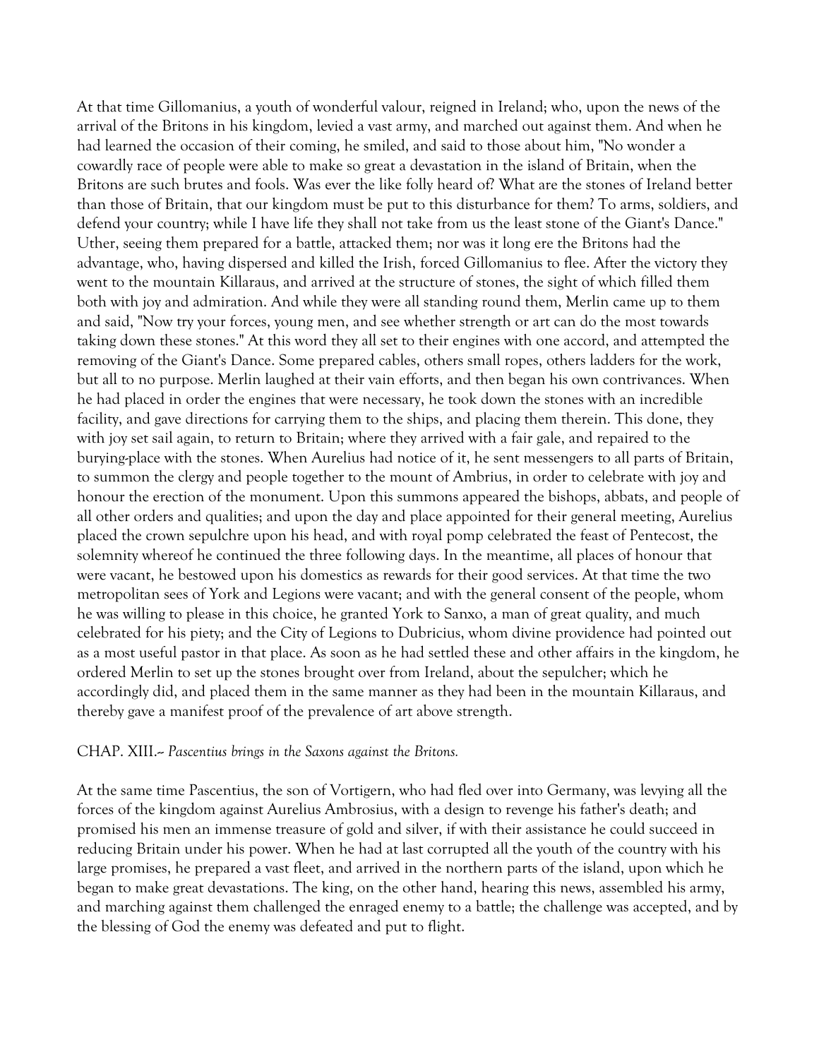At that time Gillomanius, a youth of wonderful valour, reigned in Ireland; who, upon the news of the arrival of the Britons in his kingdom, levied a vast army, and marched out against them. And when he had learned the occasion of their coming, he smiled, and said to those about him, "No wonder a cowardly race of people were able to make so great a devastation in the island of Britain, when the Britons are such brutes and fools. Was ever the like folly heard of? What are the stones of Ireland better than those of Britain, that our kingdom must be put to this disturbance for them? To arms, soldiers, and defend your country; while I have life they shall not take from us the least stone of the Giant's Dance." Uther, seeing them prepared for a battle, attacked them; nor was it long ere the Britons had the advantage, who, having dispersed and killed the Irish, forced Gillomanius to flee. After the victory they went to the mountain Killaraus, and arrived at the structure of stones, the sight of which filled them both with joy and admiration. And while they were all standing round them, Merlin came up to them and said, "Now try your forces, young men, and see whether strength or art can do the most towards taking down these stones." At this word they all set to their engines with one accord, and attempted the removing of the Giant's Dance. Some prepared cables, others small ropes, others ladders for the work, but all to no purpose. Merlin laughed at their vain efforts, and then began his own contrivances. When he had placed in order the engines that were necessary, he took down the stones with an incredible facility, and gave directions for carrying them to the ships, and placing them therein. This done, they with joy set sail again, to return to Britain; where they arrived with a fair gale, and repaired to the burying-place with the stones. When Aurelius had notice of it, he sent messengers to all parts of Britain, to summon the clergy and people together to the mount of Ambrius, in order to celebrate with joy and honour the erection of the monument. Upon this summons appeared the bishops, abbats, and people of all other orders and qualities; and upon the day and place appointed for their general meeting, Aurelius placed the crown sepulchre upon his head, and with royal pomp celebrated the feast of Pentecost, the solemnity whereof he continued the three following days. In the meantime, all places of honour that were vacant, he bestowed upon his domestics as rewards for their good services. At that time the two metropolitan sees of York and Legions were vacant; and with the general consent of the people, whom he was willing to please in this choice, he granted York to Sanxo, a man of great quality, and much celebrated for his piety; and the City of Legions to Dubricius, whom divine providence had pointed out as a most useful pastor in that place. As soon as he had settled these and other affairs in the kingdom, he ordered Merlin to set up the stones brought over from Ireland, about the sepulcher; which he accordingly did, and placed them in the same manner as they had been in the mountain Killaraus, and thereby gave a manifest proof of the prevalence of art above strength.

CHAP. XIII.-- *Pascentius brings in the Saxons against the Britons.*

At the same time Pascentius, the son of Vortigern, who had fled over into Germany, was levying all the forces of the kingdom against Aurelius Ambrosius, with a design to revenge his father's death; and promised his men an immense treasure of gold and silver, if with their assistance he could succeed in reducing Britain under his power. When he had at last corrupted all the youth of the country with his large promises, he prepared a vast fleet, and arrived in the northern parts of the island, upon which he began to make great devastations. The king, on the other hand, hearing this news, assembled his army, and marching against them challenged the enraged enemy to a battle; the challenge was accepted, and by the blessing of God the enemy was defeated and put to flight.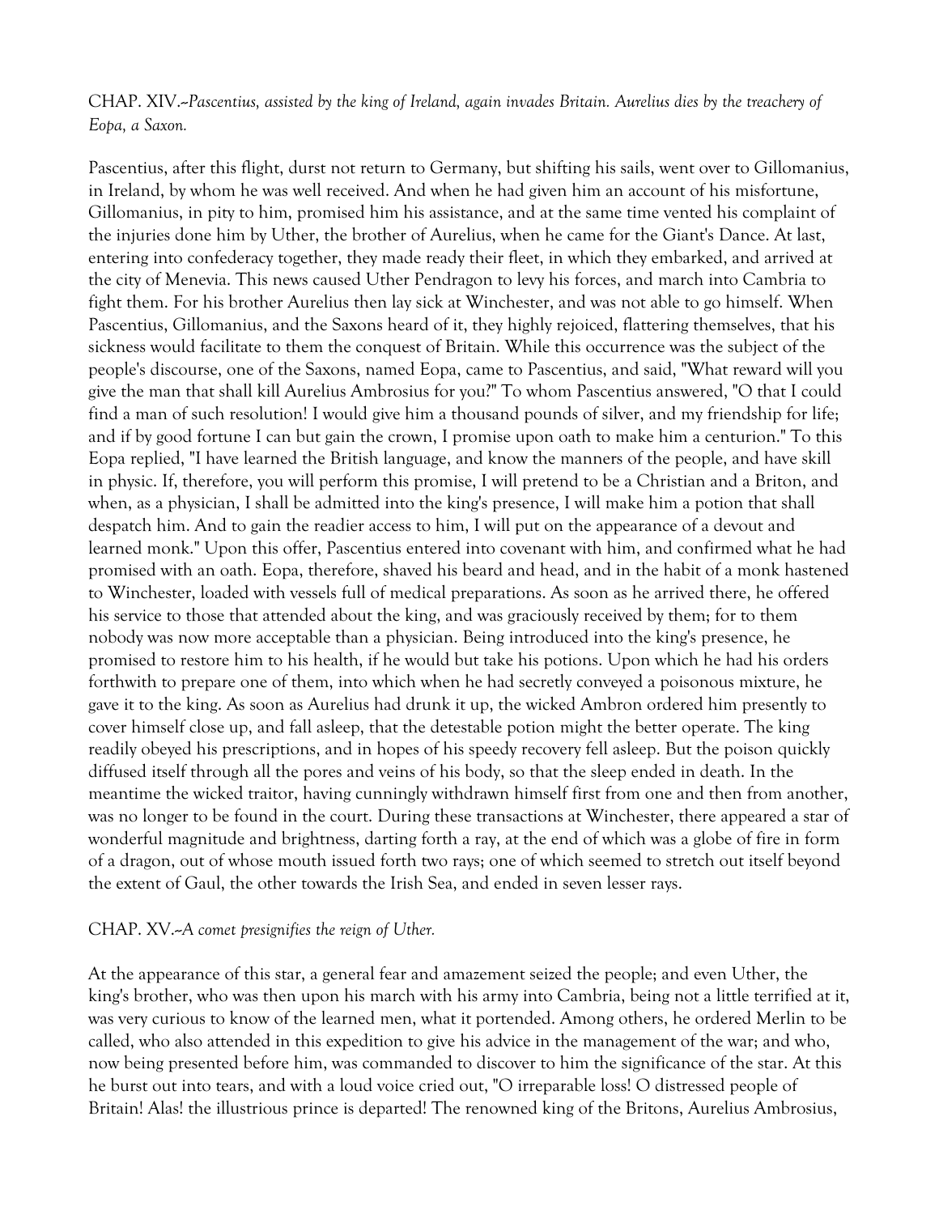CHAP. XIV.--*Pascentius, assisted by the king of Ireland, again invades Britain. Aurelius dies by the treachery of Eopa, a Saxon.*

Pascentius, after this flight, durst not return to Germany, but shifting his sails, went over to Gillomanius, in Ireland, by whom he was well received. And when he had given him an account of his misfortune, Gillomanius, in pity to him, promised him his assistance, and at the same time vented his complaint of the injuries done him by Uther, the brother of Aurelius, when he came for the Giant's Dance. At last, entering into confederacy together, they made ready their fleet, in which they embarked, and arrived at the city of Menevia. This news caused Uther Pendragon to levy his forces, and march into Cambria to fight them. For his brother Aurelius then lay sick at Winchester, and was not able to go himself. When Pascentius, Gillomanius, and the Saxons heard of it, they highly rejoiced, flattering themselves, that his sickness would facilitate to them the conquest of Britain. While this occurrence was the subject of the people's discourse, one of the Saxons, named Eopa, came to Pascentius, and said, "What reward will you give the man that shall kill Aurelius Ambrosius for you?" To whom Pascentius answered, "O that I could find a man of such resolution! I would give him a thousand pounds of silver, and my friendship for life; and if by good fortune I can but gain the crown, I promise upon oath to make him a centurion." To this Eopa replied, "I have learned the British language, and know the manners of the people, and have skill in physic. If, therefore, you will perform this promise, I will pretend to be a Christian and a Briton, and when, as a physician, I shall be admitted into the king's presence, I will make him a potion that shall despatch him. And to gain the readier access to him, I will put on the appearance of a devout and learned monk." Upon this offer, Pascentius entered into covenant with him, and confirmed what he had promised with an oath. Eopa, therefore, shaved his beard and head, and in the habit of a monk hastened to Winchester, loaded with vessels full of medical preparations. As soon as he arrived there, he offered his service to those that attended about the king, and was graciously received by them; for to them nobody was now more acceptable than a physician. Being introduced into the king's presence, he promised to restore him to his health, if he would but take his potions. Upon which he had his orders forthwith to prepare one of them, into which when he had secretly conveyed a poisonous mixture, he gave it to the king. As soon as Aurelius had drunk it up, the wicked Ambron ordered him presently to cover himself close up, and fall asleep, that the detestable potion might the better operate. The king readily obeyed his prescriptions, and in hopes of his speedy recovery fell asleep. But the poison quickly diffused itself through all the pores and veins of his body, so that the sleep ended in death. In the meantime the wicked traitor, having cunningly withdrawn himself first from one and then from another, was no longer to be found in the court. During these transactions at Winchester, there appeared a star of wonderful magnitude and brightness, darting forth a ray, at the end of which was a globe of fire in form of a dragon, out of whose mouth issued forth two rays; one of which seemed to stretch out itself beyond the extent of Gaul, the other towards the Irish Sea, and ended in seven lesser rays.

CHAP. XV.--*A comet presignifies the reign of Uther.*

At the appearance of this star, a general fear and amazement seized the people; and even Uther, the king's brother, who was then upon his march with his army into Cambria, being not a little terrified at it, was very curious to know of the learned men, what it portended. Among others, he ordered Merlin to be called, who also attended in this expedition to give his advice in the management of the war; and who, now being presented before him, was commanded to discover to him the significance of the star. At this he burst out into tears, and with a loud voice cried out, "O irreparable loss! O distressed people of Britain! Alas! the illustrious prince is departed! The renowned king of the Britons, Aurelius Ambrosius,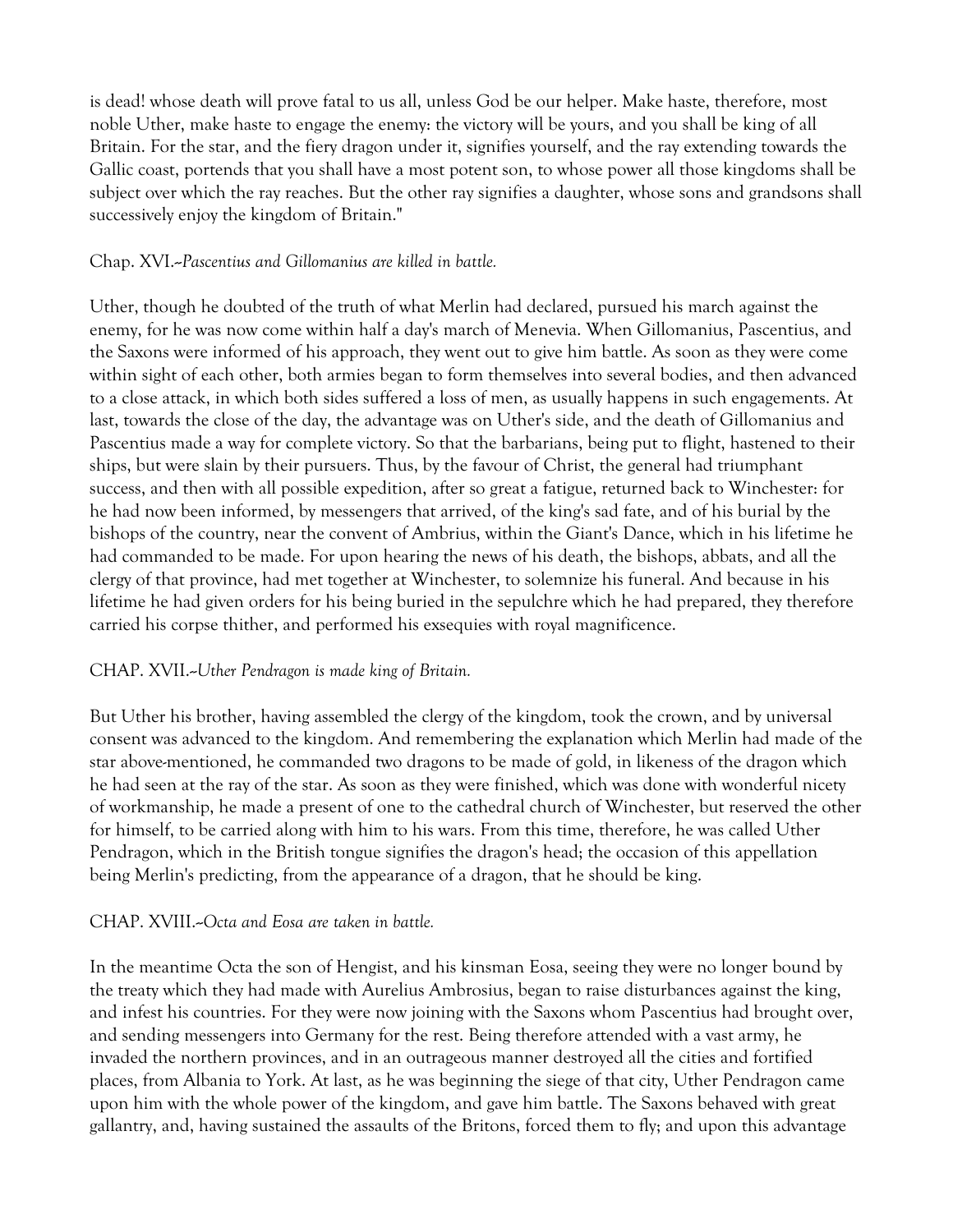is dead! whose death will prove fatal to us all, unless God be our helper. Make haste, therefore, most noble Uther, make haste to engage the enemy: the victory will be yours, and you shall be king of all Britain. For the star, and the fiery dragon under it, signifies yourself, and the ray extending towards the Gallic coast, portends that you shall have a most potent son, to whose power all those kingdoms shall be subject over which the ray reaches. But the other ray signifies a daughter, whose sons and grandsons shall successively enjoy the kingdom of Britain."

Chap. XVI.--*Pascentius and Gillomanius are killed in battle.*

Uther, though he doubted of the truth of what Merlin had declared, pursued his march against the enemy, for he was now come within half a day's march of Menevia. When Gillomanius, Pascentius, and the Saxons were informed of his approach, they went out to give him battle. As soon as they were come within sight of each other, both armies began to form themselves into several bodies, and then advanced to a close attack, in which both sides suffered a loss of men, as usually happens in such engagements. At last, towards the close of the day, the advantage was on Uther's side, and the death of Gillomanius and Pascentius made a way for complete victory. So that the barbarians, being put to flight, hastened to their ships, but were slain by their pursuers. Thus, by the favour of Christ, the general had triumphant success, and then with all possible expedition, after so great a fatigue, returned back to Winchester: for he had now been informed, by messengers that arrived, of the king's sad fate, and of his burial by the bishops of the country, near the convent of Ambrius, within the Giant's Dance, which in his lifetime he had commanded to be made. For upon hearing the news of his death, the bishops, abbats, and all the clergy of that province, had met together at Winchester, to solemnize his funeral. And because in his lifetime he had given orders for his being buried in the sepulchre which he had prepared, they therefore carried his corpse thither, and performed his exsequies with royal magnificence.

CHAP. XVII.--*Uther Pendragon is made king of Britain.*

But Uther his brother, having assembled the clergy of the kingdom, took the crown, and by universal consent was advanced to the kingdom. And remembering the explanation which Merlin had made of the star above-mentioned, he commanded two dragons to be made of gold, in likeness of the dragon which he had seen at the ray of the star. As soon as they were finished, which was done with wonderful nicety of workmanship, he made a present of one to the cathedral church of Winchester, but reserved the other for himself, to be carried along with him to his wars. From this time, therefore, he was called Uther Pendragon, which in the British tongue signifies the dragon's head; the occasion of this appellation being Merlin's predicting, from the appearance of a dragon, that he should be king.

CHAP. XVIII.--*Octa and Eosa are taken in battle.*

In the meantime Octa the son of Hengist, and his kinsman Eosa, seeing they were no longer bound by the treaty which they had made with Aurelius Ambrosius, began to raise disturbances against the king, and infest his countries. For they were now joining with the Saxons whom Pascentius had brought over, and sending messengers into Germany for the rest. Being therefore attended with a vast army, he invaded the northern provinces, and in an outrageous manner destroyed all the cities and fortified places, from Albania to York. At last, as he was beginning the siege of that city, Uther Pendragon came upon him with the whole power of the kingdom, and gave him battle. The Saxons behaved with great gallantry, and, having sustained the assaults of the Britons, forced them to fly; and upon this advantage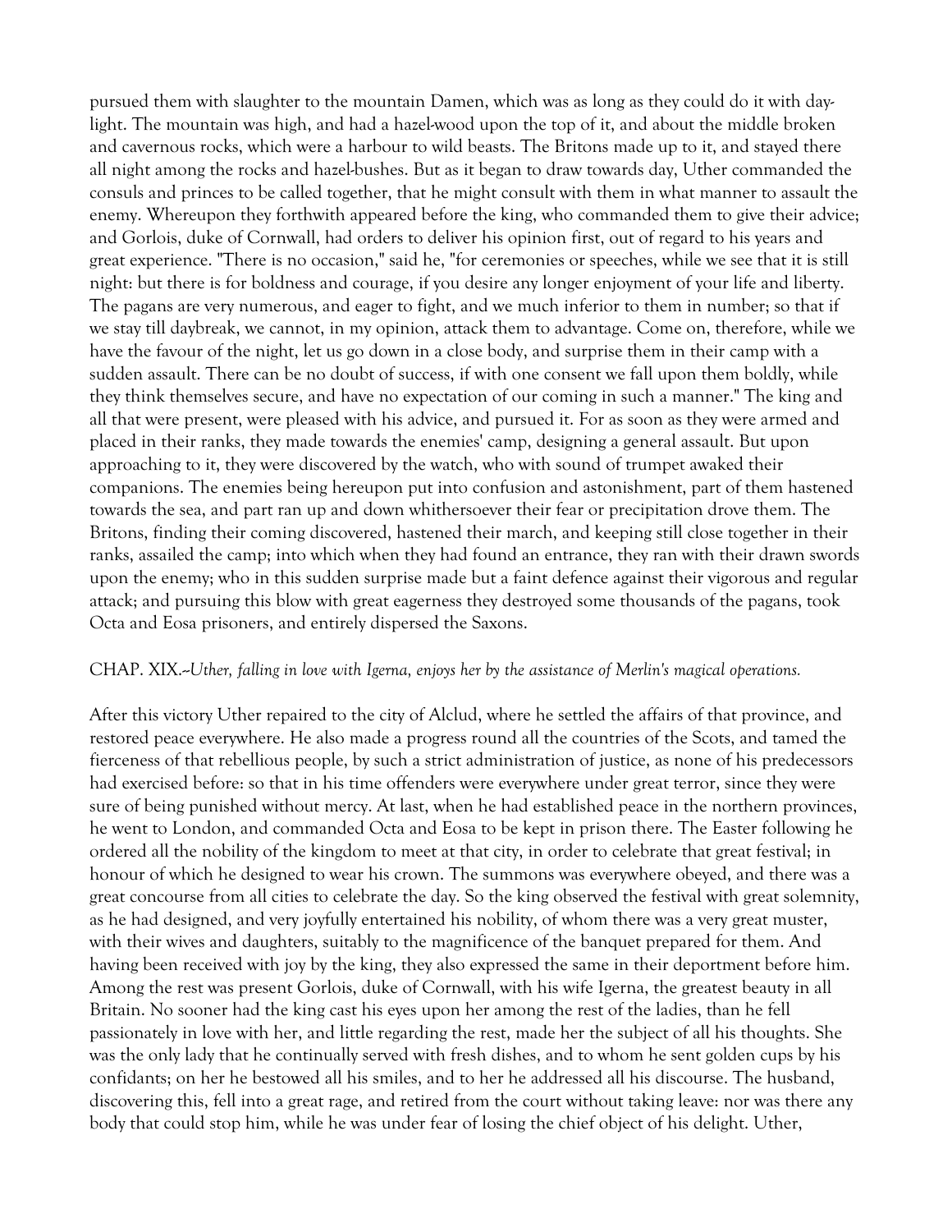pursued them with slaughter to the mountain Damen, which was as long as they could do it with daylight. The mountain was high, and had a hazel-wood upon the top of it, and about the middle broken and cavernous rocks, which were a harbour to wild beasts. The Britons made up to it, and stayed there all night among the rocks and hazel-bushes. But as it began to draw towards day, Uther commanded the consuls and princes to be called together, that he might consult with them in what manner to assault the enemy. Whereupon they forthwith appeared before the king, who commanded them to give their advice; and Gorlois, duke of Cornwall, had orders to deliver his opinion first, out of regard to his years and great experience. "There is no occasion," said he, "for ceremonies or speeches, while we see that it is still night: but there is for boldness and courage, if you desire any longer enjoyment of your life and liberty. The pagans are very numerous, and eager to fight, and we much inferior to them in number; so that if we stay till daybreak, we cannot, in my opinion, attack them to advantage. Come on, therefore, while we have the favour of the night, let us go down in a close body, and surprise them in their camp with a sudden assault. There can be no doubt of success, if with one consent we fall upon them boldly, while they think themselves secure, and have no expectation of our coming in such a manner." The king and all that were present, were pleased with his advice, and pursued it. For as soon as they were armed and placed in their ranks, they made towards the enemies' camp, designing a general assault. But upon approaching to it, they were discovered by the watch, who with sound of trumpet awaked their companions. The enemies being hereupon put into confusion and astonishment, part of them hastened towards the sea, and part ran up and down whithersoever their fear or precipitation drove them. The Britons, finding their coming discovered, hastened their march, and keeping still close together in their ranks, assailed the camp; into which when they had found an entrance, they ran with their drawn swords upon the enemy; who in this sudden surprise made but a faint defence against their vigorous and regular attack; and pursuing this blow with great eagerness they destroyed some thousands of the pagans, took Octa and Eosa prisoners, and entirely dispersed the Saxons.

CHAP. XIX.--*Uther, falling in love with Igerna, enjoys her by the assistance of Merlin's magical operations.*

After this victory Uther repaired to the city of Alclud, where he settled the affairs of that province, and restored peace everywhere. He also made a progress round all the countries of the Scots, and tamed the fierceness of that rebellious people, by such a strict administration of justice, as none of his predecessors had exercised before: so that in his time offenders were everywhere under great terror, since they were sure of being punished without mercy. At last, when he had established peace in the northern provinces, he went to London, and commanded Octa and Eosa to be kept in prison there. The Easter following he ordered all the nobility of the kingdom to meet at that city, in order to celebrate that great festival; in honour of which he designed to wear his crown. The summons was everywhere obeyed, and there was a great concourse from all cities to celebrate the day. So the king observed the festival with great solemnity, as he had designed, and very joyfully entertained his nobility, of whom there was a very great muster, with their wives and daughters, suitably to the magnificence of the banquet prepared for them. And having been received with joy by the king, they also expressed the same in their deportment before him. Among the rest was present Gorlois, duke of Cornwall, with his wife Igerna, the greatest beauty in all Britain. No sooner had the king cast his eyes upon her among the rest of the ladies, than he fell passionately in love with her, and little regarding the rest, made her the subject of all his thoughts. She was the only lady that he continually served with fresh dishes, and to whom he sent golden cups by his confidants; on her he bestowed all his smiles, and to her he addressed all his discourse. The husband, discovering this, fell into a great rage, and retired from the court without taking leave: nor was there any body that could stop him, while he was under fear of losing the chief object of his delight. Uther,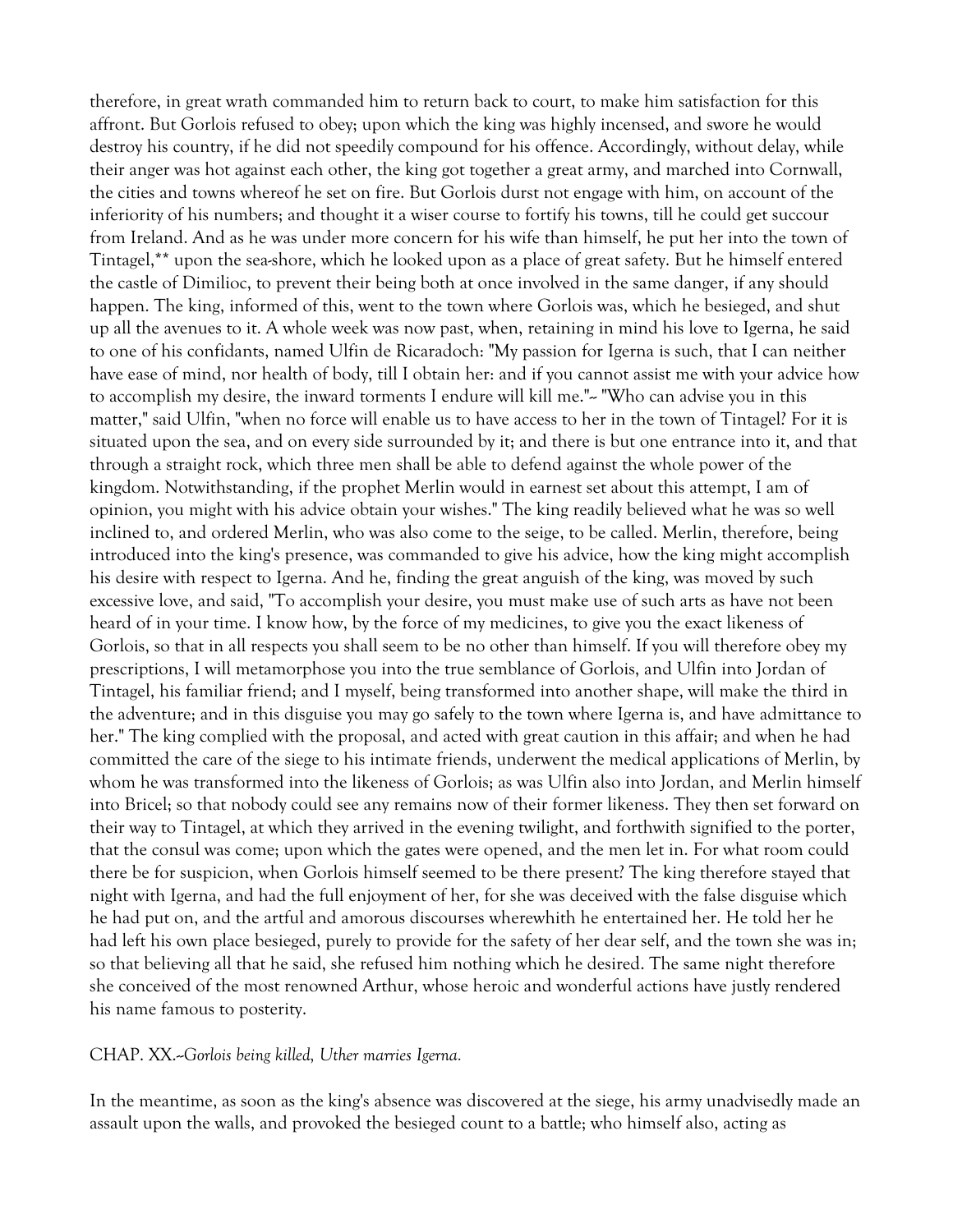therefore, in great wrath commanded him to return back to court, to make him satisfaction for this affront. But Gorlois refused to obey; upon which the king was highly incensed, and swore he would destroy his country, if he did not speedily compound for his offence. Accordingly, without delay, while their anger was hot against each other, the king got together a great army, and marched into Cornwall, the cities and towns whereof he set on fire. But Gorlois durst not engage with him, on account of the inferiority of his numbers; and thought it a wiser course to fortify his towns, till he could get succour from Ireland. And as he was under more concern for his wife than himself, he put her into the town of Tintagel,** upon the sea-shore, which he looked upon as a place of great safety. But he himself entered the castle of Dimilioc, to prevent their being both at once involved in the same danger, if any should happen. The king, informed of this, went to the town where Gorlois was, which he besieged, and shut up all the avenues to it. A whole week was now past, when, retaining in mind his love to Igerna, he said to one of his confidants, named Ulfin de Ricaradoch: "My passion for Igerna is such, that I can neither have ease of mind, nor health of body, till I obtain her: and if you cannot assist me with your advice how to accomplish my desire, the inward torments I endure will kill me."-- "Who can advise you in this matter," said Ulfin, "when no force will enable us to have access to her in the town of Tintagel? For it is situated upon the sea, and on every side surrounded by it; and there is but one entrance into it, and that through a straight rock, which three men shall be able to defend against the whole power of the kingdom. Notwithstanding, if the prophet Merlin would in earnest set about this attempt, I am of opinion, you might with his advice obtain your wishes." The king readily believed what he was so well inclined to, and ordered Merlin, who was also come to the siege, to be called. Merlin, therefore, being introduced into the king's presence, was commanded to give his advice, how the king might accomplish his desire with respect to Igerna. And he, finding the great anguish of the king, was moved by such excessive love, and said, "To accomplish your desire, you must make use of such arts as have not been heard of in your time. I know how, by the force of my medicines, to give you the exact likeness of Gorlois, so that in all respects you shall seem to be no other than himself. If you will therefore obey my prescriptions, I will metamorphose you into the true semblance of Gorlois, and Ulfin into Jordan of Tintagel, his familiar friend; and I myself, being transformed into another shape, will make the third in the adventure; and in this disguise you may go safely to the town where Igerna is, and have admittance to her." The king complied with the proposal, and acted with great caution in this affair; and when he had committed the care of the siege to his intimate friends, underwent the medical applications of Merlin, by whom he was transformed into the likeness of Gorlois; as was Ulfin also into Jordan, and Merlin himself into Bricel; so that nobody could see any remains now of their former likeness. They then set forward on their way to Tintagel, at which they arrived in the evening twilight, and forthwith signified to the porter, that the consul was come; upon which the gates were opened, and the men let in. For what room could there be for suspicion, when Gorlois himself seemed to be there present? The king therefore stayed that night with Igerna, and had the full enjoyment of her, for she was deceived with the false disguise which he had put on, and the artful and amorous discourses wherewhith he entertained her. He told her he had left his own place besieged, purely to provide for the safety of her dear self, and the town she was in; so that believing all that he said, she refused him nothing which he desired. The same night therefore she conceived of the most renowned Arthur, whose heroic and wonderful actions have justly rendered his name famous to posterity.

CHAP. XX.--*Gorlois being killed, Uther marries Igerna.*

In the meantime, as soon as the king's absence was discovered at the siege, his army unadvisedly made an assault upon the walls, and provoked the besieged count to a battle; who himself also, acting as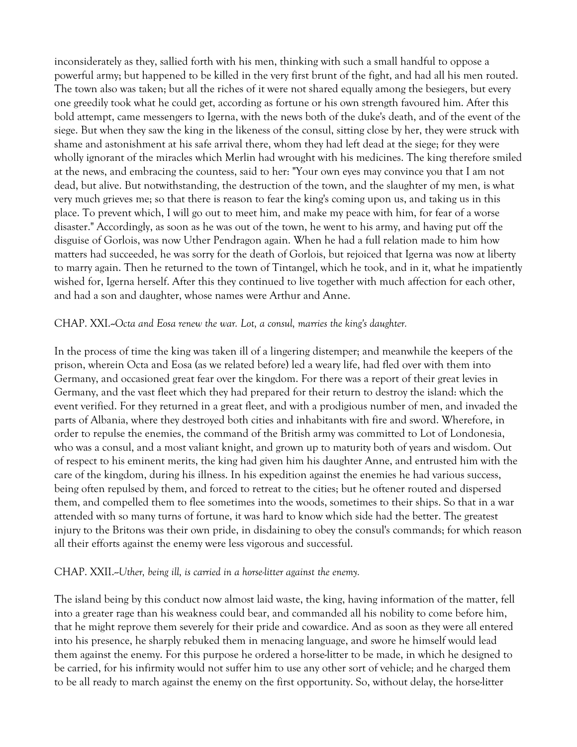inconsiderately as they, sallied forth with his men, thinking with such a small handful to oppose a powerful army; but happened to be killed in the very first brunt of the fight, and had all his men routed. The town also was taken; but all the riches of it were not shared equally among the besiegers, but every one greedily took what he could get, according as fortune or his own strength favoured him. After this bold attempt, came messengers to Igerna, with the news both of the duke's death, and of the event of the siege. But when they saw the king in the likeness of the consul, sitting close by her, they were struck with shame and astonishment at his safe arrival there, whom they had left dead at the siege; for they were wholly ignorant of the miracles which Merlin had wrought with his medicines. The king therefore smiled at the news, and embracing the countess, said to her: "Your own eyes may convince you that I am not dead, but alive. But notwithstanding, the destruction of the town, and the slaughter of my men, is what very much grieves me; so that there is reason to fear the king's coming upon us, and taking us in this place. To prevent which, I will go out to meet him, and make my peace with him, for fear of a worse disaster." Accordingly, as soon as he was out of the town, he went to his army, and having put off the disguise of Gorlois, was now Uther Pendragon again. When he had a full relation made to him how matters had succeeded, he was sorry for the death of Gorlois, but rejoiced that Igerna was now at liberty to marry again. Then he returned to the town of Tintangel, which he took, and in it, what he impatiently wished for, Igerna herself. After this they continued to live together with much affection for each other, and had a son and daughter, whose names were Arthur and Anne.

### CHAP. XXI.--*Octa and Eosa renew the war. Lot, a consul, marries the king's daughter.*

In the process of time the king was taken ill of a lingering distemper; and meanwhile the keepers of the prison, wherein Octa and Eosa (as we related before) led a weary life, had fled over with them into Germany, and occasioned great fear over the kingdom. For there was a report of their great levies in Germany, and the vast fleet which they had prepared for their return to destroy the island: which the event verified. For they returned in a great fleet, and with a prodigious number of men, and invaded the parts of Albania, where they destroyed both cities and inhabitants with fire and sword. Wherefore, in order to repulse the enemies, the command of the British army was committed to Lot of Londonesia, who was a consul, and a most valiant knight, and grown up to maturity both of years and wisdom. Out of respect to his eminent merits, the king had given him his daughter Anne, and entrusted him with the care of the kingdom, during his illness. In his expedition against the enemies he had various success, being often repulsed by them, and forced to retreat to the cities; but he oftener routed and dispersed them, and compelled them to flee sometimes into the woods, sometimes to their ships. So that in a war attended with so many turns of fortune, it was hard to know which side had the better. The greatest injury to the Britons was their own pride, in disdaining to obey the consul's commands; for which reason all their efforts against the enemy were less vigorous and successful.

### CHAP. XXII.--*Uther, being ill, is carried in a horse-litter against the enemy.*

The island being by this conduct now almost laid waste, the king, having information of the matter, fell into a greater rage than his weakness could bear, and commanded all his nobility to come before him, that he might reprove them severely for their pride and cowardice. And as soon as they were all entered into his presence, he sharply rebuked them in menacing language, and swore he himself would lead them against the enemy. For this purpose he ordered a horse-litter to be made, in which he designed to be carried, for his infirmity would not suffer him to use any other sort of vehicle; and he charged them to be all ready to march against the enemy on the first opportunity. So, without delay, the horse-litter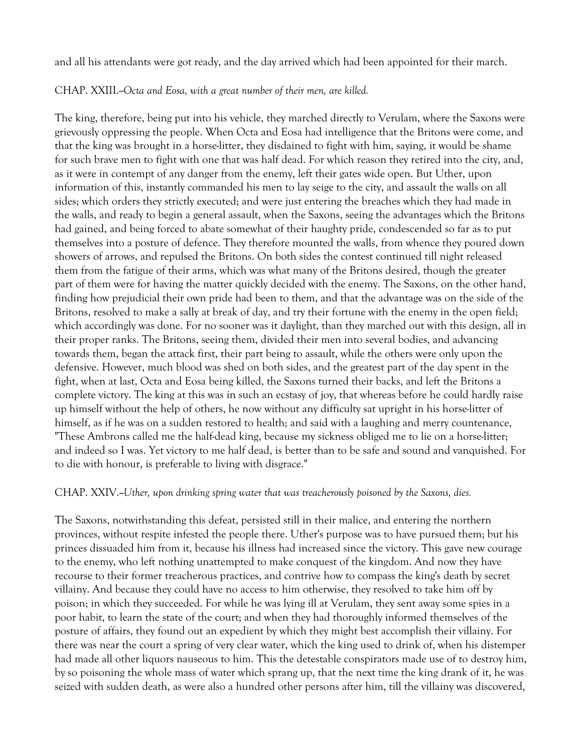and all his attendants were got ready, and the day arrived which had been appointed for their march.

CHAP. XXIII.--*Octa and Eosa, with a great number of their men, are killed.*

The king, therefore, being put into his vehicle, they marched directly to Verulam, where the Saxons were grievously oppressing the people. When Octa and Eosa had intelligence that the Britons were come, and that the king was brought in a horse-litter, they disdained to fight with him, saying, it would be shame for such brave men to fight with one that was half dead. For which reason they retired into the city, and, as it were in contempt of any danger from the enemy, left their gates wide open. But Uther, upon information of this, instantly commanded his men to lay seige to the city, and assault the walls on all sides; which orders they strictly executed; and were just entering the breaches which they had made in the walls, and ready to begin a general assault, when the Saxons, seeing the advantages which the Britons had gained, and being forced to abate somewhat of their haughty pride, condescended so far as to put themselves into a posture of defence. They therefore mounted the walls, from whence they poured down showers of arrows, and repulsed the Britons. On both sides the contest continued till night released them from the fatigue of their arms, which was what many of the Britons desired, though the greater part of them were for having the matter quickly decided with the enemy. The Saxons, on the other hand, finding how prejudicial their own pride had been to them, and that the advantage was on the side of the Britons, resolved to make a sally at break of day, and try their fortune with the enemy in the open field; which accordingly was done. For no sooner was it daylight, than they marched out with this design, all in their proper ranks. The Britons, seeing them, divided their men into several bodies, and advancing towards them, began the attack first, their part being to assault, while the others were only upon the defensive. However, much blood was shed on both sides, and the greatest part of the day spent in the fight, when at last, Octa and Eosa being killed, the Saxons turned their backs, and left the Britons a complete victory. The king at this was in such an ecstasy of joy, that whereas before he could hardly raise up himself without the help of others, he now without any difficulty sat upright in his horse-litter of himself, as if he was on a sudden restored to health; and said with a laughing and merry countenance, "These Ambrons called me the half-dead king, because my sickness obliged me to lie on a horse-litter; and indeed so I was. Yet victory to me half dead, is better than to be safe and sound and vanquished. For to die with honour, is preferable to living with disgrace."

CHAP. XXIV.--*Uther, upon drinking spring water that was treacherously poisoned by the Saxons, dies.*

The Saxons, notwithstanding this defeat, persisted still in their malice, and entering the northern provinces, without respite infested the people there. Uther's purpose was to have pursued them; but his princes dissuaded him from it, because his illness had increased since the victory. This gave new courage to the enemy, who left nothing unattempted to make conquest of the kingdom. And now they have recourse to their former treacherous practices, and contrive how to compass the king's death by secret villainy. And because they could have no access to him otherwise, they resolved to take him off by poison; in which they succeeded. For while he was lying ill at Verulam, they sent away some spies in a poor habit, to learn the state of the court; and when they had thoroughly informed themselves of the posture of affairs, they found out an expedient by which they might best accomplish their villainy. For there was near the court a spring of very clear water, which the king used to drink of, when his distemper had made all other liquors nauseous to him. This the detestable conspirators made use of to destroy him, by so poisoning the whole mass of water which sprang up, that the next time the king drank of it, he was seized with sudden death, as were also a hundred other persons after him, till the villainy was discovered,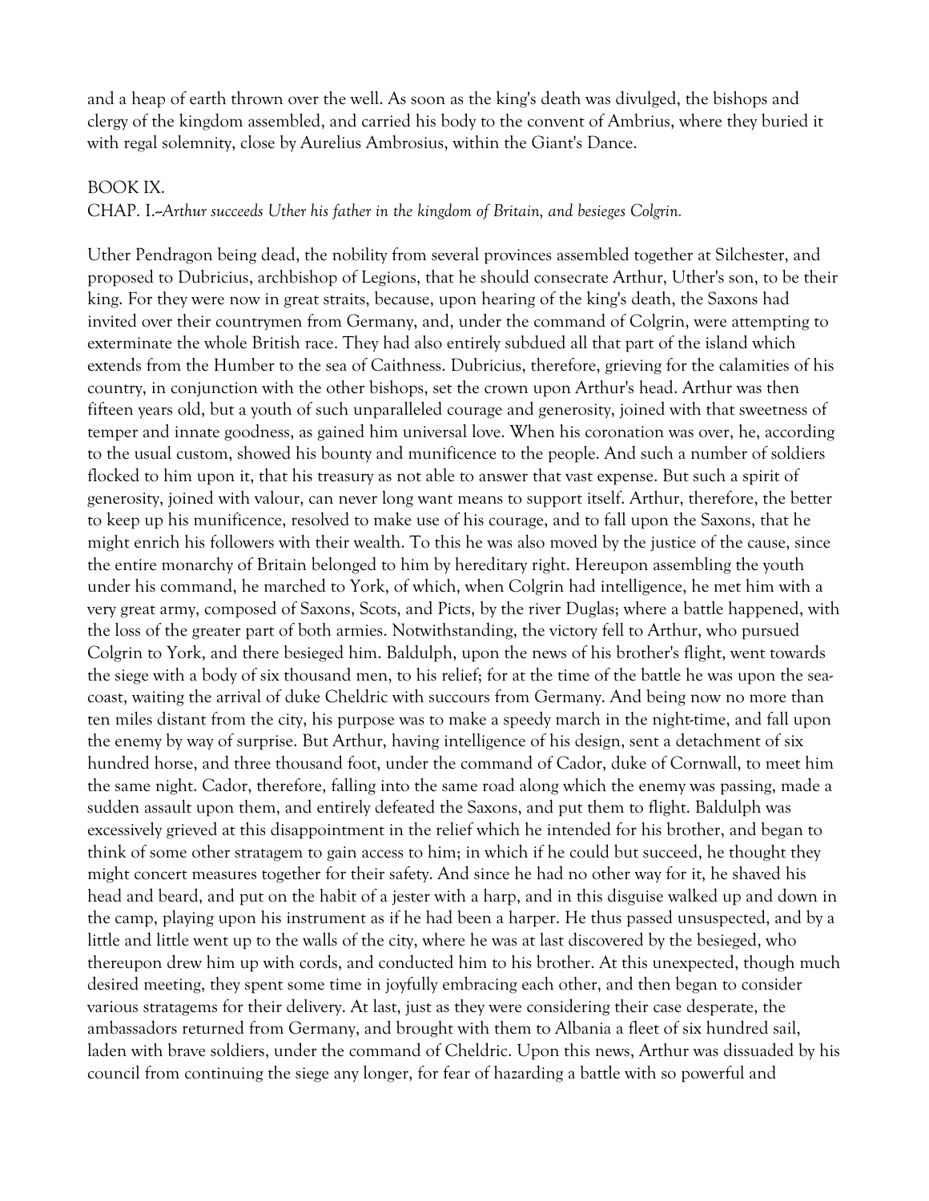and a heap of earth thrown over the well. As soon as the king's death was divulged, the bishops and clergy of the kingdom assembled, and carried his body to the convent of Ambrius, where they buried it with regal solemnity, close by Aurelius Ambrosius, within the Giant's Dance.

## BOOK IX.

### CHAP. I.--*Arthur succeeds Uther his father in the kingdom of Britain, and besieges Colgrin.*

Uther Pendragon being dead, the nobility from several provinces assembled together at Silchester, and proposed to Dubricius, archbishop of Legions, that he should consecrate Arthur, Uther's son, to be their king. For they were now in great straits, because, upon hearing of the king's death, the Saxons had invited over their countrymen from Germany, and, under the command of Colgrin, were attempting to exterminate the whole British race. They had also entirely subdued all that part of the island which extends from the Humber to the sea of Caithness. Dubricius, therefore, grieving for the calamities of his country, in conjunction with the other bishops, set the crown upon Arthur's head. Arthur was then fifteen years old, but a youth of such unparalleled courage and generosity, joined with that sweetness of temper and innate goodness, as gained him universal love. When his coronation was over, he, according to the usual custom, showed his bounty and munificence to the people. And such a number of soldiers flocked to him upon it, that his treasury as not able to answer that vast expense. But such a spirit of generosity, joined with valour, can never long want means to support itself. Arthur, therefore, the better to keep up his munificence, resolved to make use of his courage, and to fall upon the Saxons, that he might enrich his followers with their wealth. To this he was also moved by the justice of the cause, since the entire monarchy of Britain belonged to him by hereditary right. Hereupon assembling the youth under his command, he marched to York, of which, when Colgrin had intelligence, he met him with a very great army, composed of Saxons, Scots, and Picts, by the river Duglas; where a battle happened, with the loss of the greater part of both armies. Notwithstanding, the victory fell to Arthur, who pursued Colgrin to York, and there besieged him. Baldulph, upon the news of his brother's flight, went towards the siege with a body of six thousand men, to his relief; for at the time of the battle he was upon the sea-coast, waiting the arrival of duke Cheldric with succours from Germany. And being now no more than ten miles distant from the city, his purpose was to make a speedy march in the night-time, and fall upon the enemy by way of surprise. But Arthur, having intelligence of his design, sent a detachment of six hundred horse, and three thousand foot, under the command of Cador, duke of Cornwall, to meet him the same night. Cador, therefore, falling into the same road along which the enemy was passing, made a sudden assault upon them, and entirely defeated the Saxons, and put them to flight. Baldulph was excessively grieved at this disappointment in the relief which he intended for his brother, and began to think of some other stratagem to gain access to him; in which if he could but succeed, he thought they might concert measures together for their safety. And since he had no other way for it, he shaved his head and beard, and put on the habit of a jester with a harp, and in this disguise walked up and down in the camp, playing upon his instrument as if he had been a harper. He thus passed unsuspected, and by a little and little went up to the walls of the city, where he was at last discovered by the besieged, who thereupon drew him up with cords, and conducted him to his brother. At this unexpected, though much desired meeting, they spent some time in joyfully embracing each other, and then began to consider various stratagems for their delivery. At last, just as they were considering their case desperate, the ambassadors returned from Germany, and brought with them to Albania a fleet of six hundred sail, laden with brave soldiers, under the command of Cheldric. Upon this news, Arthur was dissuaded by his council from continuing the siege any longer, for fear of hazarding a battle with so powerful and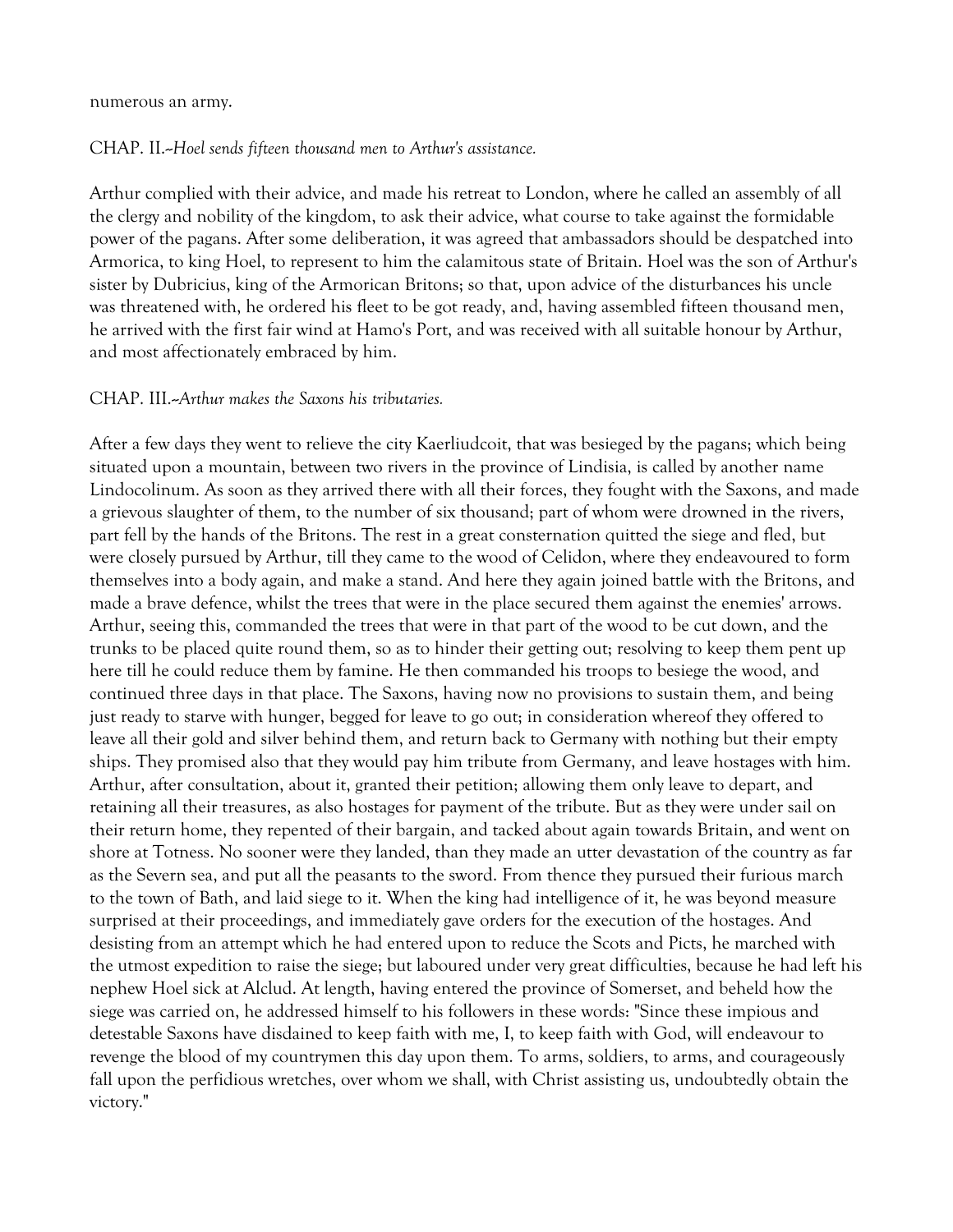numerous an army.

CHAP. II.--*Hoel sends fifteen thousand men to Arthur's assistance.*

Arthur complied with their advice, and made his retreat to London, where he called an assembly of all the clergy and nobility of the kingdom, to ask their advice, what course to take against the formidable power of the pagans. After some deliberation, it was agreed that ambassadors should be despatched into Armorica, to king Hoel, to represent to him the calamitous state of Britain. Hoel was the son of Arthur's sister by Dubricius, king of the Armorican Britons; so that, upon advice of the disturbances his uncle was threatened with, he ordered his fleet to be got ready, and, having assembled fifteen thousand men, he arrived with the first fair wind at Hamo's Port, and was received with all suitable honour by Arthur, and most affectionately embraced by him.

CHAP. III.--*Arthur makes the Saxons his tributaries.*

After a few days they went to relieve the city Kaerliudcoit, that was besieged by the pagans; which being situated upon a mountain, between two rivers in the province of Lindisia, is called by another name Lindocolinum. As soon as they arrived there with all their forces, they fought with the Saxons, and made a grievous slaughter of them, to the number of six thousand; part of whom were drowned in the rivers, part fell by the hands of the Britons. The rest in a great consternation quitted the siege and fled, but were closely pursued by Arthur, till they came to the wood of Celidon, where they endeavoured to form themselves into a body again, and make a stand. And here they again joined battle with the Britons, and made a brave defence, whilst the trees that were in the place secured them against the enemies' arrows. Arthur, seeing this, commanded the trees that were in that part of the wood to be cut down, and the trunks to be placed quite round them, so as to hinder their getting out; resolving to keep them pent up here till he could reduce them by famine. He then commanded his troops to besiege the wood, and continued three days in that place. The Saxons, having now no provisions to sustain them, and being just ready to starve with hunger, begged for leave to go out; in consideration whereof they offered to leave all their gold and silver behind them, and return back to Germany with nothing but their empty ships. They promised also that they would pay him tribute from Germany, and leave hostages with him. Arthur, after consultation, about it, granted their petition; allowing them only leave to depart, and retaining all their treasures, as also hostages for payment of the tribute. But as they were under sail on their return home, they repented of their bargain, and tacked about again towards Britain, and went on shore at Totness. No sooner were they landed, than they made an utter devastation of the country as far as the Severn sea, and put all the peasants to the sword. From thence they pursued their furious march to the town of Bath, and laid siege to it. When the king had intelligence of it, he was beyond measure surprised at their proceedings, and immediately gave orders for the execution of the hostages. And desisting from an attempt which he had entered upon to reduce the Scots and Picts, he marched with the utmost expedition to raise the siege; but laboured under very great difficulties, because he had left his nephew Hoel sick at Alclud. At length, having entered the province of Somerset, and beheld how the siege was carried on, he addressed himself to his followers in these words: "Since these impious and detestable Saxons have disdained to keep faith with me, I, to keep faith with God, will endeavour to revenge the blood of my countrymen this day upon them. To arms, soldiers, to arms, and courageously fall upon the perfidious wretches, over whom we shall, with Christ assisting us, undoubtedly obtain the victory."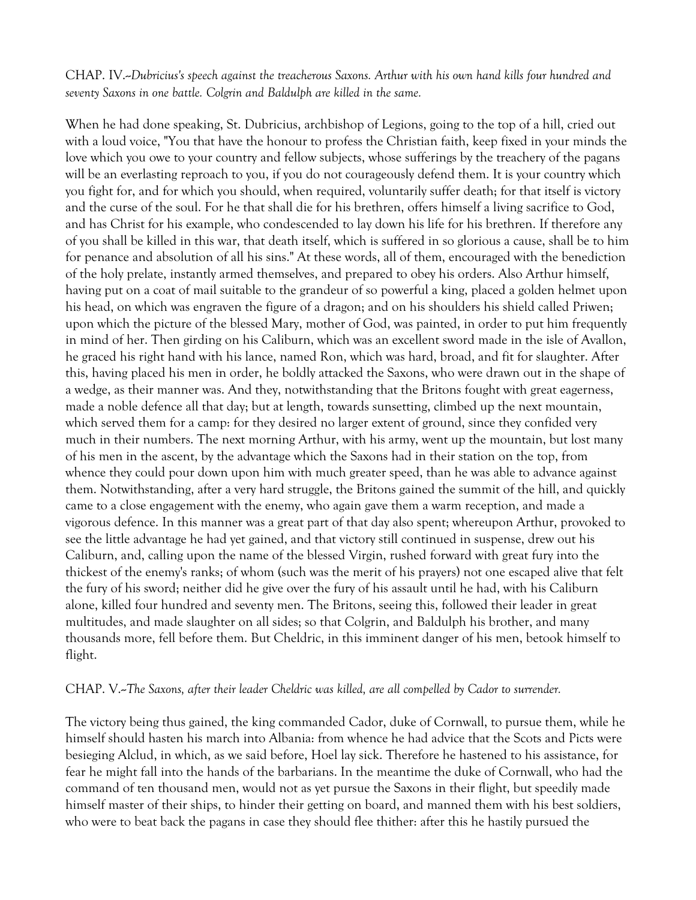CHAP. IV.--*Dubricius's speech against the treacherous Saxons. Arthur with his own hand kills four hundred and seventy Saxons in one battle. Colgrin and Baldulph are killed in the same.*

When he had done speaking, St. Dubricius, archbishop of Legions, going to the top of a hill, cried out with a loud voice, "You that have the honour to profess the Christian faith, keep fixed in your minds the love which you owe to your country and fellow subjects, whose sufferings by the treachery of the pagans will be an everlasting reproach to you, if you do not courageously defend them. It is your country which you fight for, and for which you should, when required, voluntarily suffer death; for that itself is victory and the curse of the soul. For he that shall die for his brethren, offers himself a living sacrifice to God, and has Christ for his example, who condescended to lay down his life for his brethren. If therefore any of you shall be killed in this war, that death itself, which is suffered in so glorious a cause, shall be to him for penance and absolution of all his sins." At these words, all of them, encouraged with the benediction of the holy prelate, instantly armed themselves, and prepared to obey his orders. Also Arthur himself, having put on a coat of mail suitable to the grandeur of so powerful a king, placed a golden helmet upon his head, on which was engraven the figure of a dragon; and on his shoulders his shield called Priwen; upon which the picture of the blessed Mary, mother of God, was painted, in order to put him frequently in mind of her. Then girding on his Caliburn, which was an excellent sword made in the isle of Avallon, he graced his right hand with his lance, named Ron, which was hard, broad, and fit for slaughter. After this, having placed his men in order, he boldly attacked the Saxons, who were drawn out in the shape of a wedge, as their manner was. And they, notwithstanding that the Britons fought with great eagerness, made a noble defence all that day; but at length, towards sunsetting, climbed up the next mountain, which served them for a camp: for they desired no larger extent of ground, since they confided very much in their numbers. The next morning Arthur, with his army, went up the mountain, but lost many of his men in the ascent, by the advantage which the Saxons had in their station on the top, from whence they could pour down upon him with much greater speed, than he was able to advance against them. Notwithstanding, after a very hard struggle, the Britons gained the summit of the hill, and quickly came to a close engagement with the enemy, who again gave them a warm reception, and made a vigorous defence. In this manner was a great part of that day also spent; whereupon Arthur, provoked to see the little advantage he had yet gained, and that victory still continued in suspense, drew out his Caliburn, and, calling upon the name of the blessed Virgin, rushed forward with great fury into the thickest of the enemy's ranks; of whom (such was the merit of his prayers) not one escaped alive that felt the fury of his sword; neither did he give over the fury of his assault until he had, with his Caliburn alone, killed four hundred and seventy men. The Britons, seeing this, followed their leader in great multitudes, and made slaughter on all sides; so that Colgrin, and Baldulph his brother, and many thousands more, fell before them. But Cheldric, in this imminent danger of his men, betook himself to flight.

CHAP. V.--*The Saxons, after their leader Cheldric was killed, are all compelled by Cador to surrender.*

The victory being thus gained, the king commanded Cador, duke of Cornwall, to pursue them, while he himself should hasten his march into Albania: from whence he had advice that the Scots and Picts were besieging Alclud, in which, as we said before, Hoel lay sick. Therefore he hastened to his assistance, for fear he might fall into the hands of the barbarians. In the meantime the duke of Cornwall, who had the command of ten thousand men, would not as yet pursue the Saxons in their flight, but speedily made himself master of their ships, to hinder their getting on board, and manned them with his best soldiers, who were to beat back the pagans in case they should flee thither: after this he hastily pursued the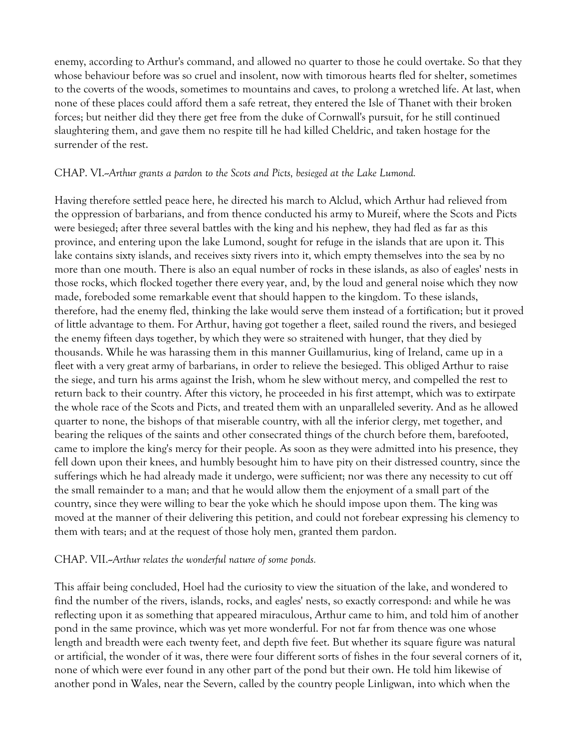enemy, according to Arthur's command, and allowed no quarter to those he could overtake. So that they whose behaviour before was so cruel and insolent, now with timorous hearts fled for shelter, sometimes to the coverts of the woods, sometimes to mountains and caves, to prolong a wretched life. At last, when none of these places could afford them a safe retreat, they entered the Isle of Thanet with their broken forces; but neither did they there get free from the duke of Cornwall's pursuit, for he still continued slaughtering them, and gave them no respite till he had killed Cheldric, and taken hostage for the surrender of the rest.

CHAP. VI.--*Arthur grants a pardon to the Scots and Picts, besieged at the Lake Lumond.*

Having therefore settled peace here, he directed his march to Alclud, which Arthur had relieved from the oppression of barbarians, and from thence conducted his army to Mureif, where the Scots and Picts were besieged; after three several battles with the king and his nephew, they had fled as far as this province, and entering upon the lake Lumond, sought for refuge in the islands that are upon it. This lake contains sixty islands, and receives sixty rivers into it, which empty themselves into the sea by no more than one mouth. There is also an equal number of rocks in these islands, as also of eagles' nests in those rocks, which flocked together there every year, and, by the loud and general noise which they now made, foreboded some remarkable event that should happen to the kingdom. To these islands, therefore, had the enemy fled, thinking the lake would serve them instead of a fortification; but it proved of little advantage to them. For Arthur, having got together a fleet, sailed round the rivers, and besieged the enemy fifteen days together, by which they were so straitened with hunger, that they died by thousands. While he was harassing them in this manner Guillamurius, king of Ireland, came up in a fleet with a very great army of barbarians, in order to relieve the besieged. This obliged Arthur to raise the siege, and turn his arms against the Irish, whom he slew without mercy, and compelled the rest to return back to their country. After this victory, he proceeded in his first attempt, which was to extirpate the whole race of the Scots and Picts, and treated them with an unparalleled severity. And as he allowed quarter to none, the bishops of that miserable country, with all the inferior clergy, met together, and bearing the reliques of the saints and other consecrated things of the church before them, barefooted, came to implore the king's mercy for their people. As soon as they were admitted into his presence, they fell down upon their knees, and humbly besought him to have pity on their distressed country, since the sufferings which he had already made it undergo, were sufficient; nor was there any necessity to cut off the small remainder to a man; and that he would allow them the enjoyment of a small part of the country, since they were willing to bear the yoke which he should impose upon them. The king was moved at the manner of their delivering this petition, and could not forebear expressing his clemency to them with tears; and at the request of those holy men, granted them pardon.

CHAP. VII.--*Arthur relates the wonderful nature of some ponds.*

This affair being concluded, Hoel had the curiosity to view the situation of the lake, and wondered to find the number of the rivers, islands, rocks, and eagles' nests, so exactly correspond: and while he was reflecting upon it as something that appeared miraculous, Arthur came to him, and told him of another pond in the same province, which was yet more wonderful. For not far from thence was one whose length and breadth were each twenty feet, and depth five feet. But whether its square figure was natural or artificial, the wonder of it was, there were four different sorts of fishes in the four several corners of it, none of which were ever found in any other part of the pond but their own. He told him likewise of another pond in Wales, near the Severn, called by the country people Linligwan, into which when the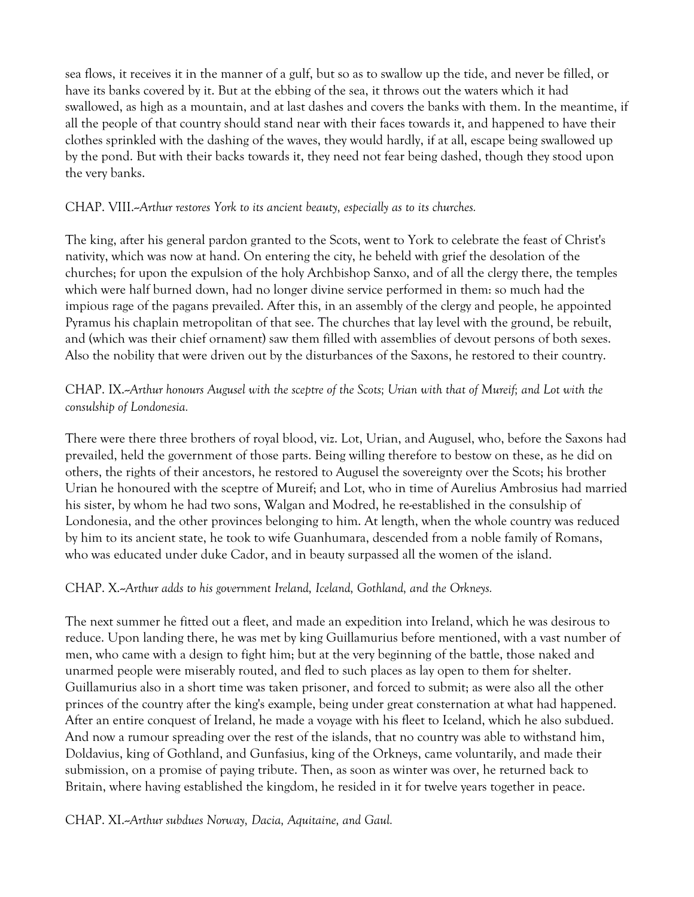sea flows, it receives it in the manner of a gulf, but so as to swallow up the tide, and never be filled, or have its banks covered by it. But at the ebbing of the sea, it throws out the waters which it had swallowed, as high as a mountain, and at last dashes and covers the banks with them. In the meantime, if all the people of that country should stand near with their faces towards it, and happened to have their clothes sprinkled with the dashing of the waves, they would hardly, if at all, escape being swallowed up by the pond. But with their backs towards it, they need not fear being dashed, though they stood upon the very banks.

CHAP. VIII.--*Arthur restores York to its ancient beauty, especially as to its churches.*

The king, after his general pardon granted to the Scots, went to York to celebrate the feast of Christ's nativity, which was now at hand. On entering the city, he beheld with grief the desolation of the churches; for upon the expulsion of the holy Archbishop Sanxo, and of all the clergy there, the temples which were half burned down, had no longer divine service performed in them: so much had the impious rage of the pagans prevailed. After this, in an assembly of the clergy and people, he appointed Pyramus his chaplain metropolitan of that see. The churches that lay level with the ground, be rebuilt, and (which was their chief ornament) saw them filled with assemblies of devout persons of both sexes. Also the nobility that were driven out by the disturbances of the Saxons, he restored to their country.

CHAP. IX.--*Arthur honours Augusel with the sceptre of the Scots; Urian with that of Mureif; and Lot with the consulship of Londonesia.*

There were there three brothers of royal blood, viz. Lot, Urian, and Augusel, who, before the Saxons had prevailed, held the government of those parts. Being willing therefore to bestow on these, as he did on others, the rights of their ancestors, he restored to Augusel the sovereignty over the Scots; his brother Urian he honoured with the sceptre of Mureif; and Lot, who in time of Aurelius Ambrosius had married his sister, by whom he had two sons, Walgan and Modred, he re-established in the consulship of Londonesia, and the other provinces belonging to him. At length, when the whole country was reduced by him to its ancient state, he took to wife Guanhumara, descended from a noble family of Romans, who was educated under duke Cador, and in beauty surpassed all the women of the island.

CHAP. X.--*Arthur adds to his government Ireland, Iceland, Gothland, and the Orkneys.*

The next summer he fitted out a fleet, and made an expedition into Ireland, which he was desirous to reduce. Upon landing there, he was met by king Guillamurius before mentioned, with a vast number of men, who came with a design to fight him; but at the very beginning of the battle, those naked and unarmed people were miserably routed, and fled to such places as lay open to them for shelter. Guillamurius also in a short time was taken prisoner, and forced to submit; as were also all the other princes of the country after the king's example, being under great consternation at what had happened. After an entire conquest of Ireland, he made a voyage with his fleet to Iceland, which he also subdued. And now a rumour spreading over the rest of the islands, that no country was able to withstand him, Doldavius, king of Gothland, and Gunfasius, king of the Orkneys, came voluntarily, and made their submission, on a promise of paying tribute. Then, as soon as winter was over, he returned back to Britain, where having established the kingdom, he resided in it for twelve years together in peace.

CHAP. XI.--*Arthur subdues Norway, Dacia, Aquitaine, and Gaul.*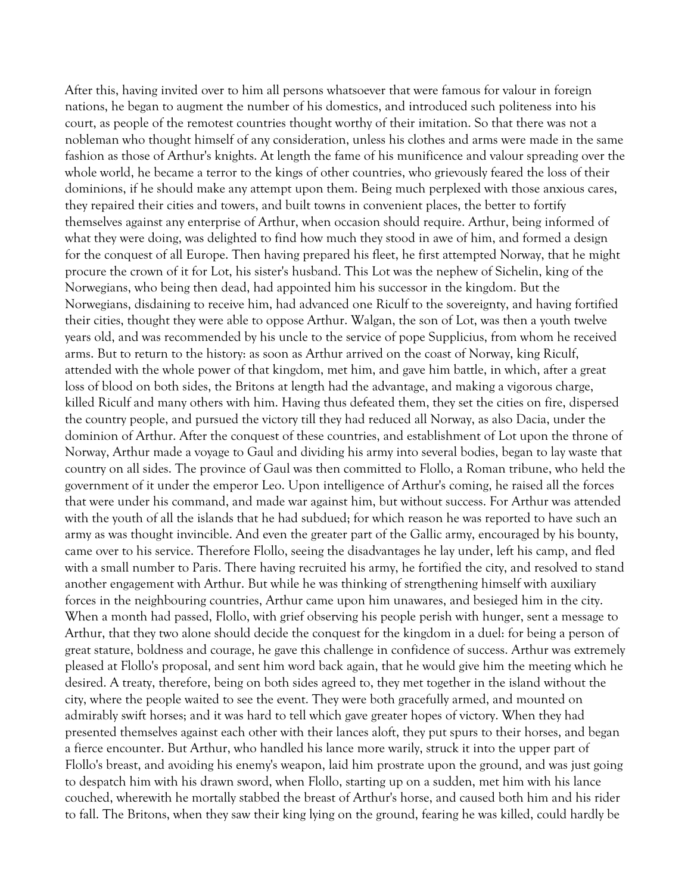After this, having invited over to him all persons whatsoever that were famous for valour in foreign nations, he began to augment the number of his domestics, and introduced such politeness into his court, as people of the remotest countries thought worthy of their imitation. So that there was not a nobleman who thought himself of any consideration, unless his clothes and arms were made in the same fashion as those of Arthur's knights. At length the fame of his munificence and valour spreading over the whole world, he became a terror to the kings of other countries, who grievously feared the loss of their dominions, if he should make any attempt upon them. Being much perplexed with those anxious cares, they repaired their cities and towers, and built towns in convenient places, the better to fortify themselves against any enterprise of Arthur, when occasion should require. Arthur, being informed of what they were doing, was delighted to find how much they stood in awe of him, and formed a design for the conquest of all Europe. Then having prepared his fleet, he first attempted Norway, that he might procure the crown of it for Lot, his sister's husband. This Lot was the nephew of Sichelin, king of the Norwegians, who being then dead, had appointed him his successor in the kingdom. But the Norwegians, disdaining to receive him, had advanced one Riculf to the sovereignty, and having fortified their cities, thought they were able to oppose Arthur. Walgan, the son of Lot, was then a youth twelve years old, and was recommended by his uncle to the service of pope Supplicius, from whom he received arms. But to return to the history: as soon as Arthur arrived on the coast of Norway, king Riculf, attended with the whole power of that kingdom, met him, and gave him battle, in which, after a great loss of blood on both sides, the Britons at length had the advantage, and making a vigorous charge, killed Riculf and many others with him. Having thus defeated them, they set the cities on fire, dispersed the country people, and pursued the victory till they had reduced all Norway, as also Dacia, under the dominion of Arthur. After the conquest of these countries, and establishment of Lot upon the throne of Norway, Arthur made a voyage to Gaul and dividing his army into several bodies, began to lay waste that country on all sides. The province of Gaul was then committed to Flollo, a Roman tribune, who held the government of it under the emperor Leo. Upon intelligence of Arthur's coming, he raised all the forces that were under his command, and made war against him, but without success. For Arthur was attended with the youth of all the islands that he had subdued; for which reason he was reported to have such an army as was thought invincible. And even the greater part of the Gallic army, encouraged by his bounty, came over to his service. Therefore Flollo, seeing the disadvantages he lay under, left his camp, and fled with a small number to Paris. There having recruited his army, he fortified the city, and resolved to stand another engagement with Arthur. But while he was thinking of strengthening himself with auxiliary forces in the neighbouring countries, Arthur came upon him unawares, and besieged him in the city. When a month had passed, Flollo, with grief observing his people perish with hunger, sent a message to Arthur, that they two alone should decide the conquest for the kingdom in a duel: for being a person of great stature, boldness and courage, he gave this challenge in confidence of success. Arthur was extremely pleased at Flollo's proposal, and sent him word back again, that he would give him the meeting which he desired. A treaty, therefore, being on both sides agreed to, they met together in the island without the city, where the people waited to see the event. They were both gracefully armed, and mounted on admirably swift horses; and it was hard to tell which gave greater hopes of victory. When they had presented themselves against each other with their lances aloft, they put spurs to their horses, and began a fierce encounter. But Arthur, who handled his lance more warily, struck it into the upper part of Flollo's breast, and avoiding his enemy's weapon, laid him prostrate upon the ground, and was just going to despatch him with his drawn sword, when Flollo, starting up on a sudden, met him with his lance couched, wherewith he mortally stabbed the breast of Arthur's horse, and caused both him and his rider to fall. The Britons, when they saw their king lying on the ground, fearing he was killed, could hardly be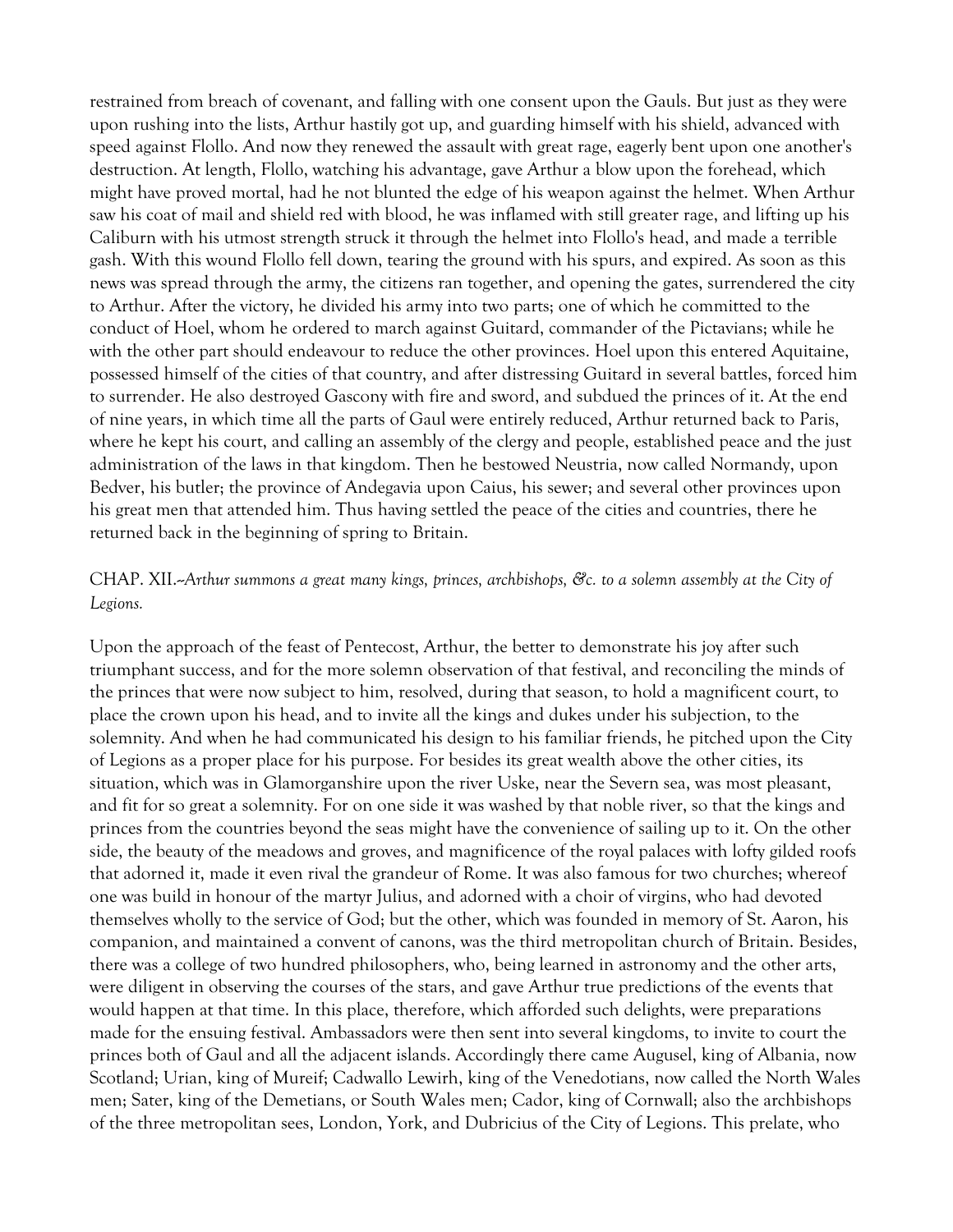restrained from breach of covenant, and falling with one consent upon the Gauls. But just as they were upon rushing into the lists, Arthur hastily got up, and guarding himself with his shield, advanced with speed against Flollo. And now they renewed the assault with great rage, eagerly bent upon one another's destruction. At length, Flollo, watching his advantage, gave Arthur a blow upon the forehead, which might have proved mortal, had he not blunted the edge of his weapon against the helmet. When Arthur saw his coat of mail and shield red with blood, he was inflamed with still greater rage, and lifting up his Caliburn with his utmost strength struck it through the helmet into Flollo's head, and made a terrible gash. With this wound Flollo fell down, tearing the ground with his spurs, and expired. As soon as this news was spread through the army, the citizens ran together, and opening the gates, surrendered the city to Arthur. After the victory, he divided his army into two parts; one of which he committed to the conduct of Hoel, whom he ordered to march against Guitard, commander of the Pictavians; while he with the other part should endeavour to reduce the other provinces. Hoel upon this entered Aquitaine, possessed himself of the cities of that country, and after distressing Guitard in several battles, forced him to surrender. He also destroyed Gascony with fire and sword, and subdued the princes of it. At the end of nine years, in which time all the parts of Gaul were entirely reduced, Arthur returned back to Paris, where he kept his court, and calling an assembly of the clergy and people, established peace and the just administration of the laws in that kingdom. Then he bestowed Neustria, now called Normandy, upon Bedver, his butler; the province of Andegavia upon Caius, his sewer; and several other provinces upon his great men that attended him. Thus having settled the peace of the cities and countries, there he returned back in the beginning of spring to Britain.

## CHAP. XII.--*Arthur summons a great many kings, princes, archbishops, &c. to a solemn assembly at the City of Legions.*

Upon the approach of the feast of Pentecost, Arthur, the better to demonstrate his joy after such triumphant success, and for the more solemn observation of that festival, and reconciling the minds of the princes that were now subject to him, resolved, during that season, to hold a magnificent court, to place the crown upon his head, and to invite all the kings and dukes under his subjection, to the solemnity. And when he had communicated his design to his familiar friends, he pitched upon the City of Legions as a proper place for his purpose. For besides its great wealth above the other cities, its situation, which was in Glamorganshire upon the river Uske, near the Severn sea, was most pleasant, and fit for so great a solemnity. For on one side it was washed by that noble river, so that the kings and princes from the countries beyond the seas might have the convenience of sailing up to it. On the other side, the beauty of the meadows and groves, and magnificence of the royal palaces with lofty gilded roofs that adorned it, made it even rival the grandeur of Rome. It was also famous for two churches; whereof one was build in honour of the martyr Julius, and adorned with a choir of virgins, who had devoted themselves wholly to the service of God; but the other, which was founded in memory of St. Aaron, his companion, and maintained a convent of canons, was the third metropolitan church of Britain. Besides, there was a college of two hundred philosophers, who, being learned in astronomy and the other arts, were diligent in observing the courses of the stars, and gave Arthur true predictions of the events that would happen at that time. In this place, therefore, which afforded such delights, were preparations made for the ensuing festival. Ambassadors were then sent into several kingdoms, to invite to court the princes both of Gaul and all the adjacent islands. Accordingly there came Augusel, king of Albania, now Scotland; Urian, king of Mureif; Cadwallo Lewirh, king of the Venedotians, now called the North Wales men; Sater, king of the Demetians, or South Wales men; Cador, king of Cornwall; also the archbishops of the three metropolitan sees, London, York, and Dubricius of the City of Legions. This prelate, who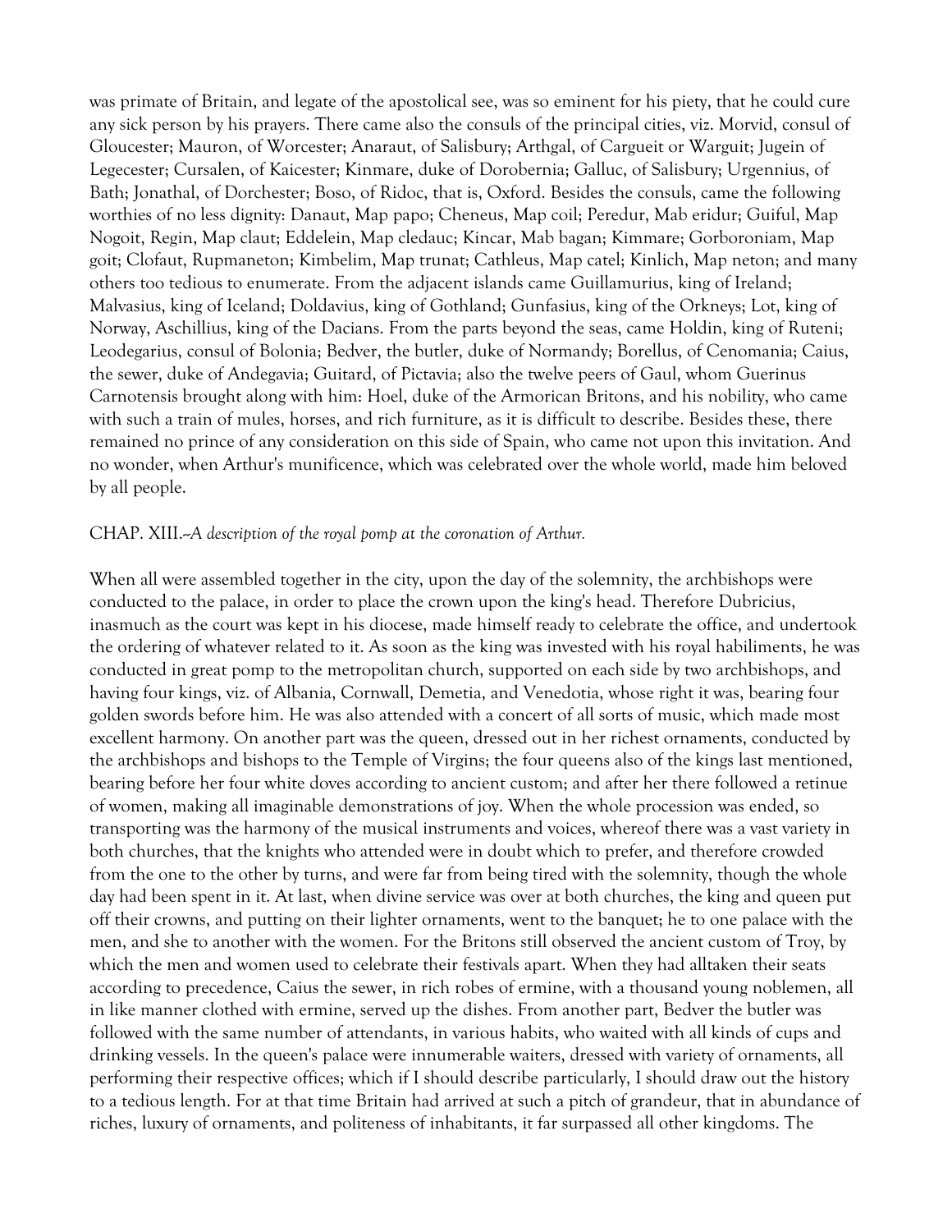was primate of Britain, and legate of the apostolical see, was so eminent for his piety, that he could cure any sick person by his prayers. There came also the consuls of the principal cities, viz. Morvid, consul of Gloucester; Mauron, of Worcester; Anaraut, of Salisbury; Arthgal, of Cargueit or Warguit; Jugein of Legecester; Cursalen, of Kaicester; Kinmare, duke of Dorobernia; Galluc, of Salisbury; Urgennius, of Bath; Jonathal, of Dorchester; Boso, of Ridoc, that is, Oxford. Besides the consuls, came the following worthies of no less dignity: Danaut, Map papo; Cheneus, Map coil; Peredur, Mab eridur; Guiful, Map Nogoit, Regin, Map claut; Eddelein, Map cledauc; Kincar, Mab bagan; Kimmare; Gorboroniam, Map goit; Clofaut, Rupmaneton; Kimbelim, Map trunat; Cathleus, Map catel; Kinlich, Map neton; and many others too tedious to enumerate. From the adjacent islands came Guillamurius, king of Ireland; Malvasius, king of Iceland; Doldavius, king of Gothland; Gunfasius, king of the Orkneys; Lot, king of Norway, Aschillius, king of the Dacians. From the parts beyond the seas, came Holdin, king of Ruteni; Leodegarius, consul of Bolonia; Bedver, the butler, duke of Normandy; Borellus, of Cenomania; Caius, the sewer, duke of Andegavia; Guitard, of Pictavia; also the twelve peers of Gaul, whom Guerinus Carnotensis brought along with him: Hoel, duke of the Armorican Britons, and his nobility, who came with such a train of mules, horses, and rich furniture, as it is difficult to describe. Besides these, there remained no prince of any consideration on this side of Spain, who came not upon this invitation. And no wonder, when Arthur's munificence, which was celebrated over the whole world, made him beloved by all people.

CHAP. XIII.--*A description of the royal pomp at the coronation of Arthur.*

When all were assembled together in the city, upon the day of the solemnity, the archbishops were conducted to the palace, in order to place the crown upon the king's head. Therefore Dubricius, inasmuch as the court was kept in his diocese, made himself ready to celebrate the office, and undertook the ordering of whatever related to it. As soon as the king was invested with his royal habiliments, he was conducted in great pomp to the metropolitan church, supported on each side by two archbishops, and having four kings, viz. of Albania, Cornwall, Demetia, and Venedotia, whose right it was, bearing four golden swords before him. He was also attended with a concert of all sorts of music, which made most excellent harmony. On another part was the queen, dressed out in her richest ornaments, conducted by the archbishops and bishops to the Temple of Virgins; the four queens also of the kings last mentioned, bearing before her four white doves according to ancient custom; and after her there followed a retinue of women, making all imaginable demonstrations of joy. When the whole procession was ended, so transporting was the harmony of the musical instruments and voices, whereof there was a vast variety in both churches, that the knights who attended were in doubt which to prefer, and therefore crowded from the one to the other by turns, and were far from being tired with the solemnity, though the whole day had been spent in it. At last, when divine service was over at both churches, the king and queen put off their crowns, and putting on their lighter ornaments, went to the banquet; he to one palace with the men, and she to another with the women. For the Britons still observed the ancient custom of Troy, by which the men and women used to celebrate their festivals apart. When they had alltaken their seats according to precedence, Caius the sewer, in rich robes of ermine, with a thousand young noblemen, all in like manner clothed with ermine, served up the dishes. From another part, Bedver the butler was followed with the same number of attendants, in various habits, who waited with all kinds of cups and drinking vessels. In the queen's palace were innumerable waiters, dressed with variety of ornaments, all performing their respective offices; which if I should describe particularly, I should draw out the history to a tedious length. For at that time Britain had arrived at such a pitch of grandeur, that in abundance of riches, luxury of ornaments, and politeness of inhabitants, it far surpassed all other kingdoms. The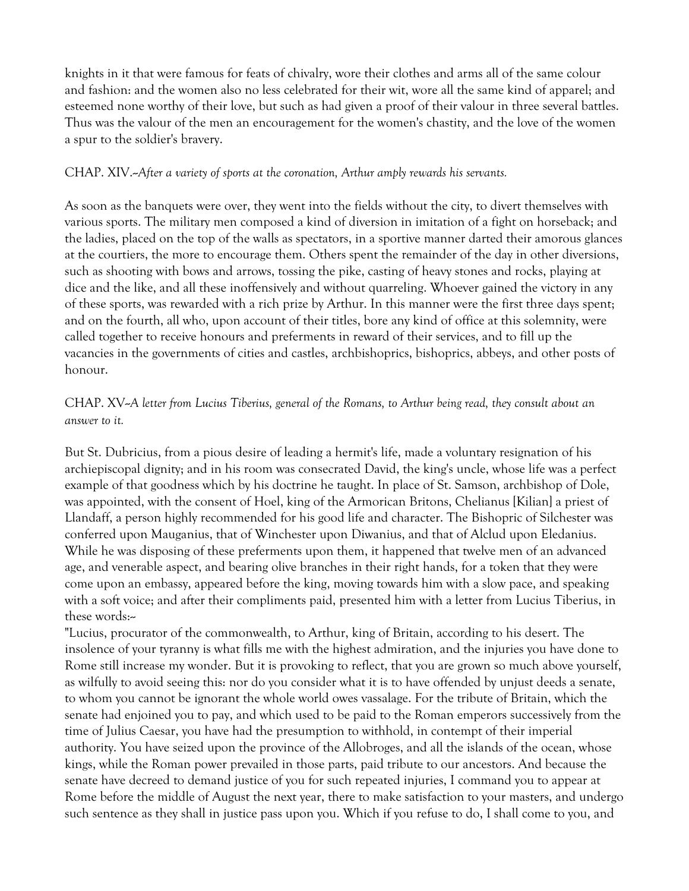knights in it that were famous for feats of chivalry, wore their clothes and arms all of the same colour and fashion: and the women also no less celebrated for their wit, wore all the same kind of apparel; and esteemed none worthy of their love, but such as had given a proof of their valour in three several battles. Thus was the valour of the men an encouragement for the women's chastity, and the love of the women a spur to the soldier's bravery.

CHAP. XIV.--*After a variety of sports at the coronation, Arthur amply rewards his servants.*

As soon as the banquets were over, they went into the fields without the city, to divert themselves with various sports. The military men composed a kind of diversion in imitation of a fight on horseback; and the ladies, placed on the top of the walls as spectators, in a sportive manner darted their amorous glances at the courtiers, the more to encourage them. Others spent the remainder of the day in other diversions, such as shooting with bows and arrows, tossing the pike, casting of heavy stones and rocks, playing at dice and the like, and all these inoffensively and without quarreling. Whoever gained the victory in any of these sports, was rewarded with a rich prize by Arthur. In this manner were the first three days spent; and on the fourth, all who, upon account of their titles, bore any kind of office at this solemnity, were called together to receive honours and preferments in reward of their services, and to fill up the vacancies in the governments of cities and castles, archbishoprics, bishoprics, abbeys, and other posts of honour.

CHAP. XV--*A letter from Lucius Tiberius, general of the Romans, to Arthur being read, they consult about an answer to it.*

But St. Dubricius, from a pious desire of leading a hermit's life, made a voluntary resignation of his archiepiscopal dignity; and in his room was consecrated David, the king's uncle, whose life was a perfect example of that goodness which by his doctrine he taught. In place of St. Samson, archbishop of Dole, was appointed, with the consent of Hoel, king of the Armorican Britons, Chelianus [Kilian] a priest of Llandaff, a person highly recommended for his good life and character. The Bishopric of Silchester was conferred upon Mauganius, that of Winchester upon Diwanius, and that of Alclud upon Eledanius. While he was disposing of these preferments upon them, it happened that twelve men of an advanced age, and venerable aspect, and bearing olive branches in their right hands, for a token that they were come upon an embassy, appeared before the king, moving towards him with a slow pace, and speaking with a soft voice; and after their compliments paid, presented him with a letter from Lucius Tiberius, in these words:--

"Lucius, procurator of the commonwealth, to Arthur, king of Britain, according to his desert. The insolence of your tyranny is what fills me with the highest admiration, and the injuries you have done to Rome still increase my wonder. But it is provoking to reflect, that you are grown so much above yourself, as wilfully to avoid seeing this: nor do you consider what it is to have offended by unjust deeds a senate, to whom you cannot be ignorant the whole world owes vassalage. For the tribute of Britain, which the senate had enjoined you to pay, and which used to be paid to the Roman emperors successively from the time of Julius Caesar, you have had the presumption to withhold, in contempt of their imperial authority. You have seized upon the province of the Allobroges, and all the islands of the ocean, whose kings, while the Roman power prevailed in those parts, paid tribute to our ancestors. And because the senate have decreed to demand justice of you for such repeated injuries, I command you to appear at Rome before the middle of August the next year, there to make satisfaction to your masters, and undergo such sentence as they shall in justice pass upon you. Which if you refuse to do, I shall come to you, and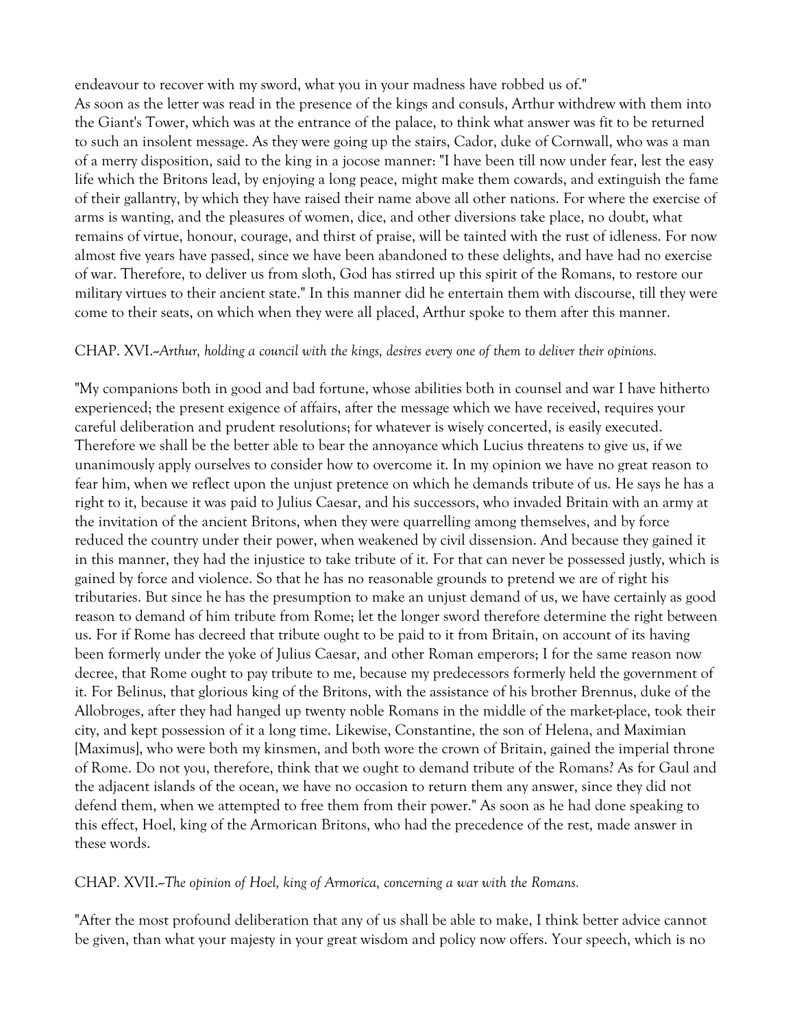endeavour to recover with my sword, what you in your madness have robbed us of."

As soon as the letter was read in the presence of the kings and consuls, Arthur withdrew with them into the Giant's Tower, which was at the entrance of the palace, to think what answer was fit to be returned to such an insolent message. As they were going up the stairs, Cador, duke of Cornwall, who was a man of a merry disposition, said to the king in a jocose manner: "I have been till now under fear, lest the easy life which the Britons lead, by enjoying a long peace, might make them cowards, and extinguish the fame of their gallantry, by which they have raised their name above all other nations. For where the exercise of arms is wanting, and the pleasures of women, dice, and other diversions take place, no doubt, what remains of virtue, honour, courage, and thirst of praise, will be tainted with the rust of idleness. For now almost five years have passed, since we have been abandoned to these delights, and have had no exercise of war. Therefore, to deliver us from sloth, God has stirred up this spirit of the Romans, to restore our military virtues to their ancient state." In this manner did he entertain them with discourse, till they were come to their seats, on which when they were all placed, Arthur spoke to them after this manner.

CHAP. XVI.--*Arthur, holding a council with the kings, desires every one of them to deliver their opinions.*

"My companions both in good and bad fortune, whose abilities both in counsel and war I have hitherto experienced; the present exigence of affairs, after the message which we have received, requires your careful deliberation and prudent resolutions; for whatever is wisely concerted, is easily executed. Therefore we shall be the better able to bear the annoyance which Lucius threatens to give us, if we unanimously apply ourselves to consider how to overcome it. In my opinion we have no great reason to fear him, when we reflect upon the unjust pretence on which he demands tribute of us. He says he has a right to it, because it was paid to Julius Caesar, and his successors, who invaded Britain with an army at the invitation of the ancient Britons, when they were quarrelling among themselves, and by force reduced the country under their power, when weakened by civil dissension. And because they gained it in this manner, they had the injustice to take tribute of it. For that can never be possessed justly, which is gained by force and violence. So that he has no reasonable grounds to pretend we are of right his tributaries. But since he has the presumption to make an unjust demand of us, we have certainly as good reason to demand of him tribute from Rome; let the longer sword therefore determine the right between us. For if Rome has decreed that tribute ought to be paid to it from Britain, on account of its having been formerly under the yoke of Julius Caesar, and other Roman emperors; I for the same reason now decree, that Rome ought to pay tribute to me, because my predecessors formerly held the government of it. For Belinus, that glorious king of the Britons, with the assistance of his brother Brennus, duke of the Allobroges, after they had hanged up twenty noble Romans in the middle of the market-place, took their city, and kept possession of it a long time. Likewise, Constantine, the son of Helena, and Maximian [Maximus], who were both my kinsmen, and both wore the crown of Britain, gained the imperial throne of Rome. Do not you, therefore, think that we ought to demand tribute of the Romans? As for Gaul and the adjacent islands of the ocean, we have no occasion to return them any answer, since they did not defend them, when we attempted to free them from their power." As soon as he had done speaking to this effect, Hoel, king of the Armorican Britons, who had the precedence of the rest, made answer in these words.

CHAP. XVII.--*The opinion of Hoel, king of Armorica, concerning a war with the Romans.*

"After the most profound deliberation that any of us shall be able to make, I think better advice cannot be given, than what your majesty in your great wisdom and policy now offers. Your speech, which is no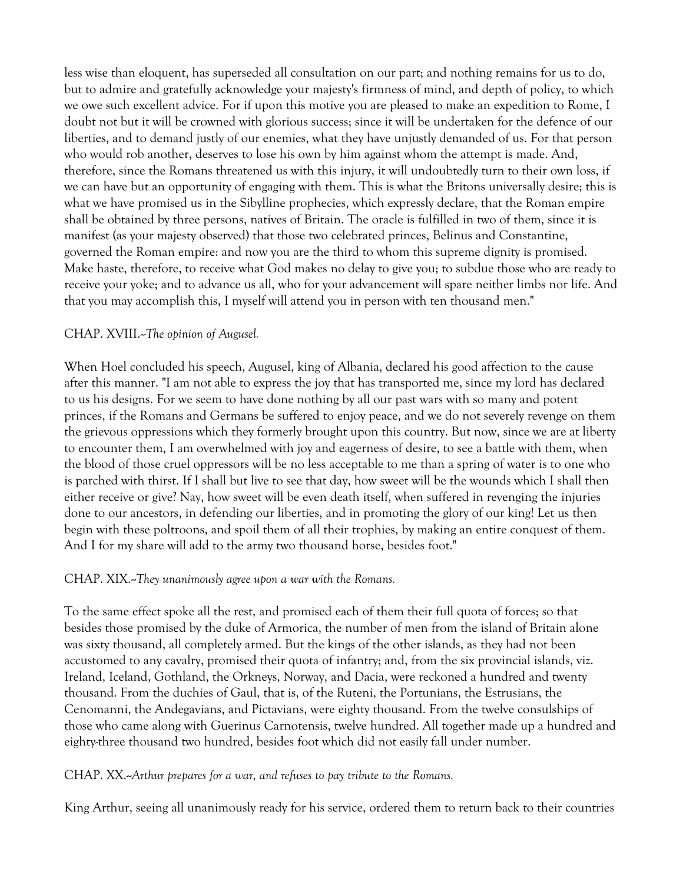less wise than eloquent, has superseded all consultation on our part; and nothing remains for us to do, but to admire and gratefully acknowledge your majesty's firmness of mind, and depth of policy, to which we owe such excellent advice. For if upon this motive you are pleased to make an expedition to Rome, I doubt not but it will be crowned with glorious success; since it will be undertaken for the defence of our liberties, and to demand justly of our enemies, what they have unjustly demanded of us. For that person who would rob another, deserves to lose his own by him against whom the attempt is made. And, therefore, since the Romans threatened us with this injury, it will undoubtedly turn to their own loss, if we can have but an opportunity of engaging with them. This is what the Britons universally desire; this is what we have promised us in the Sibylline prophecies, which expressly declare, that the Roman empire shall be obtained by three persons, natives of Britain. The oracle is fulfilled in two of them, since it is manifest (as your majesty observed) that those two celebrated princes, Belinus and Constantine, governed the Roman empire: and now you are the third to whom this supreme dignity is promised. Make haste, therefore, to receive what God makes no delay to give you; to subdue those who are ready to receive your yoke; and to advance us all, who for your advancement will spare neither limbs nor life. And that you may accomplish this, I myself will attend you in person with ten thousand men."

CHAP. XVIII.--*The opinion of Augusel.*

When Hoel concluded his speech, Augusel, king of Albania, declared his good affection to the cause after this manner. "I am not able to express the joy that has transported me, since my lord has declared to us his designs. For we seem to have done nothing by all our past wars with so many and potent princes, if the Romans and Germans be suffered to enjoy peace, and we do not severely revenge on them the grievous oppressions which they formerly brought upon this country. But now, since we are at liberty to encounter them, I am overwhelmed with joy and eagerness of desire, to see a battle with them, when the blood of those cruel oppressors will be no less acceptable to me than a spring of water is to one who is parched with thirst. If I shall but live to see that day, how sweet will be the wounds which I shall then either receive or give? Nay, how sweet will be even death itself, when suffered in revenging the injuries done to our ancestors, in defending our liberties, and in promoting the glory of our king! Let us then begin with these poltroons, and spoil them of all their trophies, by making an entire conquest of them. And I for my share will add to the army two thousand horse, besides foot."

CHAP. XIX.--*They unanimously agree upon a war with the Romans.*

To the same effect spoke all the rest, and promised each of them their full quota of forces; so that besides those promised by the duke of Armorica, the number of men from the island of Britain alone was sixty thousand, all completely armed. But the kings of the other islands, as they had not been accustomed to any cavalry, promised their quota of infantry; and, from the six provincial islands, viz. Ireland, Iceland, Gothland, the Orkneys, Norway, and Dacia, were reckoned a hundred and twenty thousand. From the duchies of Gaul, that is, of the Ruteni, the Portunians, the Estrusians, the Cenomanni, the Andegavians, and Pictavians, were eighty thousand. From the twelve consulships of those who came along with Guerinus Carnotensis, twelve hundred. All together made up a hundred and eighty-three thousand two hundred, besides foot which did not easily fall under number.

CHAP. XX.--*Arthur prepares for a war, and refuses to pay tribute to the Romans.*

King Arthur, seeing all unanimously ready for his service, ordered them to return back to their countries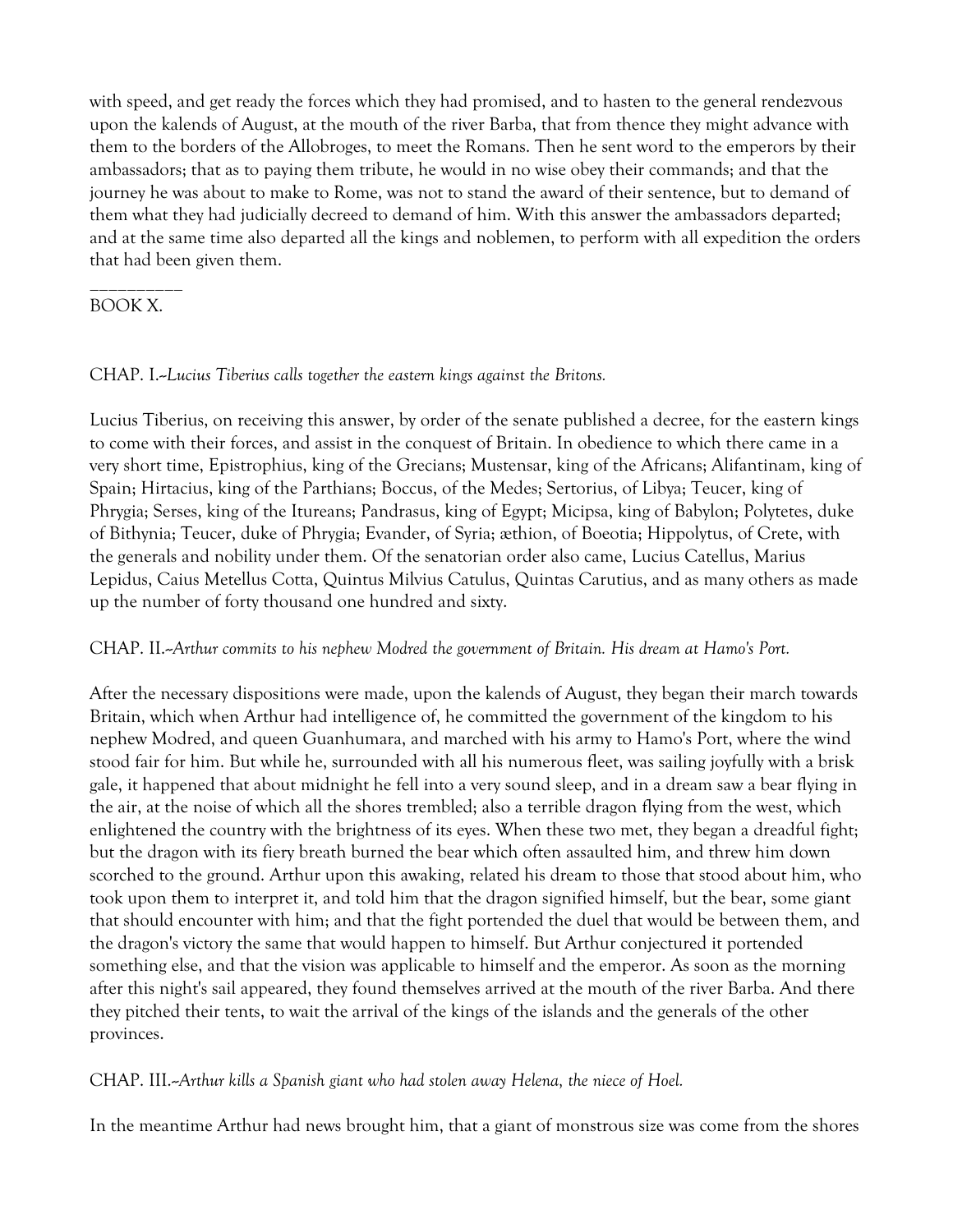with speed, and get ready the forces which they had promised, and to hasten to the general rendezvous upon the kalends of August, at the mouth of the river Barba, that from thence they might advance with them to the borders of the Allobroges, to meet the Romans. Then he sent word to the emperors by their ambassadors; that as to paying them tribute, he would in no wise obey their commands; and that the journey he was about to make to Rome, was not to stand the award of their sentence, but to demand of them what they had judicially decreed to demand of him. With this answer the ambassadors departed; and at the same time also departed all the kings and noblemen, to perform with all expedition the orders that had been given them.

__________

## BOOK X.

CHAP. I.--*Lucius Tiberius calls together the eastern kings against the Britons.*

Lucius Tiberius, on receiving this answer, by order of the senate published a decree, for the eastern kings to come with their forces, and assist in the conquest of Britain. In obedience to which there came in a very short time, Epistrophius, king of the Grecians; Mustensar, king of the Africans; Alifantinam, king of Spain; Hirtacius, king of the Parthians; Boccus, of the Medes; Sertorius, of Libya; Teucer, king of Phrygia; Serses, king of the Itureans; Pandrasus, king of Egypt; Micipsa, king of Babylon; Polytetes, duke of Bithynia; Teucer, duke of Phrygia; Evander, of Syria; æthion, of Boeotia; Hippolytus, of Crete, with the generals and nobility under them. Of the senatorian order also came, Lucius Catellus, Marius Lepidus, Caius Metellus Cotta, Quintus Milvius Catulus, Quintas Carutius, and as many others as made up the number of forty thousand one hundred and sixty.

CHAP. II.--*Arthur commits to his nephew Modred the government of Britain. His dream at Hamo's Port.*

After the necessary dispositions were made, upon the kalends of August, they began their march towards Britain, which when Arthur had intelligence of, he committed the government of the kingdom to his nephew Modred, and queen Guanhumara, and marched with his army to Hamo's Port, where the wind stood fair for him. But while he, surrounded with all his numerous fleet, was sailing joyfully with a brisk gale, it happened that about midnight he fell into a very sound sleep, and in a dream saw a bear flying in the air, at the noise of which all the shores trembled; also a terrible dragon flying from the west, which enlightened the country with the brightness of its eyes. When these two met, they began a dreadful fight; but the dragon with its fiery breath burned the bear which often assaulted him, and threw him down scorched to the ground. Arthur upon this awaking, related his dream to those that stood about him, who took upon them to interpret it, and told him that the dragon signified himself, but the bear, some giant that should encounter with him; and that the fight portended the duel that would be between them, and the dragon's victory the same that would happen to himself. But Arthur conjectured it portended something else, and that the vision was applicable to himself and the emperor. As soon as the morning after this night's sail appeared, they found themselves arrived at the mouth of the river Barba. And there they pitched their tents, to wait the arrival of the kings of the islands and the generals of the other provinces.

CHAP. III.--*Arthur kills a Spanish giant who had stolen away Helena, the niece of Hoel.*

In the meantime Arthur had news brought him, that a giant of monstrous size was come from the shores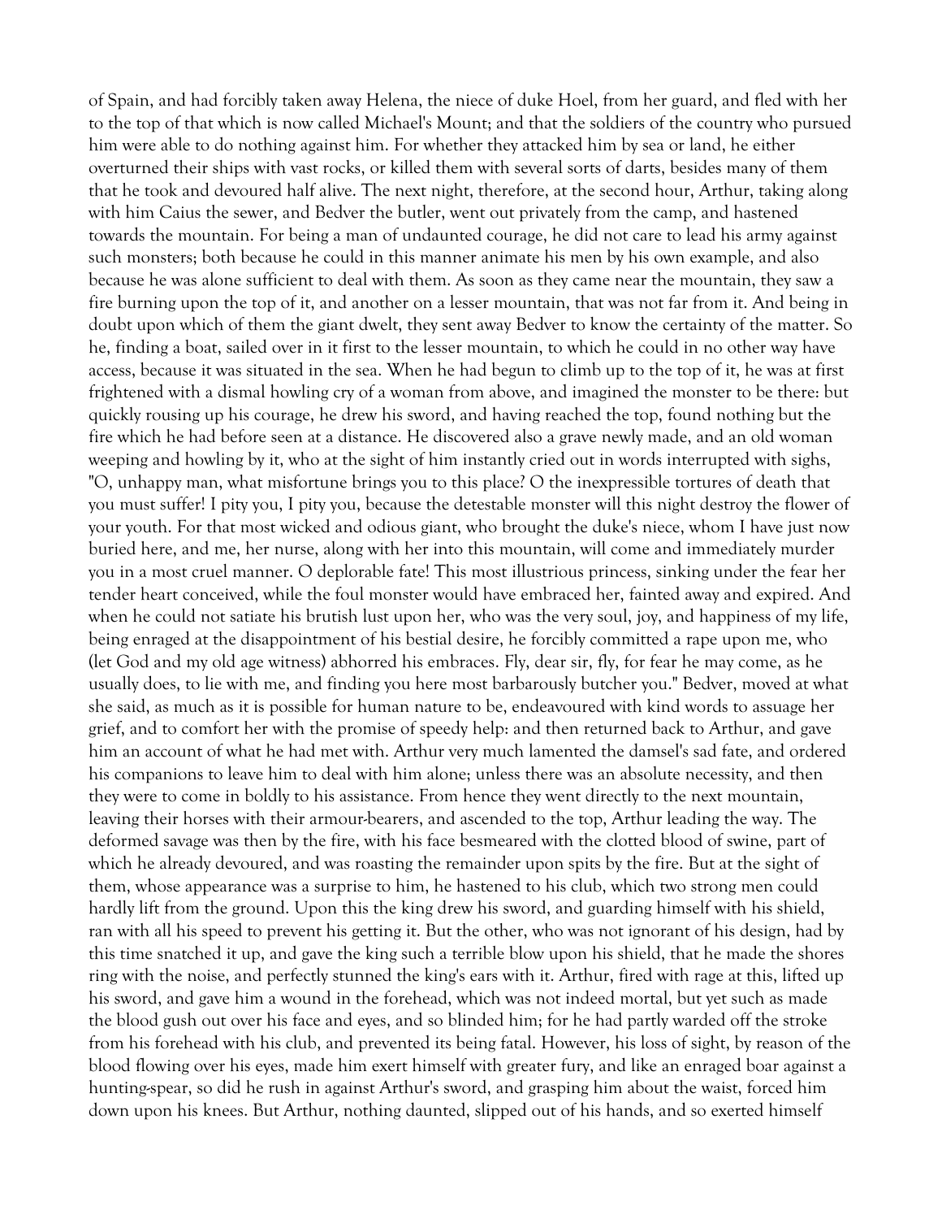of Spain, and had forcibly taken away Helena, the niece of duke Hoel, from her guard, and fled with her to the top of that which is now called Michael's Mount; and that the soldiers of the country who pursued him were able to do nothing against him. For whether they attacked him by sea or land, he either overturned their ships with vast rocks, or killed them with several sorts of darts, besides many of them that he took and devoured half alive. The next night, therefore, at the second hour, Arthur, taking along with him Caius the sewer, and Bedver the butler, went out privately from the camp, and hastened towards the mountain. For being a man of undaunted courage, he did not care to lead his army against such monsters; both because he could in this manner animate his men by his own example, and also because he was alone sufficient to deal with them. As soon as they came near the mountain, they saw a fire burning upon the top of it, and another on a lesser mountain, that was not far from it. And being in doubt upon which of them the giant dwelt, they sent away Bedver to know the certainty of the matter. So he, finding a boat, sailed over in it first to the lesser mountain, to which he could in no other way have access, because it was situated in the sea. When he had begun to climb up to the top of it, he was at first frightened with a dismal howling cry of a woman from above, and imagined the monster to be there: but quickly rousing up his courage, he drew his sword, and having reached the top, found nothing but the fire which he had before seen at a distance. He discovered also a grave newly made, and an old woman weeping and howling by it, who at the sight of him instantly cried out in words interrupted with sighs, "O, unhappy man, what misfortune brings you to this place? O the inexpressible tortures of death that you must suffer! I pity you, I pity you, because the detestable monster will this night destroy the flower of your youth. For that most wicked and odious giant, who brought the duke's niece, whom I have just now buried here, and me, her nurse, along with her into this mountain, will come and immediately murder you in a most cruel manner. O deplorable fate! This most illustrious princess, sinking under the fear her tender heart conceived, while the foul monster would have embraced her, fainted away and expired. And when he could not satiate his brutish lust upon her, who was the very soul, joy, and happiness of my life, being enraged at the disappointment of his bestial desire, he forcibly committed a rape upon me, who (let God and my old age witness) abhorred his embraces. Fly, dear sir, fly, for fear he may come, as he usually does, to lie with me, and finding you here most barbarously butcher you." Bedver, moved at what she said, as much as it is possible for human nature to be, endeavoured with kind words to assuage her grief, and to comfort her with the promise of speedy help: and then returned back to Arthur, and gave him an account of what he had met with. Arthur very much lamented the damsel's sad fate, and ordered his companions to leave him to deal with him alone; unless there was an absolute necessity, and then they were to come in boldly to his assistance. From hence they went directly to the next mountain, leaving their horses with their armour-bearers, and ascended to the top, Arthur leading the way. The deformed savage was then by the fire, with his face besmeared with the clotted blood of swine, part of which he already devoured, and was roasting the remainder upon spits by the fire. But at the sight of them, whose appearance was a surprise to him, he hastened to his club, which two strong men could hardly lift from the ground. Upon this the king drew his sword, and guarding himself with his shield, ran with all his speed to prevent his getting it. But the other, who was not ignorant of his design, had by this time snatched it up, and gave the king such a terrible blow upon his shield, that he made the shores ring with the noise, and perfectly stunned the king's ears with it. Arthur, fired with rage at this, lifted up his sword, and gave him a wound in the forehead, which was not indeed mortal, but yet such as made the blood gush out over his face and eyes, and so blinded him; for he had partly warded off the stroke from his forehead with his club, and prevented its being fatal. However, his loss of sight, by reason of the blood flowing over his eyes, made him exert himself with greater fury, and like an enraged boar against a hunting-spear, so did he rush in against Arthur's sword, and grasping him about the waist, forced him down upon his knees. But Arthur, nothing daunted, slipped out of his hands, and so exerted himself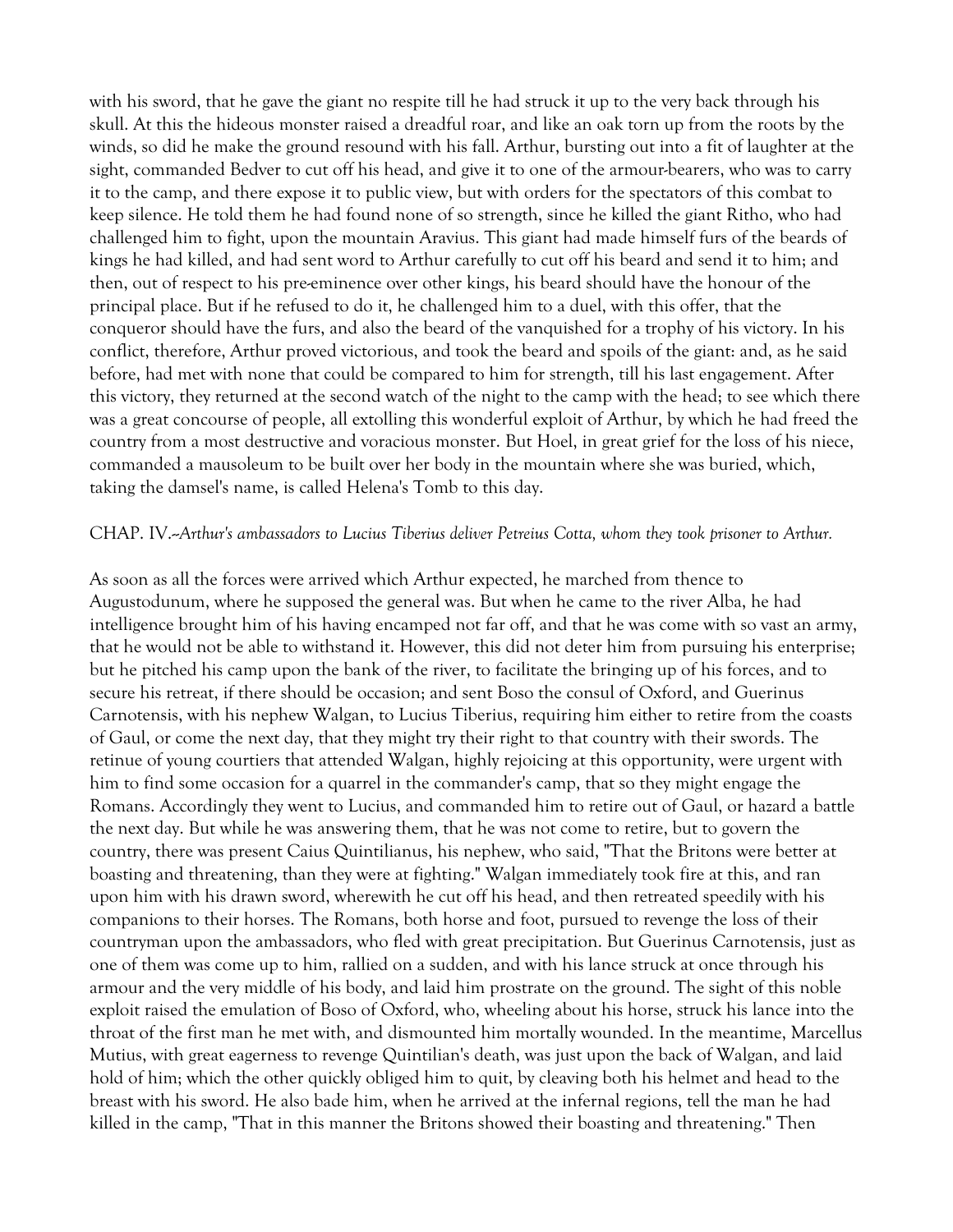with his sword, that he gave the giant no respite till he had struck it up to the very back through his skull. At this the hideous monster raised a dreadful roar, and like an oak torn up from the roots by the winds, so did he make the ground resound with his fall. Arthur, bursting out into a fit of laughter at the sight, commanded Bedver to cut off his head, and give it to one of the armour-bearers, who was to carry it to the camp, and there expose it to public view, but with orders for the spectators of this combat to keep silence. He told them he had found none of so strength, since he killed the giant Ritho, who had challenged him to fight, upon the mountain Aravius. This giant had made himself furs of the beards of kings he had killed, and had sent word to Arthur carefully to cut off his beard and send it to him; and then, out of respect to his pre-eminence over other kings, his beard should have the honour of the principal place. But if he refused to do it, he challenged him to a duel, with this offer, that the conqueror should have the furs, and also the beard of the vanquished for a trophy of his victory. In his conflict, therefore, Arthur proved victorious, and took the beard and spoils of the giant: and, as he said before, had met with none that could be compared to him for strength, till his last engagement. After this victory, they returned at the second watch of the night to the camp with the head; to see which there was a great concourse of people, all extolling this wonderful exploit of Arthur, by which he had freed the country from a most destructive and voracious monster. But Hoel, in great grief for the loss of his niece, commanded a mausoleum to be built over her body in the mountain where she was buried, which, taking the damsel's name, is called Helena's Tomb to this day.

CHAP. IV.--*Arthur's ambassadors to Lucius Tiberius deliver Petreius Cotta, whom they took prisoner to Arthur.*

As soon as all the forces were arrived which Arthur expected, he marched from thence to Augustodunum, where he supposed the general was. But when he came to the river Alba, he had intelligence brought him of his having encamped not far off, and that he was come with so vast an army, that he would not be able to withstand it. However, this did not deter him from pursuing his enterprise; but he pitched his camp upon the bank of the river, to facilitate the bringing up of his forces, and to secure his retreat, if there should be occasion; and sent Boso the consul of Oxford, and Guerinus Carnotensis, with his nephew Walgan, to Lucius Tiberius, requiring him either to retire from the coasts of Gaul, or come the next day, that they might try their right to that country with their swords. The retinue of young courtiers that attended Walgan, highly rejoicing at this opportunity, were urgent with him to find some occasion for a quarrel in the commander's camp, that so they might engage the Romans. Accordingly they went to Lucius, and commanded him to retire out of Gaul, or hazard a battle the next day. But while he was answering them, that he was not come to retire, but to govern the country, there was present Caius Quintilianus, his nephew, who said, "That the Britons were better at boasting and threatening, than they were at fighting." Walgan immediately took fire at this, and ran upon him with his drawn sword, wherewith he cut off his head, and then retreated speedily with his companions to their horses. The Romans, both horse and foot, pursued to revenge the loss of their countryman upon the ambassadors, who fled with great precipitation. But Guerinus Carnotensis, just as one of them was come up to him, rallied on a sudden, and with his lance struck at once through his armour and the very middle of his body, and laid him prostrate on the ground. The sight of this noble exploit raised the emulation of Boso of Oxford, who, wheeling about his horse, struck his lance into the throat of the first man he met with, and dismounted him mortally wounded. In the meantime, Marcellus Mutius, with great eagerness to revenge Quintilian's death, was just upon the back of Walgan, and laid hold of him; which the other quickly obliged him to quit, by cleaving both his helmet and head to the breast with his sword. He also bade him, when he arrived at the infernal regions, tell the man he had killed in the camp, "That in this manner the Britons showed their boasting and threatening." Then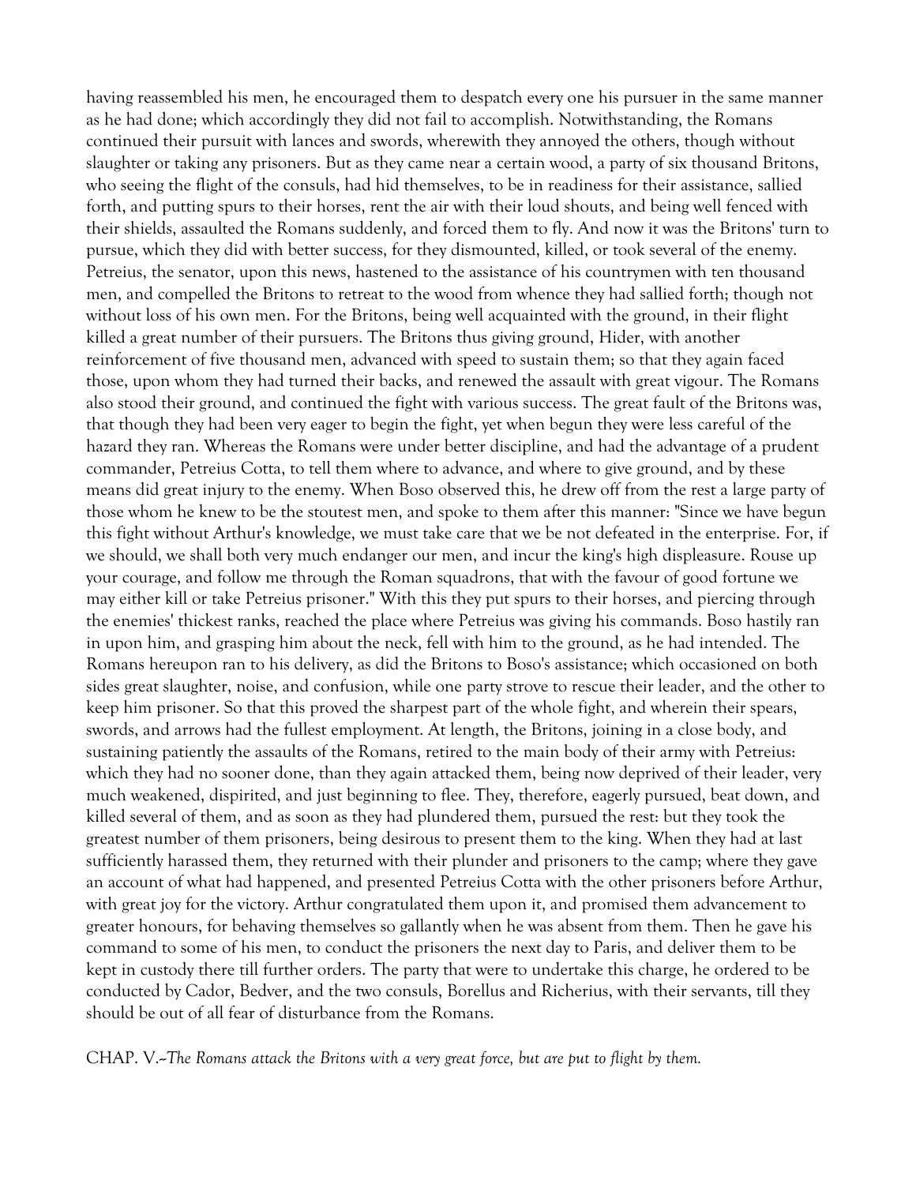having reassembled his men, he encouraged them to despatch every one his pursuer in the same manner as he had done; which accordingly they did not fail to accomplish. Notwithstanding, the Romans continued their pursuit with lances and swords, wherewith they annoyed the others, though without slaughter or taking any prisoners. But as they came near a certain wood, a party of six thousand Britons, who seeing the flight of the consuls, had hid themselves, to be in readiness for their assistance, sallied forth, and putting spurs to their horses, rent the air with their loud shouts, and being well fenced with their shields, assaulted the Romans suddenly, and forced them to fly. And now it was the Britons' turn to pursue, which they did with better success, for they dismounted, killed, or took several of the enemy. Petreius, the senator, upon this news, hastened to the assistance of his countrymen with ten thousand men, and compelled the Britons to retreat to the wood from whence they had sallied forth; though not without loss of his own men. For the Britons, being well acquainted with the ground, in their flight killed a great number of their pursuers. The Britons thus giving ground, Hider, with another reinforcement of five thousand men, advanced with speed to sustain them; so that they again faced those, upon whom they had turned their backs, and renewed the assault with great vigour. The Romans also stood their ground, and continued the fight with various success. The great fault of the Britons was, that though they had been very eager to begin the fight, yet when begun they were less careful of the hazard they ran. Whereas the Romans were under better discipline, and had the advantage of a prudent commander, Petreius Cotta, to tell them where to advance, and where to give ground, and by these means did great injury to the enemy. When Boso observed this, he drew off from the rest a large party of those whom he knew to be the stoutest men, and spoke to them after this manner: "Since we have begun this fight without Arthur's knowledge, we must take care that we be not defeated in the enterprise. For, if we should, we shall both very much endanger our men, and incur the king's high displeasure. Rouse up your courage, and follow me through the Roman squadrons, that with the favour of good fortune we may either kill or take Petreius prisoner." With this they put spurs to their horses, and piercing through the enemies' thickest ranks, reached the place where Petreius was giving his commands. Boso hastily ran in upon him, and grasping him about the neck, fell with him to the ground, as he had intended. The Romans hereupon ran to his delivery, as did the Britons to Boso's assistance; which occasioned on both sides great slaughter, noise, and confusion, while one party strove to rescue their leader, and the other to keep him prisoner. So that this proved the sharpest part of the whole fight, and wherein their spears, swords, and arrows had the fullest employment. At length, the Britons, joining in a close body, and sustaining patiently the assaults of the Romans, retired to the main body of their army with Petreius: which they had no sooner done, than they again attacked them, being now deprived of their leader, very much weakened, dispirited, and just beginning to flee. They, therefore, eagerly pursued, beat down, and killed several of them, and as soon as they had plundered them, pursued the rest: but they took the greatest number of them prisoners, being desirous to present them to the king. When they had at last sufficiently harassed them, they returned with their plunder and prisoners to the camp; where they gave an account of what had happened, and presented Petreius Cotta with the other prisoners before Arthur, with great joy for the victory. Arthur congratulated them upon it, and promised them advancement to greater honours, for behaving themselves so gallantly when he was absent from them. Then he gave his command to some of his men, to conduct the prisoners the next day to Paris, and deliver them to be kept in custody there till further orders. The party that were to undertake this charge, he ordered to be conducted by Cador, Bedver, and the two consuls, Borellus and Richerius, with their servants, till they should be out of all fear of disturbance from the Romans.

CHAP. V.--*The Romans attack the Britons with a very great force, but are put to flight by them.*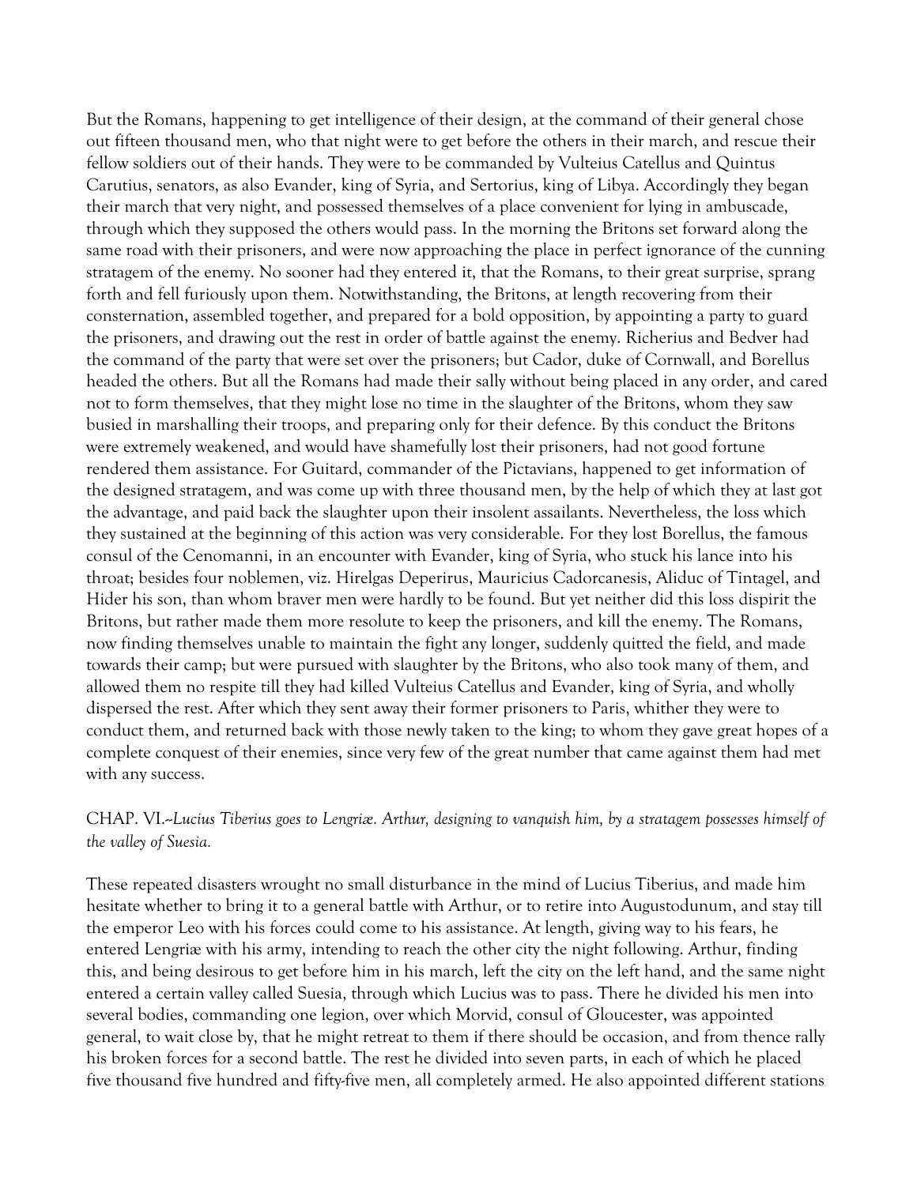But the Romans, happening to get intelligence of their design, at the command of their general chose out fifteen thousand men, who that night were to get before the others in their march, and rescue their fellow soldiers out of their hands. They were to be commanded by Vulteius Catellus and Quintus Carutius, senators, as also Evander, king of Syria, and Sertorius, king of Libya. Accordingly they began their march that very night, and possessed themselves of a place convenient for lying in ambuscade, through which they supposed the others would pass. In the morning the Britons set forward along the same road with their prisoners, and were now approaching the place in perfect ignorance of the cunning stratagem of the enemy. No sooner had they entered it, that the Romans, to their great surprise, sprang forth and fell furiously upon them. Notwithstanding, the Britons, at length recovering from their consternation, assembled together, and prepared for a bold opposition, by appointing a party to guard the prisoners, and drawing out the rest in order of battle against the enemy. Richerius and Bedver had the command of the party that were set over the prisoners; but Cador, duke of Cornwall, and Borellus headed the others. But all the Romans had made their sally without being placed in any order, and cared not to form themselves, that they might lose no time in the slaughter of the Britons, whom they saw busied in marshalling their troops, and preparing only for their defence. By this conduct the Britons were extremely weakened, and would have shamefully lost their prisoners, had not good fortune rendered them assistance. For Guitard, commander of the Pictavians, happened to get information of the designed stratagem, and was come up with three thousand men, by the help of which they at last got the advantage, and paid back the slaughter upon their insolent assailants. Nevertheless, the loss which they sustained at the beginning of this action was very considerable. For they lost Borellus, the famous consul of the Cenomanni, in an encounter with Evander, king of Syria, who stuck his lance into his throat; besides four noblemen, viz. Hirelgas Deperirus, Mauricius Cadorcanesis, Aliduc of Tintagel, and Hider his son, than whom braver men were hardly to be found. But yet neither did this loss dispirit the Britons, but rather made them more resolute to keep the prisoners, and kill the enemy. The Romans, now finding themselves unable to maintain the fight any longer, suddenly quitted the field, and made towards their camp; but were pursued with slaughter by the Britons, who also took many of them, and allowed them no respite till they had killed Vulteius Catellus and Evander, king of Syria, and wholly dispersed the rest. After which they sent away their former prisoners to Paris, whither they were to conduct them, and returned back with those newly taken to the king; to whom they gave great hopes of a complete conquest of their enemies, since very few of the great number that came against them had met with any success.

CHAP. VI.--*Lucius Tiberius goes to Lengriæ. Arthur, designing to vanquish him, by a stratagem possesses himself of the valley of Suesia.*

These repeated disasters wrought no small disturbance in the mind of Lucius Tiberius, and made him hesitate whether to bring it to a general battle with Arthur, or to retire into Augustodunum, and stay till the emperor Leo with his forces could come to his assistance. At length, giving way to his fears, he entered Lengriæ with his army, intending to reach the other city the night following. Arthur, finding this, and being desirous to get before him in his march, left the city on the left hand, and the same night entered a certain valley called Suesia, through which Lucius was to pass. There he divided his men into several bodies, commanding one legion, over which Morvid, consul of Gloucester, was appointed general, to wait close by, that he might retreat to them if there should be occasion, and from thence rally his broken forces for a second battle. The rest he divided into seven parts, in each of which he placed five thousand five hundred and fifty-five men, all completely armed. He also appointed different stations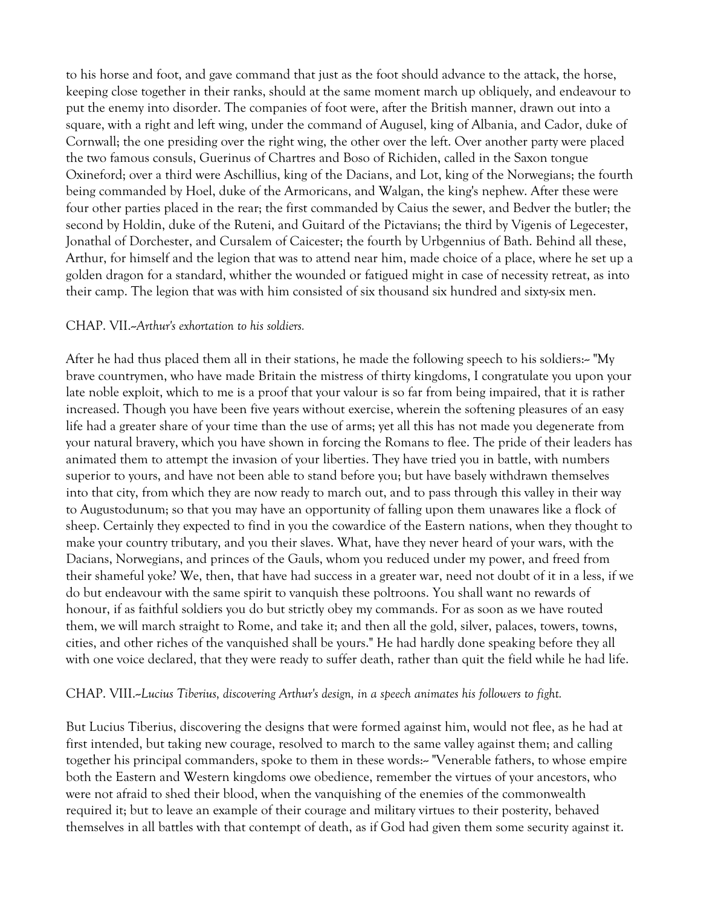to his horse and foot, and gave command that just as the foot should advance to the attack, the horse, keeping close together in their ranks, should at the same moment march up obliquely, and endeavour to put the enemy into disorder. The companies of foot were, after the British manner, drawn out into a square, with a right and left wing, under the command of Augusel, king of Albania, and Cador, duke of Cornwall; the one presiding over the right wing, the other over the left. Over another party were placed the two famous consuls, Guerinus of Chartres and Boso of Richiden, called in the Saxon tongue Oxineford; over a third were Aschillius, king of the Dacians, and Lot, king of the Norwegians; the fourth being commanded by Hoel, duke of the Armoricans, and Walgan, the king's nephew. After these were four other parties placed in the rear; the first commanded by Caius the sewer, and Bedver the butler; the second by Holdin, duke of the Ruteni, and Guitard of the Pictavians; the third by Vigenis of Legecester, Jonathal of Dorchester, and Cursalem of Caicester; the fourth by Urbgennius of Bath. Behind all these, Arthur, for himself and the legion that was to attend near him, made choice of a place, where he set up a golden dragon for a standard, whither the wounded or fatigued might in case of necessity retreat, as into their camp. The legion that was with him consisted of six thousand six hundred and sixty-six men.

CHAP. VII.--*Arthur's exhortation to his soldiers.*

After he had thus placed them all in their stations, he made the following speech to his soldiers:-- "My brave countrymen, who have made Britain the mistress of thirty kingdoms, I congratulate you upon your late noble exploit, which to me is a proof that your valour is so far from being impaired, that it is rather increased. Though you have been five years without exercise, wherein the softening pleasures of an easy life had a greater share of your time than the use of arms; yet all this has not made you degenerate from your natural bravery, which you have shown in forcing the Romans to flee. The pride of their leaders has animated them to attempt the invasion of your liberties. They have tried you in battle, with numbers superior to yours, and have not been able to stand before you; but have basely withdrawn themselves into that city, from which they are now ready to march out, and to pass through this valley in their way to Augustodunum; so that you may have an opportunity of falling upon them unawares like a flock of sheep. Certainly they expected to find in you the cowardice of the Eastern nations, when they thought to make your country tributary, and you their slaves. What, have they never heard of your wars, with the Dacians, Norwegians, and princes of the Gauls, whom you reduced under my power, and freed from their shameful yoke? We, then, that have had success in a greater war, need not doubt of it in a less, if we do but endeavour with the same spirit to vanquish these poltroons. You shall want no rewards of honour, if as faithful soldiers you do but strictly obey my commands. For as soon as we have routed them, we will march straight to Rome, and take it; and then all the gold, silver, palaces, towers, towns, cities, and other riches of the vanquished shall be yours." He had hardly done speaking before they all with one voice declared, that they were ready to suffer death, rather than quit the field while he had life.

CHAP. VIII.--*Lucius Tiberius, discovering Arthur's design, in a speech animates his followers to fight.*

But Lucius Tiberius, discovering the designs that were formed against him, would not flee, as he had at first intended, but taking new courage, resolved to march to the same valley against them; and calling together his principal commanders, spoke to them in these words:-- "Venerable fathers, to whose empire both the Eastern and Western kingdoms owe obedience, remember the virtues of your ancestors, who were not afraid to shed their blood, when the vanquishing of the enemies of the commonwealth required it; but to leave an example of their courage and military virtues to their posterity, behaved themselves in all battles with that contempt of death, as if God had given them some security against it.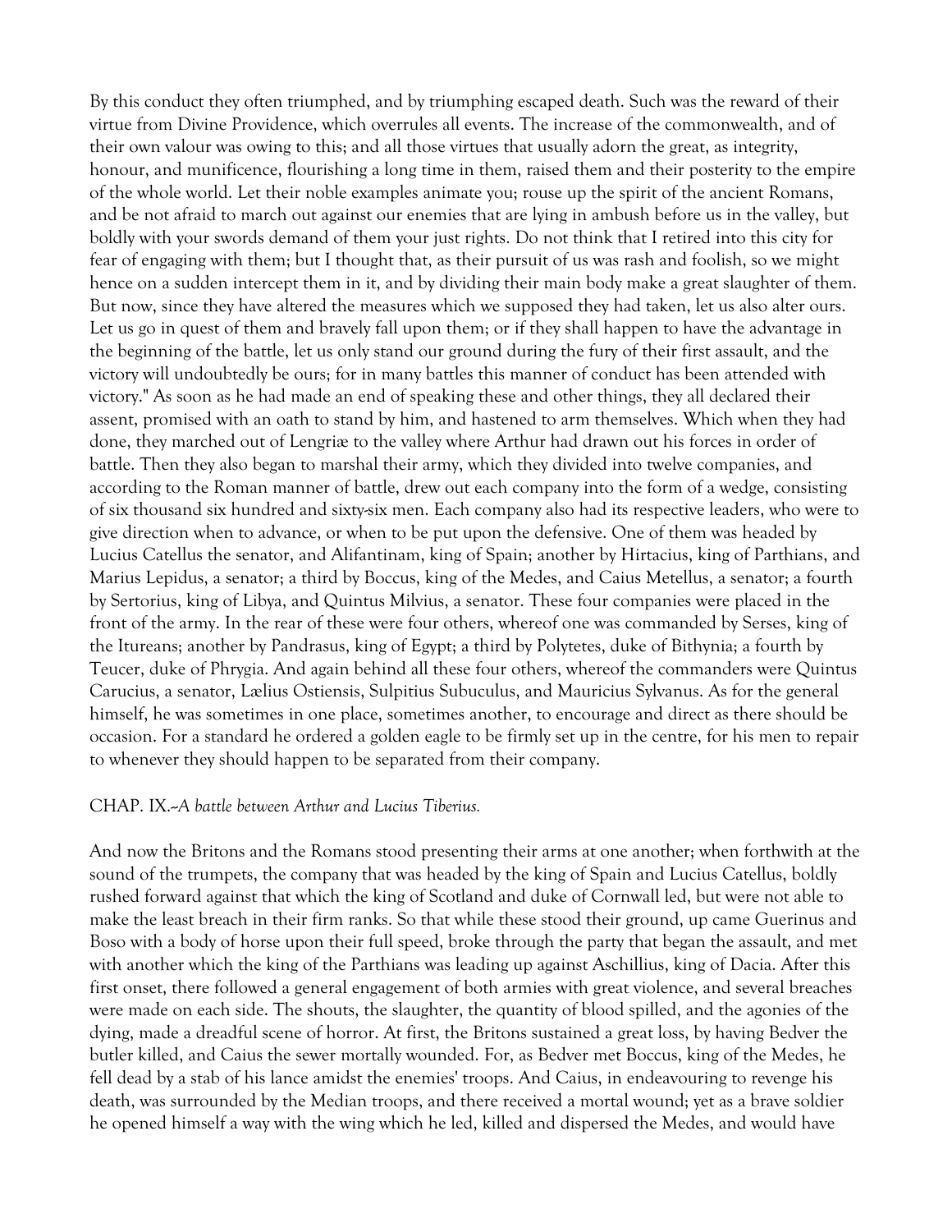By this conduct they often triumphed, and by triumphing escaped death. Such was the reward of their virtue from Divine Providence, which overrules all events. The increase of the commonwealth, and of their own valour was owing to this; and all those virtues that usually adorn the great, as integrity, honour, and munificence, flourishing a long time in them, raised them and their posterity to the empire of the whole world. Let their noble examples animate you; rouse up the spirit of the ancient Romans, and be not afraid to march out against our enemies that are lying in ambush before us in the valley, but boldly with your swords demand of them your just rights. Do not think that I retired into this city for fear of engaging with them; but I thought that, as their pursuit of us was rash and foolish, so we might hence on a sudden intercept them in it, and by dividing their main body make a great slaughter of them. But now, since they have altered the measures which we supposed they had taken, let us also alter ours. Let us go in quest of them and bravely fall upon them; or if they shall happen to have the advantage in the beginning of the battle, let us only stand our ground during the fury of their first assault, and the victory will undoubtedly be ours; for in many battles this manner of conduct has been attended with victory." As soon as he had made an end of speaking these and other things, they all declared their assent, promised with an oath to stand by him, and hastened to arm themselves. Which when they had done, they marched out of Lengriæ to the valley where Arthur had drawn out his forces in order of battle. Then they also began to marshal their army, which they divided into twelve companies, and according to the Roman manner of battle, drew out each company into the form of a wedge, consisting of six thousand six hundred and sixty-six men. Each company also had its respective leaders, who were to give direction when to advance, or when to be put upon the defensive. One of them was headed by Lucius Catellus the senator, and Alifantinam, king of Spain; another by Hirtacius, king of Parthians, and Marius Lepidus, a senator; a third by Boccus, king of the Medes, and Caius Metellus, a senator; a fourth by Sertorius, king of Libya, and Quintus Milvius, a senator. These four companies were placed in the front of the army. In the rear of these were four others, whereof one was commanded by Serses, king of the Itureans; another by Pandrasus, king of Egypt; a third by Polytetes, duke of Bithynia; a fourth by Teucer, duke of Phrygia. And again behind all these four others, whereof the commanders were Quintus Carucius, a senator, Lælius Ostiensis, Sulpitius Subuculus, and Mauricius Sylvanus. As for the general himself, he was sometimes in one place, sometimes another, to encourage and direct as there should be occasion. For a standard he ordered a golden eagle to be firmly set up in the centre, for his men to repair to whenever they should happen to be separated from their company.

CHAP. IX.--*A battle between Arthur and Lucius Tiberius.*

And now the Britons and the Romans stood presenting their arms at one another; when forthwith at the sound of the trumpets, the company that was headed by the king of Spain and Lucius Catellus, boldly rushed forward against that which the king of Scotland and duke of Cornwall led, but were not able to make the least breach in their firm ranks. So that while these stood their ground, up came Guerinus and Boso with a body of horse upon their full speed, broke through the party that began the assault, and met with another which the king of the Parthians was leading up against Aschillius, king of Dacia. After this first onset, there followed a general engagement of both armies with great violence, and several breaches were made on each side. The shouts, the slaughter, the quantity of blood spilled, and the agonies of the dying, made a dreadful scene of horror. At first, the Britons sustained a great loss, by having Bedver the butler killed, and Caius the sewer mortally wounded. For, as Bedver met Boccus, king of the Medes, he fell dead by a stab of his lance amidst the enemies' troops. And Caius, in endeavouring to revenge his death, was surrounded by the Median troops, and there received a mortal wound; yet as a brave soldier he opened himself a way with the wing which he led, killed and dispersed the Medes, and would have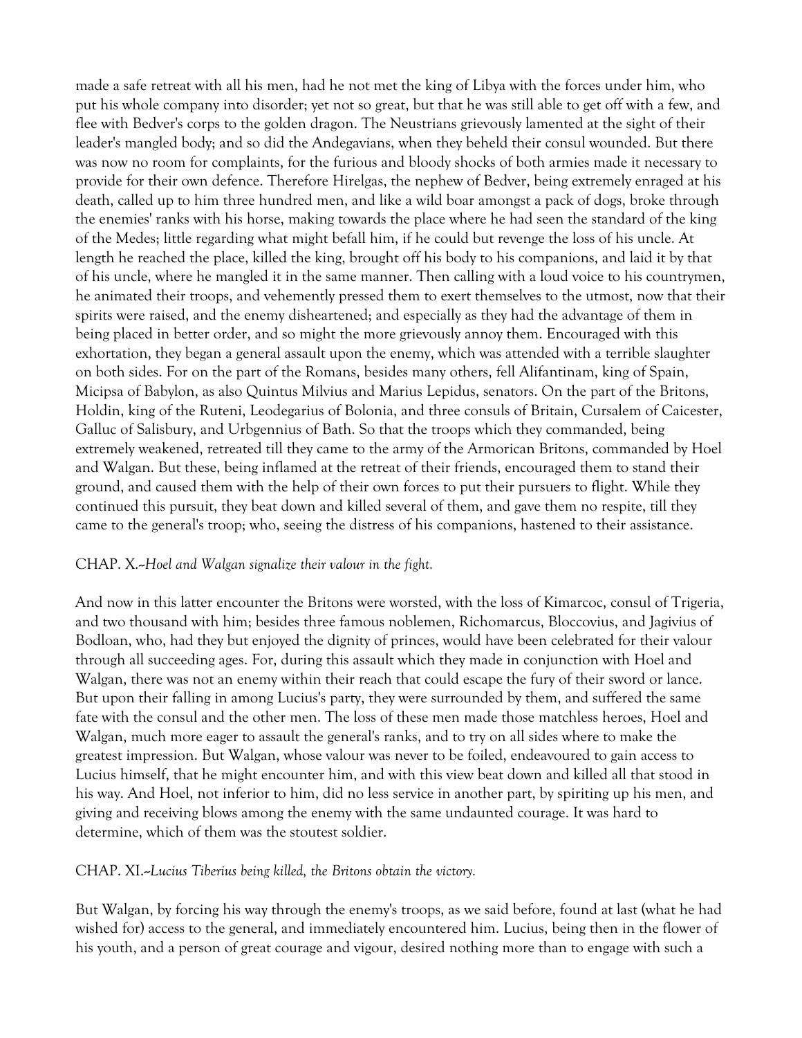made a safe retreat with all his men, had he not met the king of Libya with the forces under him, who put his whole company into disorder; yet not so great, but that he was still able to get off with a few, and flee with Bedver's corps to the golden dragon. The Neustrians grievously lamented at the sight of their leader's mangled body; and so did the Andegavians, when they beheld their consul wounded. But there was now no room for complaints, for the furious and bloody shocks of both armies made it necessary to provide for their own defence. Therefore Hirelgas, the nephew of Bedver, being extremely enraged at his death, called up to him three hundred men, and like a wild boar amongst a pack of dogs, broke through the enemies' ranks with his horse, making towards the place where he had seen the standard of the king of the Medes; little regarding what might befall him, if he could but revenge the loss of his uncle. At length he reached the place, killed the king, brought off his body to his companions, and laid it by that of his uncle, where he mangled it in the same manner. Then calling with a loud voice to his countrymen, he animated their troops, and vehemently pressed them to exert themselves to the utmost, now that their spirits were raised, and the enemy disheartened; and especially as they had the advantage of them in being placed in better order, and so might the more grievously annoy them. Encouraged with this exhortation, they began a general assault upon the enemy, which was attended with a terrible slaughter on both sides. For on the part of the Romans, besides many others, fell Alifantinam, king of Spain, Micipsa of Babylon, as also Quintus Milvius and Marius Lepidus, senators. On the part of the Britons, Holdin, king of the Ruteni, Leodegarius of Bolonia, and three consuls of Britain, Cursalem of Caicester, Galluc of Salisbury, and Urbgennius of Bath. So that the troops which they commanded, being extremely weakened, retreated till they came to the army of the Armorican Britons, commanded by Hoel and Walgan. But these, being inflamed at the retreat of their friends, encouraged them to stand their ground, and caused them with the help of their own forces to put their pursuers to flight. While they continued this pursuit, they beat down and killed several of them, and gave them no respite, till they came to the general's troop; who, seeing the distress of his companions, hastened to their assistance.

CHAP. X.--*Hoel and Walgan signalize their valour in the fight.*

And now in this latter encounter the Britons were worsted, with the loss of Kimarcoc, consul of Trigeria, and two thousand with him; besides three famous noblemen, Richomarcus, Bloccovius, and Jagivius of Bodloan, who, had they but enjoyed the dignity of princes, would have been celebrated for their valour through all succeeding ages. For, during this assault which they made in conjunction with Hoel and Walgan, there was not an enemy within their reach that could escape the fury of their sword or lance. But upon their falling in among Lucius's party, they were surrounded by them, and suffered the same fate with the consul and the other men. The loss of these men made those matchless heroes, Hoel and Walgan, much more eager to assault the general's ranks, and to try on all sides where to make the greatest impression. But Walgan, whose valour was never to be foiled, endeavoured to gain access to Lucius himself, that he might encounter him, and with this view beat down and killed all that stood in his way. And Hoel, not inferior to him, did no less service in another part, by spiriting up his men, and giving and receiving blows among the enemy with the same undaunted courage. It was hard to determine, which of them was the stoutest soldier.

CHAP. XI.--*Lucius Tiberius being killed, the Britons obtain the victory.*

But Walgan, by forcing his way through the enemy's troops, as we said before, found at last (what he had wished for) access to the general, and immediately encountered him. Lucius, being then in the flower of his youth, and a person of great courage and vigour, desired nothing more than to engage with such a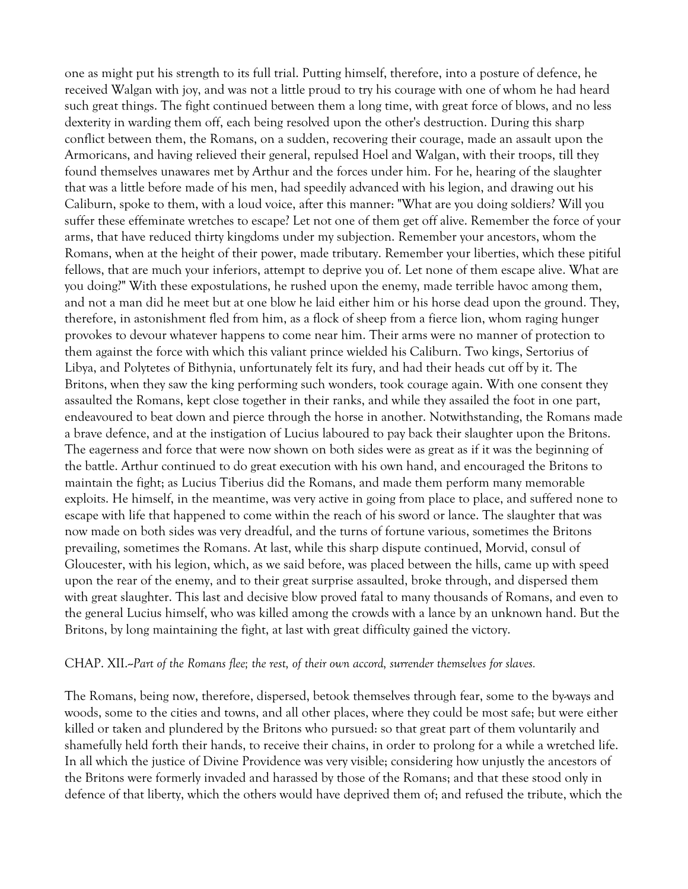one as might put his strength to its full trial. Putting himself, therefore, into a posture of defence, he received Walgan with joy, and was not a little proud to try his courage with one of whom he had heard such great things. The fight continued between them a long time, with great force of blows, and no less dexterity in warding them off, each being resolved upon the other's destruction. During this sharp conflict between them, the Romans, on a sudden, recovering their courage, made an assault upon the Armoricans, and having relieved their general, repulsed Hoel and Walgan, with their troops, till they found themselves unawares met by Arthur and the forces under him. For he, hearing of the slaughter that was a little before made of his men, had speedily advanced with his legion, and drawing out his Caliburn, spoke to them, with a loud voice, after this manner: "What are you doing soldiers? Will you suffer these effeminate wretches to escape? Let not one of them get off alive. Remember the force of your arms, that have reduced thirty kingdoms under my subjection. Remember your ancestors, whom the Romans, when at the height of their power, made tributary. Remember your liberties, which these pitiful fellows, that are much your inferiors, attempt to deprive you of. Let none of them escape alive. What are you doing?" With these expostulations, he rushed upon the enemy, made terrible havoc among them, and not a man did he meet but at one blow he laid either him or his horse dead upon the ground. They, therefore, in astonishment fled from him, as a flock of sheep from a fierce lion, whom raging hunger provokes to devour whatever happens to come near him. Their arms were no manner of protection to them against the force with which this valiant prince wielded his Caliburn. Two kings, Sertorius of Libya, and Polytetes of Bithynia, unfortunately felt its fury, and had their heads cut off by it. The Britons, when they saw the king performing such wonders, took courage again. With one consent they assaulted the Romans, kept close together in their ranks, and while they assailed the foot in one part, endeavoured to beat down and pierce through the horse in another. Notwithstanding, the Romans made a brave defence, and at the instigation of Lucius laboured to pay back their slaughter upon the Britons. The eagerness and force that were now shown on both sides were as great as if it was the beginning of the battle. Arthur continued to do great execution with his own hand, and encouraged the Britons to maintain the fight; as Lucius Tiberius did the Romans, and made them perform many memorable exploits. He himself, in the meantime, was very active in going from place to place, and suffered none to escape with life that happened to come within the reach of his sword or lance. The slaughter that was now made on both sides was very dreadful, and the turns of fortune various, sometimes the Britons prevailing, sometimes the Romans. At last, while this sharp dispute continued, Morvid, consul of Gloucester, with his legion, which, as we said before, was placed between the hills, came up with speed upon the rear of the enemy, and to their great surprise assaulted, broke through, and dispersed them with great slaughter. This last and decisive blow proved fatal to many thousands of Romans, and even to the general Lucius himself, who was killed among the crowds with a lance by an unknown hand. But the Britons, by long maintaining the fight, at last with great difficulty gained the victory.

CHAP. XII.--*Part of the Romans flee; the rest, of their own accord, surrender themselves for slaves.*

The Romans, being now, therefore, dispersed, betook themselves through fear, some to the by-ways and woods, some to the cities and towns, and all other places, where they could be most safe; but were either killed or taken and plundered by the Britons who pursued: so that great part of them voluntarily and shamefully held forth their hands, to receive their chains, in order to prolong for a while a wretched life. In all which the justice of Divine Providence was very visible; considering how unjustly the ancestors of the Britons were formerly invaded and harassed by those of the Romans; and that these stood only in defence of that liberty, which the others would have deprived them of; and refused the tribute, which the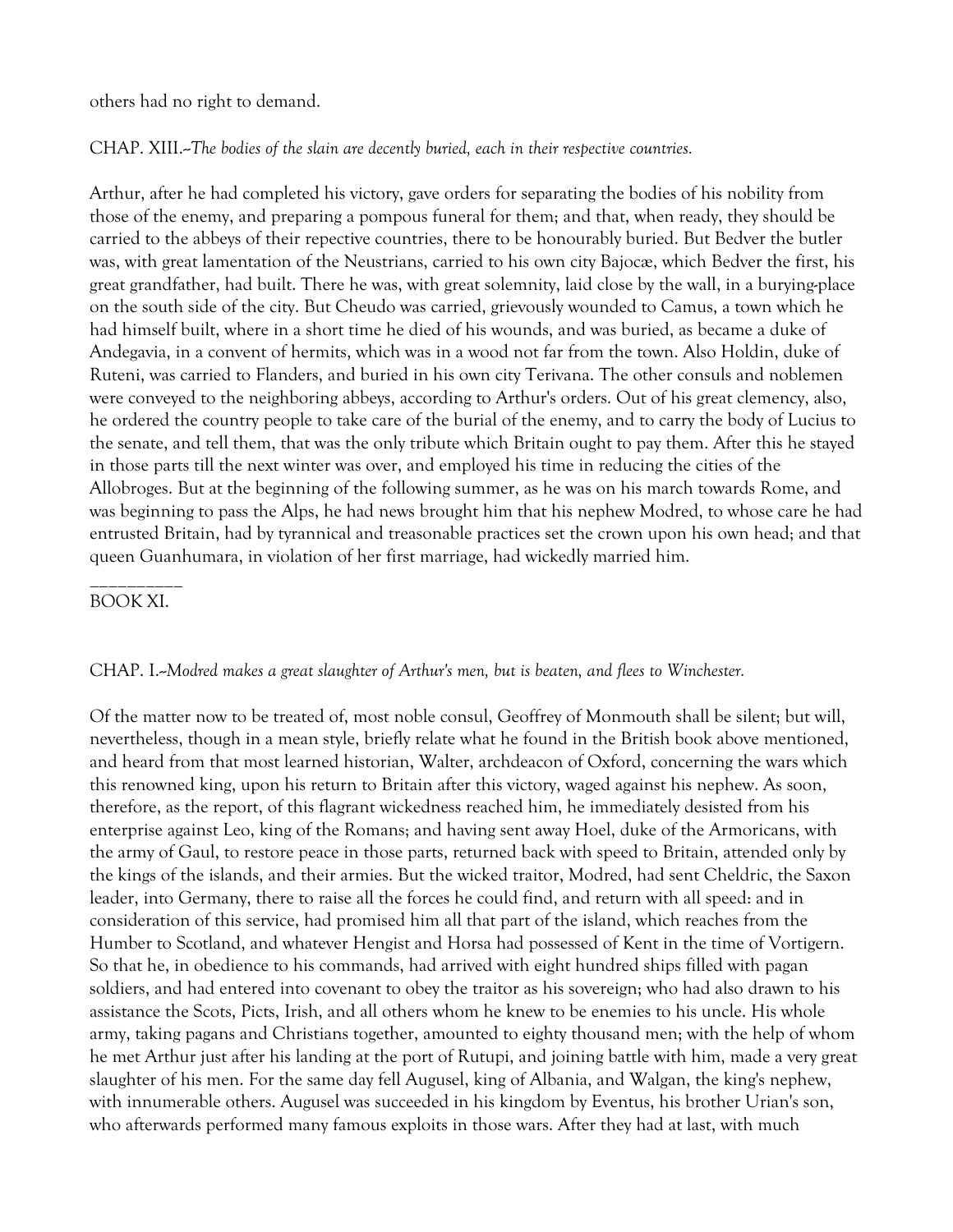others had no right to demand.

CHAP. XIII.--*The bodies of the slain are decently buried, each in their respective countries.*

Arthur, after he had completed his victory, gave orders for separating the bodies of his nobility from those of the enemy, and preparing a pompous funeral for them; and that, when ready, they should be carried to the abbeys of their repective countries, there to be honourably buried. But Bedver the butler was, with great lamentation of the Neustrians, carried to his own city Bajocæ, which Bedver the first, his great grandfather, had built. There he was, with great solemnity, laid close by the wall, in a burying-place on the south side of the city. But Cheudo was carried, grievously wounded to Camus, a town which he had himself built, where in a short time he died of his wounds, and was buried, as became a duke of Andegavia, in a convent of hermits, which was in a wood not far from the town. Also Holdin, duke of Ruteni, was carried to Flanders, and buried in his own city Terivana. The other consuls and noblemen were conveyed to the neighboring abbeys, according to Arthur's orders. Out of his great clemency, also, he ordered the country people to take care of the burial of the enemy, and to carry the body of Lucius to the senate, and tell them, that was the only tribute which Britain ought to pay them. After this he stayed in those parts till the next winter was over, and employed his time in reducing the cities of the Allobroges. But at the beginning of the following summer, as he was on his march towards Rome, and was beginning to pass the Alps, he had news brought him that his nephew Modred, to whose care he had entrusted Britain, had by tyrannical and treasonable practices set the crown upon his own head; and that queen Guanhumara, in violation of her first marriage, had wickedly married him.

---

BOOK XI.

CHAP. I.--*Modred makes a great slaughter of Arthur's men, but is beaten, and flees to Winchester.*

Of the matter now to be treated of, most noble consul, Geoffrey of Monmouth shall be silent; but will, nevertheless, though in a mean style, briefly relate what he found in the British book above mentioned, and heard from that most learned historian, Walter, archdeacon of Oxford, concerning the wars which this renowned king, upon his return to Britain after this victory, waged against his nephew. As soon, therefore, as the report, of this flagrant wickedness reached him, he immediately desisted from his enterprise against Leo, king of the Romans; and having sent away Hoel, duke of the Armoricans, with the army of Gaul, to restore peace in those parts, returned back with speed to Britain, attended only by the kings of the islands, and their armies. But the wicked traitor, Modred, had sent Cheldric, the Saxon leader, into Germany, there to raise all the forces he could find, and return with all speed: and in consideration of this service, had promised him all that part of the island, which reaches from the Humber to Scotland, and whatever Hengist and Horsa had possessed of Kent in the time of Vortigern. So that he, in obedience to his commands, had arrived with eight hundred ships filled with pagan soldiers, and had entered into covenant to obey the traitor as his sovereign; who had also drawn to his assistance the Scots, Picts, Irish, and all others whom he knew to be enemies to his uncle. His whole army, taking pagans and Christians together, amounted to eighty thousand men; with the help of whom he met Arthur just after his landing at the port of Rutupi, and joining battle with him, made a very great slaughter of his men. For the same day fell Augusel, king of Albania, and Walgan, the king's nephew, with innumerable others. Augusel was succeeded in his kingdom by Eventus, his brother Urian's son, who afterwards performed many famous exploits in those wars. After they had at last, with much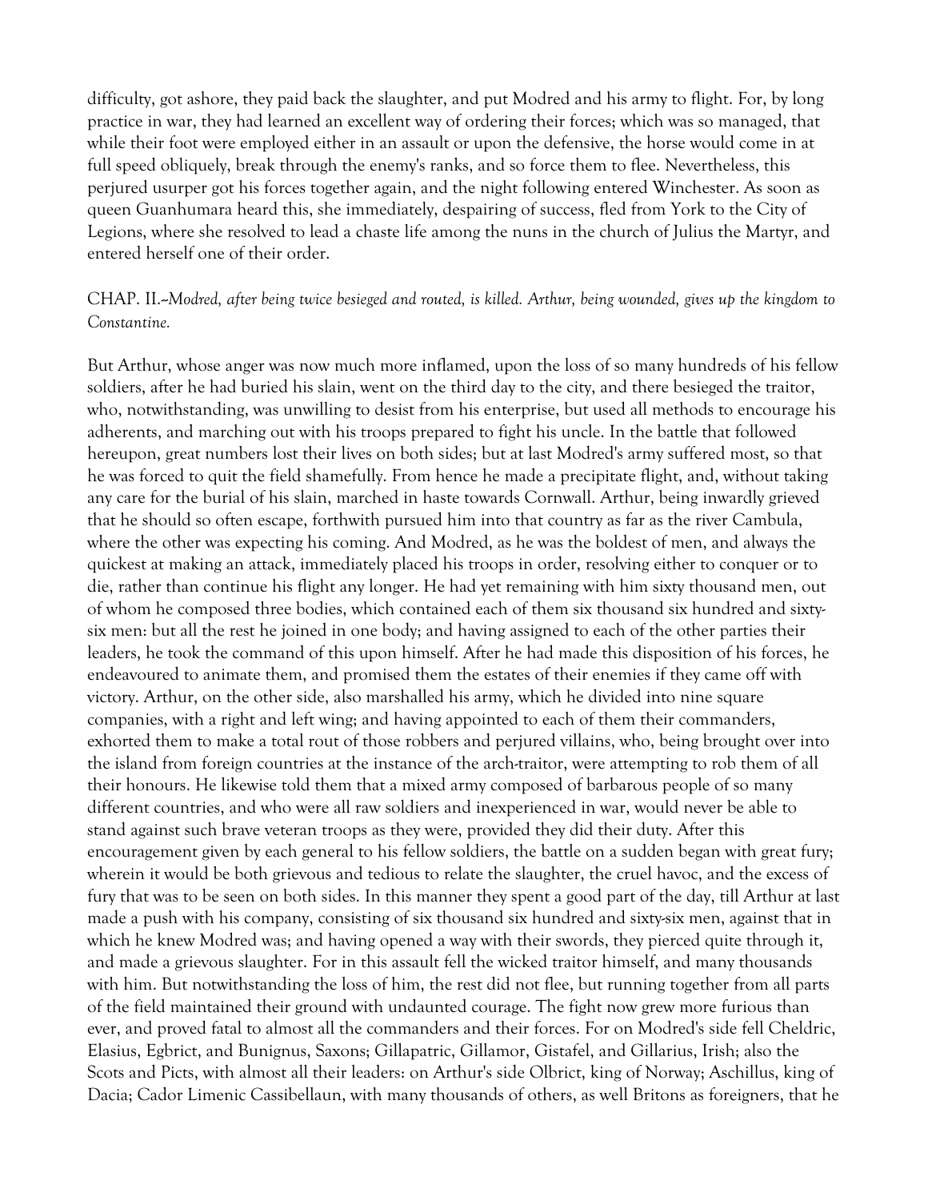difficulty, got ashore, they paid back the slaughter, and put Modred and his army to flight. For, by long practice in war, they had learned an excellent way of ordering their forces; which was so managed, that while their foot were employed either in an assault or upon the defensive, the horse would come in at full speed obliquely, break through the enemy's ranks, and so force them to flee. Nevertheless, this perjured usurper got his forces together again, and the night following entered Winchester. As soon as queen Guanhumara heard this, she immediately, despairing of success, fled from York to the City of Legions, where she resolved to lead a chaste life among the nuns in the church of Julius the Martyr, and entered herself one of their order.

CHAP. II.--*Modred, after being twice besieged and routed, is killed. Arthur, being wounded, gives up the kingdom to Constantine.*

But Arthur, whose anger was now much more inflamed, upon the loss of so many hundreds of his fellow soldiers, after he had buried his slain, went on the third day to the city, and there besieged the traitor, who, notwithstanding, was unwilling to desist from his enterprise, but used all methods to encourage his adherents, and marching out with his troops prepared to fight his uncle. In the battle that followed hereupon, great numbers lost their lives on both sides; but at last Modred's army suffered most, so that he was forced to quit the field shamefully. From hence he made a precipitate flight, and, without taking any care for the burial of his slain, marched in haste towards Cornwall. Arthur, being inwardly grieved that he should so often escape, forthwith pursued him into that country as far as the river Cambula, where the other was expecting his coming. And Modred, as he was the boldest of men, and always the quickest at making an attack, immediately placed his troops in order, resolving either to conquer or to die, rather than continue his flight any longer. He had yet remaining with him sixty thousand men, out of whom he composed three bodies, which contained each of them six thousand six hundred and sixty-six men: but all the rest he joined in one body; and having assigned to each of the other parties their leaders, he took the command of this upon himself. After he had made this disposition of his forces, he endeavoured to animate them, and promised them the estates of their enemies if they came off with victory. Arthur, on the other side, also marshalled his army, which he divided into nine square companies, with a right and left wing; and having appointed to each of them their commanders, exhorted them to make a total rout of those robbers and perjured villains, who, being brought over into the island from foreign countries at the instance of the arch-traitor, were attempting to rob them of all their honours. He likewise told them that a mixed army composed of barbarous people of so many different countries, and who were all raw soldiers and inexperienced in war, would never be able to stand against such brave veteran troops as they were, provided they did their duty. After this encouragement given by each general to his fellow soldiers, the battle on a sudden began with great fury; wherein it would be both grievous and tedious to relate the slaughter, the cruel havoc, and the excess of fury that was to be seen on both sides. In this manner they spent a good part of the day, till Arthur at last made a push with his company, consisting of six thousand six hundred and sixty-six men, against that in which he knew Modred was; and having opened a way with their swords, they pierced quite through it, and made a grievous slaughter. For in this assault fell the wicked traitor himself, and many thousands with him. But notwithstanding the loss of him, the rest did not flee, but running together from all parts of the field maintained their ground with undaunted courage. The fight now grew more furious than ever, and proved fatal to almost all the commanders and their forces. For on Modred's side fell Cheldric, Elasius, Egbrict, and Bunignus, Saxons; Gillapatric, Gillamor, Gistafel, and Gillarius, Irish; also the Scots and Picts, with almost all their leaders: on Arthur's side Olbrict, king of Norway; Aschillus, king of Dacia; Cador Limenic Cassibellaun, with many thousands of others, as well Britons as foreigners, that he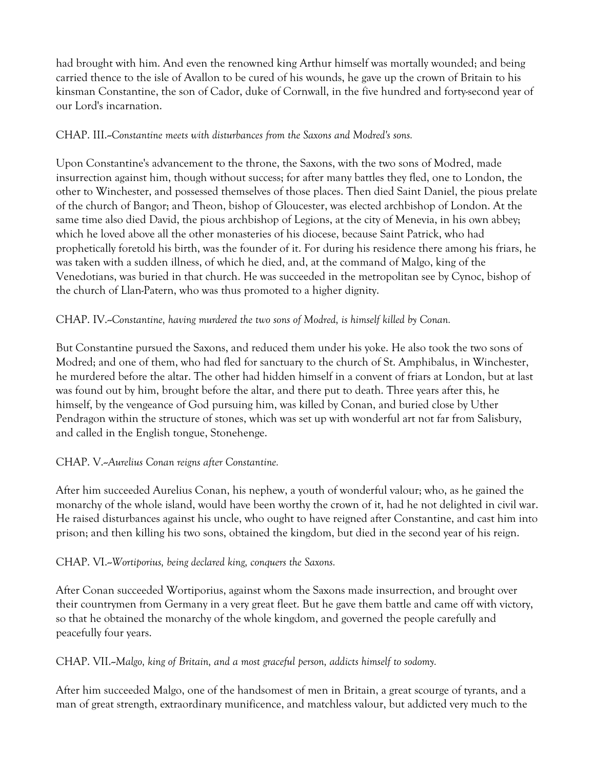had brought with him. And even the renowned king Arthur himself was mortally wounded; and being carried thence to the isle of Avallon to be cured of his wounds, he gave up the crown of Britain to his kinsman Constantine, the son of Cador, duke of Cornwall, in the five hundred and forty-second year of our Lord's incarnation.

CHAP. III.--*Constantine meets with disturbances from the Saxons and Modred's sons.*

Upon Constantine's advancement to the throne, the Saxons, with the two sons of Modred, made insurrection against him, though without success; for after many battles they fled, one to London, the other to Winchester, and possessed themselves of those places. Then died Saint Daniel, the pious prelate of the church of Bangor; and Theon, bishop of Gloucester, was elected archbishop of London. At the same time also died David, the pious archbishop of Legions, at the city of Menevia, in his own abbey; which he loved above all the other monasteries of his diocese, because Saint Patrick, who had prophetically foretold his birth, was the founder of it. For during his residence there among his friars, he was taken with a sudden illness, of which he died, and, at the command of Malgo, king of the Venedotians, was buried in that church. He was succeeded in the metropolitan see by Cynoc, bishop of the church of Llan-Patern, who was thus promoted to a higher dignity.

CHAP. IV.--*Constantine, having murdered the two sons of Modred, is himself killed by Conan.*

But Constantine pursued the Saxons, and reduced them under his yoke. He also took the two sons of Modred; and one of them, who had fled for sanctuary to the church of St. Amphibalus, in Winchester, he murdered before the altar. The other had hidden himself in a convent of friars at London, but at last was found out by him, brought before the altar, and there put to death. Three years after this, he himself, by the vengeance of God pursuing him, was killed by Conan, and buried close by Uther Pendragon within the structure of stones, which was set up with wonderful art not far from Salisbury, and called in the English tongue, Stonehenge.

CHAP. V.--*Aurelius Conan reigns after Constantine.*

After him succeeded Aurelius Conan, his nephew, a youth of wonderful valour; who, as he gained the monarchy of the whole island, would have been worthy the crown of it, had he not delighted in civil war. He raised disturbances against his uncle, who ought to have reigned after Constantine, and cast him into prison; and then killing his two sons, obtained the kingdom, but died in the second year of his reign.

CHAP. VI.--*Wortiporius, being declared king, conquers the Saxons.*

After Conan succeeded Wortiporius, against whom the Saxons made insurrection, and brought over their countrymen from Germany in a very great fleet. But he gave them battle and came off with victory, so that he obtained the monarchy of the whole kingdom, and governed the people carefully and peacefully four years.

CHAP. VII.--*Malgo, king of Britain, and a most graceful person, addicts himself to sodomy.*

After him succeeded Malgo, one of the handsomest of men in Britain, a great scourge of tyrants, and a man of great strength, extraordinary munificence, and matchless valour, but addicted very much to the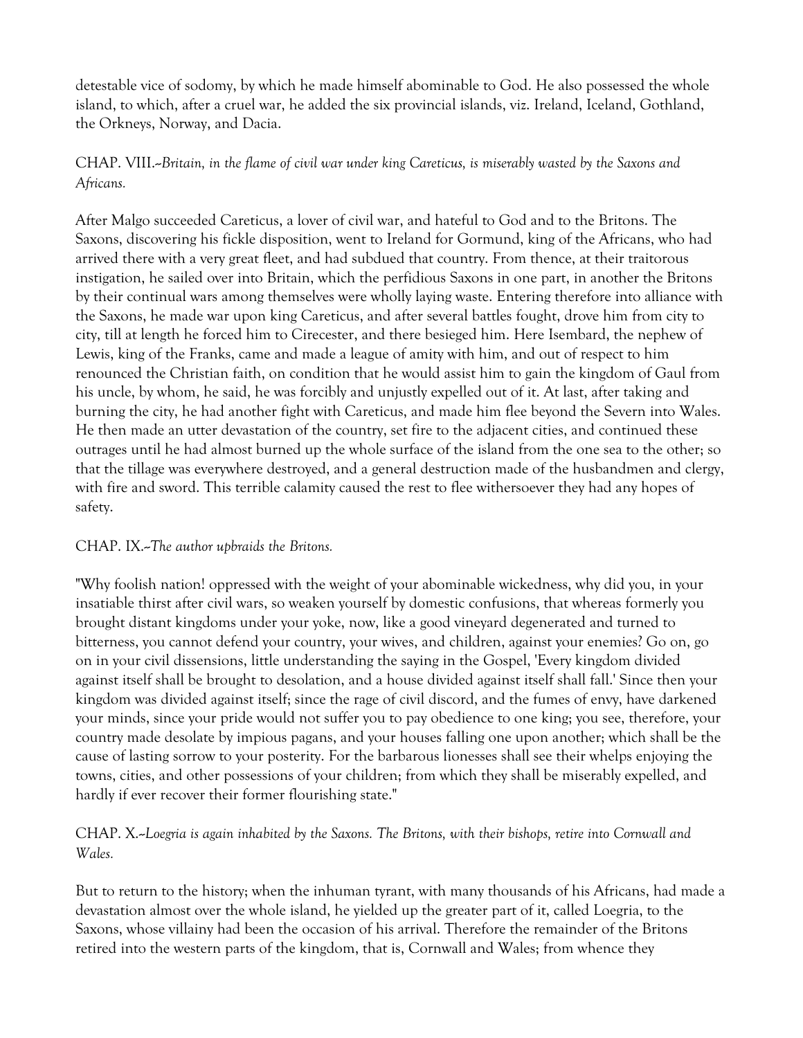detestable vice of sodomy, by which he made himself abominable to God. He also possessed the whole island, to which, after a cruel war, he added the six provincial islands, viz. Ireland, Iceland, Gothland, the Orkneys, Norway, and Dacia.

## CHAP. VIII.--*Britain, in the flame of civil war under king Careticus, is miserably wasted by the Saxons and Africans.*

After Malgo succeeded Careticus, a lover of civil war, and hateful to God and to the Britons. The Saxons, discovering his fickle disposition, went to Ireland for Gormund, king of the Africans, who had arrived there with a very great fleet, and had subdued that country. From thence, at their traitorous instigation, he sailed over into Britain, which the perfidious Saxons in one part, in another the Britons by their continual wars among themselves were wholly laying waste. Entering therefore into alliance with the Saxons, he made war upon king Careticus, and after several battles fought, drove him from city to city, till at length he forced him to Cirecester, and there besieged him. Here Isembard, the nephew of Lewis, king of the Franks, came and made a league of amity with him, and out of respect to him renounced the Christian faith, on condition that he would assist him to gain the kingdom of Gaul from his uncle, by whom, he said, he was forcibly and unjustly expelled out of it. At last, after taking and burning the city, he had another fight with Careticus, and made him flee beyond the Severn into Wales. He then made an utter devastation of the country, set fire to the adjacent cities, and continued these outrages until he had almost burned up the whole surface of the island from the one sea to the other; so that the tillage was everywhere destroyed, and a general destruction made of the husbandmen and clergy, with fire and sword. This terrible calamity caused the rest to flee withersoever they had any hopes of safety.

## CHAP. IX.--*The author upbraids the Britons.*

"Why foolish nation! oppressed with the weight of your abominable wickedness, why did you, in your insatiable thirst after civil wars, so weaken yourself by domestic confusions, that whereas formerly you brought distant kingdoms under your yoke, now, like a good vineyard degenerated and turned to bitterness, you cannot defend your country, your wives, and children, against your enemies? Go on, go on in your civil dissensions, little understanding the saying in the Gospel, 'Every kingdom divided against itself shall be brought to desolation, and a house divided against itself shall fall.' Since then your kingdom was divided against itself; since the rage of civil discord, and the fumes of envy, have darkened your minds, since your pride would not suffer you to pay obedience to one king; you see, therefore, your country made desolate by impious pagans, and your houses falling one upon another; which shall be the cause of lasting sorrow to your posterity. For the barbarous lionesses shall see their whelps enjoying the towns, cities, and other possessions of your children; from which they shall be miserably expelled, and hardly if ever recover their former flourishing state."

## CHAP. X.--*Loegria is again inhabited by the Saxons. The Britons, with their bishops, retire into Cornwall and Wales.*

But to return to the history; when the inhuman tyrant, with many thousands of his Africans, had made a devastation almost over the whole island, he yielded up the greater part of it, called Loegria, to the Saxons, whose villainy had been the occasion of his arrival. Therefore the remainder of the Britons retired into the western parts of the kingdom, that is, Cornwall and Wales; from whence they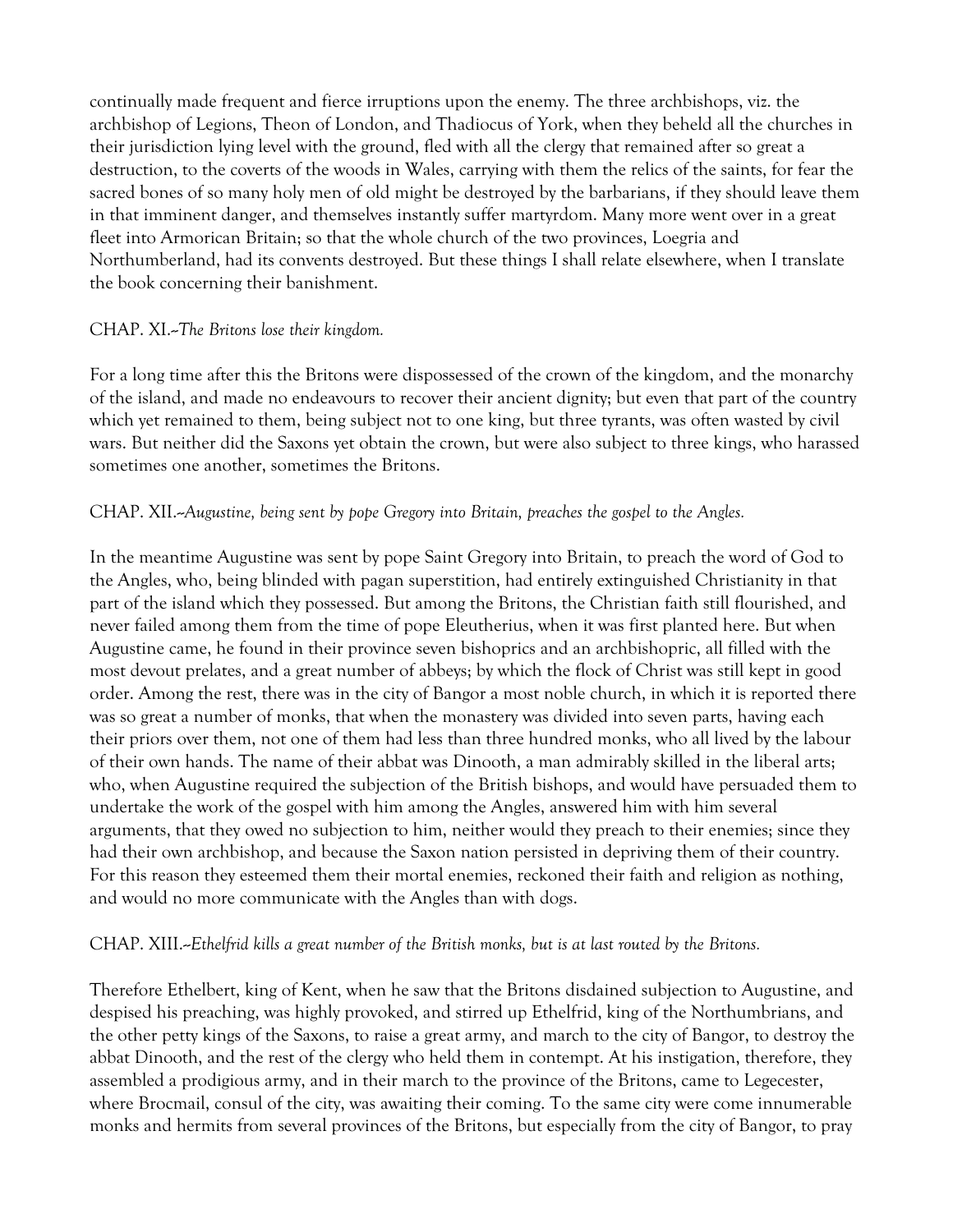continually made frequent and fierce irruptions upon the enemy. The three archbishops, viz. the archbishop of Legions, Theon of London, and Thadiocus of York, when they beheld all the churches in their jurisdiction lying level with the ground, fled with all the clergy that remained after so great a destruction, to the coverts of the woods in Wales, carrying with them the relics of the saints, for fear the sacred bones of so many holy men of old might be destroyed by the barbarians, if they should leave them in that imminent danger, and themselves instantly suffer martyrdom. Many more went over in a great fleet into Armorican Britain; so that the whole church of the two provinces, Loegria and Northumberland, had its convents destroyed. But these things I shall relate elsewhere, when I translate the book concerning their banishment.

CHAP. XI.--*The Britons lose their kingdom.*

For a long time after this the Britons were dispossessed of the crown of the kingdom, and the monarchy of the island, and made no endeavours to recover their ancient dignity; but even that part of the country which yet remained to them, being subject not to one king, but three tyrants, was often wasted by civil wars. But neither did the Saxons yet obtain the crown, but were also subject to three kings, who harassed sometimes one another, sometimes the Britons.

CHAP. XII.--*Augustine, being sent by pope Gregory into Britain, preaches the gospel to the Angles.*

In the meantime Augustine was sent by pope Saint Gregory into Britain, to preach the word of God to the Angles, who, being blinded with pagan superstition, had entirely extinguished Christianity in that part of the island which they possessed. But among the Britons, the Christian faith still flourished, and never failed among them from the time of pope Eleutherius, when it was first planted here. But when Augustine came, he found in their province seven bishoprics and an archbishopric, all filled with the most devout prelates, and a great number of abbeys; by which the flock of Christ was still kept in good order. Among the rest, there was in the city of Bangor a most noble church, in which it is reported there was so great a number of monks, that when the monastery was divided into seven parts, having each their priors over them, not one of them had less than three hundred monks, who all lived by the labour of their own hands. The name of their abbat was Dinooth, a man admirably skilled in the liberal arts; who, when Augustine required the subjection of the British bishops, and would have persuaded them to undertake the work of the gospel with him among the Angles, answered him with him several arguments, that they owed no subjection to him, neither would they preach to their enemies; since they had their own archbishop, and because the Saxon nation persisted in depriving them of their country. For this reason they esteemed them their mortal enemies, reckoned their faith and religion as nothing, and would no more communicate with the Angles than with dogs.

CHAP. XIII.--*Ethelfrid kills a great number of the British monks, but is at last routed by the Britons.*

Therefore Ethelbert, king of Kent, when he saw that the Britons disdained subjection to Augustine, and despised his preaching, was highly provoked, and stirred up Ethelfrid, king of the Northumbrians, and the other petty kings of the Saxons, to raise a great army, and march to the city of Bangor, to destroy the abbat Dinooth, and the rest of the clergy who held them in contempt. At his instigation, therefore, they assembled a prodigious army, and in their march to the province of the Britons, came to Legecester, where Brocmail, consul of the city, was awaiting their coming. To the same city were come innumerable monks and hermits from several provinces of the Britons, but especially from the city of Bangor, to pray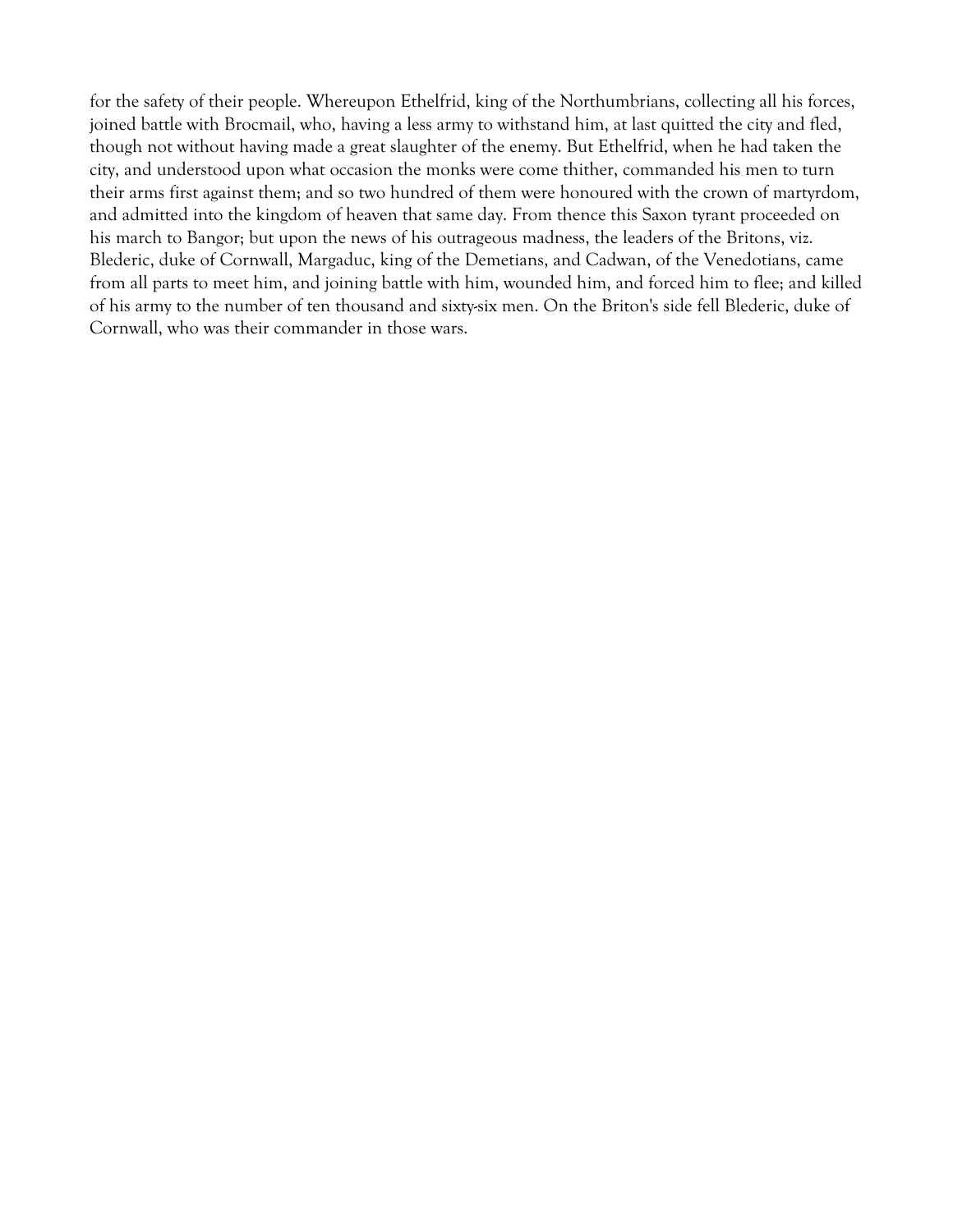for the safety of their people. Whereupon Ethelfrid, king of the Northumbrians, collecting all his forces, joined battle with Brocmail, who, having a less army to withstand him, at last quitted the city and fled, though not without having made a great slaughter of the enemy. But Ethelfrid, when he had taken the city, and understood upon what occasion the monks were come thither, commanded his men to turn their arms first against them; and so two hundred of them were honoured with the crown of martyrdom, and admitted into the kingdom of heaven that same day. From thence this Saxon tyrant proceeded on his march to Bangor; but upon the news of his outrageous madness, the leaders of the Britons, viz. Blederic, duke of Cornwall, Margaduc, king of the Demetians, and Cadwan, of the Venedotians, came from all parts to meet him, and joining battle with him, wounded him, and forced him to flee; and killed of his army to the number of ten thousand and sixty-six men. On the Briton's side fell Blederic, duke of Cornwall, who was their commander in those wars.